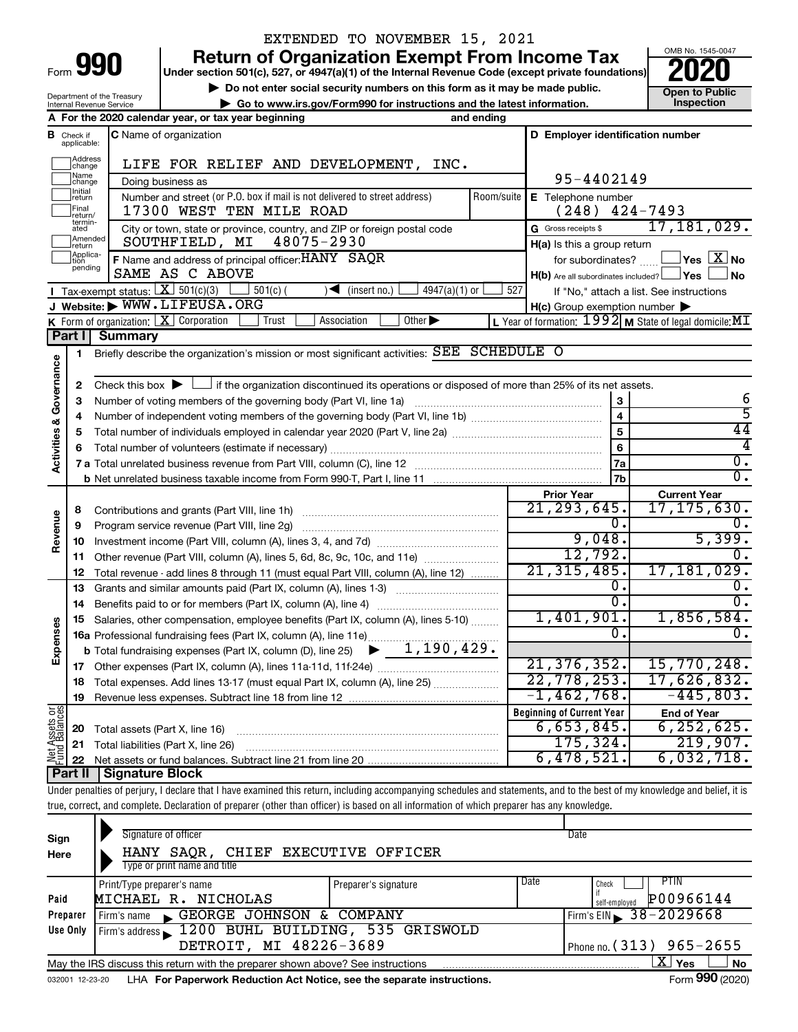EXTENDED TO NOVEMBER 15, 2021

# Form 990 — Return of Organization Exempt From Income Tax — 2020

Under section 501(c), 527, or 4947(a)(1) of the Internal Revenue Code (except private foundations)

▶ Do not enter social security numbers on this form as it may be made public.

▶ Go to www.irs.gov/Form990 for instructions and the latest information.

Department of the Treasury
Internal Revenue Service

OMB No. 1545-0047

**Open to Public Inspection**

**A** For the 2020 calendar year, or tax year beginning and ending

**B** Check if applicable: Address change, Name change, Initial return, Final return/terminated, Amended return, Application pending

**C** Name of organization: LIFE FOR RELIEF AND DEVELOPMENT, INC.

Doing business as

Number and street (or P.O. box if mail is not delivered to street address): 17300 WEST TEN MILE ROAD — Room/suite

City or town, state or province, country, and ZIP or foreign postal code: SOUTHFIELD, MI 48075-2930

**D** Employer identification number: 95-4402149

**E** Telephone number: (248) 424-7493

**G** Gross receipts $ 17,181,029.

**F** Name and address of principal officer: HANY SAQR, SAME AS C ABOVE

**H(a)** Is this a group return for subordinates? Yes [ ] No [X]

**H(b)** Are all subordinates included? Yes [ ] No [ ] — If "No," attach a list. See instructions

**H(c)** Group exemption number ▶

**I** Tax-exempt status: [X] 501(c)(3) [ ] 501(c) ( ) ◀ (insert no.) [ ] 4947(a)(1) or [ ] 527

**J** Website: ▶ WWW.LIFEUSA.ORG

**K** Form of organization: [X] Corporation [ ] Trust [ ] Association [ ] Other ▶

**L** Year of formation: 1992 **M** State of legal domicile: MI

## Part I Summary

**Activities & Governance**

1. Briefly describe the organization's mission or most significant activities: SEE SCHEDULE O
2. Check this box ▶ [ ] if the organization discontinued its operations or disposed of more than 25% of its net assets.

| Line | Description | | Value |
|---|---|---|---|
| 3 | Number of voting members of the governing body (Part VI, line 1a) | 3 | 6 |
| 4 | Number of independent voting members of the governing body (Part VI, line 1b) | 4 | 5 |
| 5 | Total number of individuals employed in calendar year 2020 (Part V, line 2a) | 5 | 44 |
| 6 | Total number of volunteers (estimate if necessary) | 6 | 4 |
| 7a | Total unrelated business revenue from Part VIII, column (C), line 12 | 7a | 0. |
| 7b | Net unrelated business taxable income from Form 990-T, Part I, line 11 | 7b | 0. |

| Line | Description | Prior Year | Current Year |
|---|---|---|---|
| **Revenue** | | | |
| 8 | Contributions and grants (Part VIII, line 1h) | 21,293,645. | 17,175,630. |
| 9 | Program service revenue (Part VIII, line 2g) | 0. | 0. |
| 10 | Investment income (Part VIII, column (A), lines 3, 4, and 7d) | 9,048. | 5,399. |
| 11 | Other revenue (Part VIII, column (A), lines 5, 6d, 8c, 9c, 10c, and 11e) | 12,792. | 0. |
| 12 | Total revenue - add lines 8 through 11 (must equal Part VIII, column (A), line 12) | 21,315,485. | 17,181,029. |
| **Expenses** | | | |
| 13 | Grants and similar amounts paid (Part IX, column (A), lines 1-3) | 0. | 0. |
| 14 | Benefits paid to or for members (Part IX, column (A), line 4) | 0. | 0. |
| 15 | Salaries, other compensation, employee benefits (Part IX, column (A), lines 5-10) | 1,401,901. | 1,856,584. |
| 16a | Professional fundraising fees (Part IX, column (A), line 11e) | 0. | 0. |
| b | Total fundraising expenses (Part IX, column (D), line 25) ▶ 1,190,429. | | |
| 17 | Other expenses (Part IX, column (A), lines 11a-11d, 11f-24e) | 21,376,352. | 15,770,248. |
| 18 | Total expenses. Add lines 13-17 (must equal Part IX, column (A), line 25) | 22,778,253. | 17,626,832. |
| 19 | Revenue less expenses. Subtract line 18 from line 12 | -1,462,768. | -445,803. |

| Line | Net Assets or Fund Balances | Beginning of Current Year | End of Year |
|---|---|---|---|
| 20 | Total assets (Part X, line 16) | 6,653,845. | 6,252,625. |
| 21 | Total liabilities (Part X, line 26) | 175,324. | 219,907. |
| 22 | Net assets or fund balances. Subtract line 21 from line 20 | 6,478,521. | 6,032,718. |

## Part II Signature Block

Under penalties of perjury, I declare that I have examined this return, including accompanying schedules and statements, and to the best of my knowledge and belief, it is true, correct, and complete. Declaration of preparer (other than officer) is based on all information of which preparer has any knowledge.

**Sign Here**

Signature of officer — Date

HANY SAQR, CHIEF EXECUTIVE OFFICER
Type or print name and title

**Paid Preparer Use Only**

| Print/Type preparer's name | Preparer's signature | Date | Check if self-employed | PTIN |
|---|---|---|---|---|
| MICHAEL R. NICHOLAS | | | [ ] | P00966144 |

Firm's name ▶ GEORGE JOHNSON & COMPANY — Firm's EIN ▶ 38-2029668

Firm's address ▶ 1200 BUHL BUILDING, 535 GRISWOLD, DETROIT, MI 48226-3689 — Phone no. (313) 965-2655

May the IRS discuss this return with the preparer shown above? See instructions [X] Yes [ ] No

032001 12-23-20 LHA For Paperwork Reduction Act Notice, see the separate instructions. Form 990 (2020)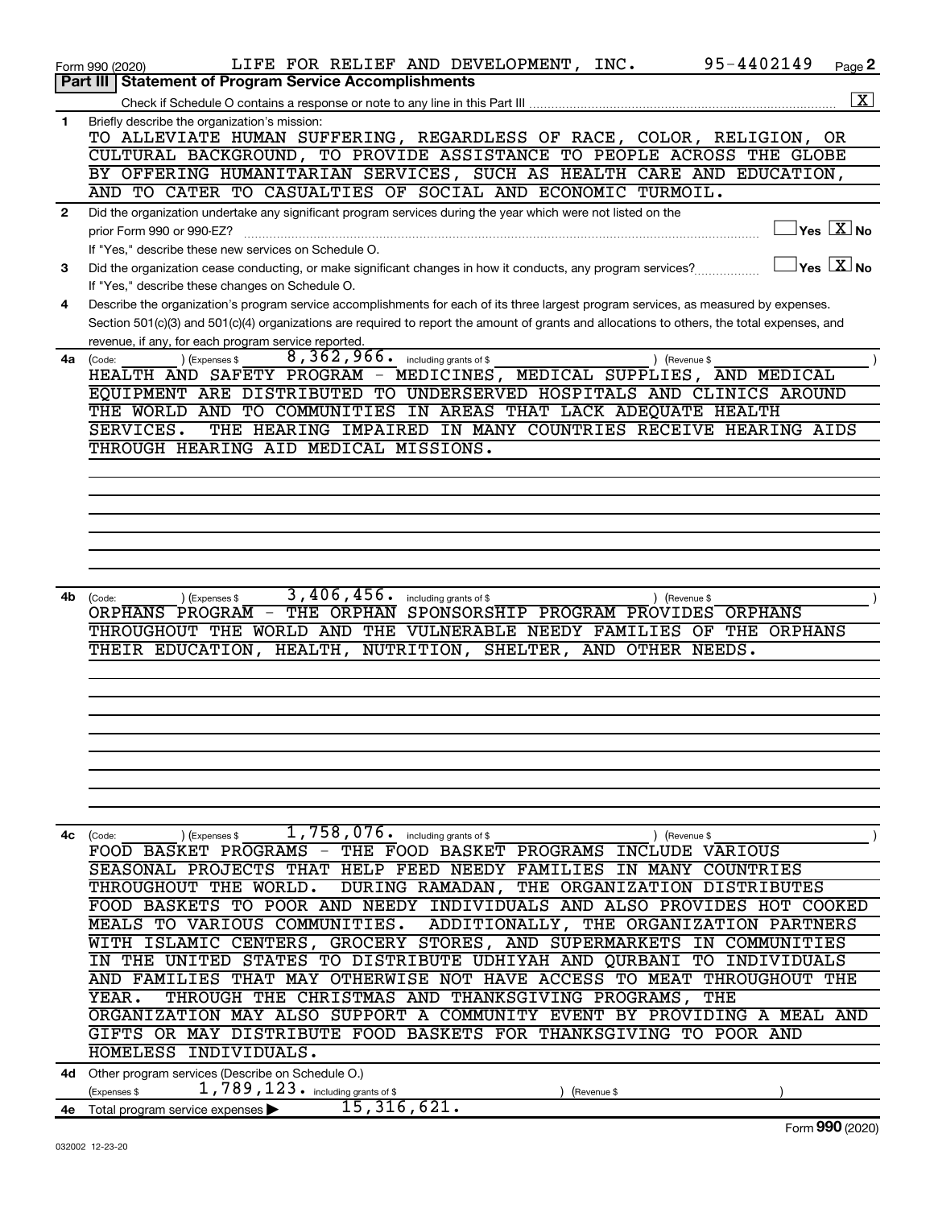Form 990 (2020) LIFE FOR RELIEF AND DEVELOPMENT, INC. 95-4402149 Page **2**

**Part III | Statement of Program Service Accomplishments**

Check if Schedule O contains a response or note to any line in this Part III .......... [X]

**1** Briefly describe the organization's mission:

TO ALLEVIATE HUMAN SUFFERING, REGARDLESS OF RACE, COLOR, RELIGION, OR CULTURAL BACKGROUND, TO PROVIDE ASSISTANCE TO PEOPLE ACROSS THE GLOBE BY OFFERING HUMANITARIAN SERVICES, SUCH AS HEALTH CARE AND EDUCATION, AND TO CATER TO CASUALTIES OF SOCIAL AND ECONOMIC TURMOIL.

**2** Did the organization undertake any significant program services during the year which were not listed on the prior Form 990 or 990-EZ? ☐ Yes [X] No

If "Yes," describe these new services on Schedule O.

**3** Did the organization cease conducting, or make significant changes in how it conducts, any program services? ☐ Yes [X] No

If "Yes," describe these changes on Schedule O.

**4** Describe the organization's program service accomplishments for each of its three largest program services, as measured by expenses. Section 501(c)(3) and 501(c)(4) organizations are required to report the amount of grants and allocations to others, the total expenses, and revenue, if any, for each program service reported.

**4a** (Code: ) (Expenses $ 8,362,966. including grants of $ ) (Revenue $ )

HEALTH AND SAFETY PROGRAM - MEDICINES, MEDICAL SUPPLIES, AND MEDICAL EQUIPMENT ARE DISTRIBUTED TO UNDERSERVED HOSPITALS AND CLINICS AROUND THE WORLD AND TO COMMUNITIES IN AREAS THAT LACK ADEQUATE HEALTH SERVICES. THE HEARING IMPAIRED IN MANY COUNTRIES RECEIVE HEARING AIDS THROUGH HEARING AID MEDICAL MISSIONS.

**4b** (Code: ) (Expenses $ 3,406,456. including grants of $ ) (Revenue $ )

ORPHANS PROGRAM - THE ORPHAN SPONSORSHIP PROGRAM PROVIDES ORPHANS THROUGHOUT THE WORLD AND THE VULNERABLE NEEDY FAMILIES OF THE ORPHANS THEIR EDUCATION, HEALTH, NUTRITION, SHELTER, AND OTHER NEEDS.

**4c** (Code: ) (Expenses $ 1,758,076. including grants of $ ) (Revenue $ )

FOOD BASKET PROGRAMS - THE FOOD BASKET PROGRAMS INCLUDE VARIOUS SEASONAL PROJECTS THAT HELP FEED NEEDY FAMILIES IN MANY COUNTRIES THROUGHOUT THE WORLD. DURING RAMADAN, THE ORGANIZATION DISTRIBUTES FOOD BASKETS TO POOR AND NEEDY INDIVIDUALS AND ALSO PROVIDES HOT COOKED MEALS TO VARIOUS COMMUNITIES. ADDITIONALLY, THE ORGANIZATION PARTNERS WITH ISLAMIC CENTERS, GROCERY STORES, AND SUPERMARKETS IN COMMUNITIES IN THE UNITED STATES TO DISTRIBUTE UDHIYAH AND QURBANI TO INDIVIDUALS AND FAMILIES THAT MAY OTHERWISE NOT HAVE ACCESS TO MEAT THROUGHOUT THE YEAR. THROUGH THE CHRISTMAS AND THANKSGIVING PROGRAMS, THE ORGANIZATION MAY ALSO SUPPORT A COMMUNITY EVENT BY PROVIDING A MEAL AND GIFTS OR MAY DISTRIBUTE FOOD BASKETS FOR THANKSGIVING TO POOR AND HOMELESS INDIVIDUALS.

**4d** Other program services (Describe on Schedule O.)

(Expenses $ 1,789,123. including grants of $ ) (Revenue $ )

**4e** Total program service expenses ▶ 15,316,621.

Form **990** (2020)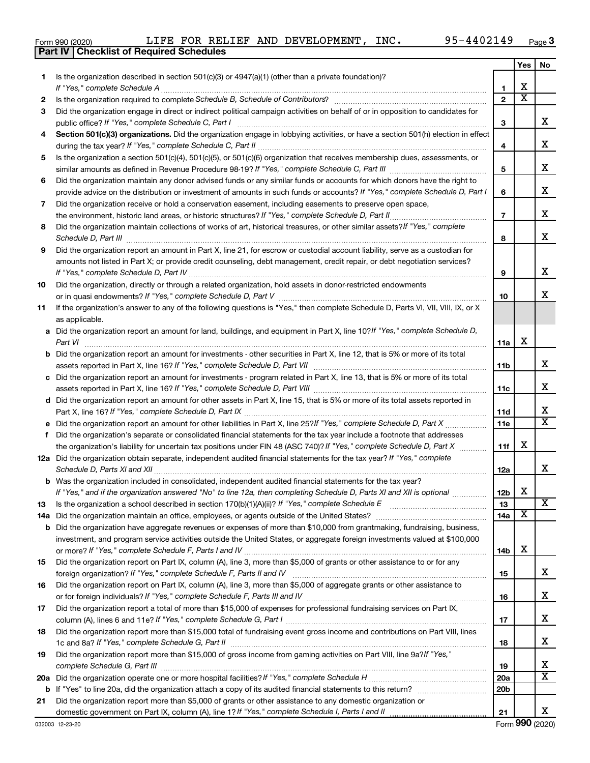Form 990 (2020) LIFE FOR RELIEF AND DEVELOPMENT, INC. 95-4402149

## Part IV Checklist of Required Schedules

| | | | Yes | No |
|---|---|---|---|---|
| 1 | Is the organization described in section 501(c)(3) or 4947(a)(1) (other than a private foundation)? *If "Yes," complete Schedule A* | 1 | X | |
| 2 | Is the organization required to complete *Schedule B, Schedule of Contributors*? | 2 | X | |
| 3 | Did the organization engage in direct or indirect political campaign activities on behalf of or in opposition to candidates for public office? *If "Yes," complete Schedule C, Part I* | 3 | | X |
| 4 | **Section 501(c)(3) organizations.** Did the organization engage in lobbying activities, or have a section 501(h) election in effect during the tax year? *If "Yes," complete Schedule C, Part II* | 4 | | X |
| 5 | Is the organization a section 501(c)(4), 501(c)(5), or 501(c)(6) organization that receives membership dues, assessments, or similar amounts as defined in Revenue Procedure 98-19? *If "Yes," complete Schedule C, Part III* | 5 | | X |
| 6 | Did the organization maintain any donor advised funds or any similar funds or accounts for which donors have the right to provide advice on the distribution or investment of amounts in such funds or accounts? *If "Yes," complete Schedule D, Part I* | 6 | | X |
| 7 | Did the organization receive or hold a conservation easement, including easements to preserve open space, the environment, historic land areas, or historic structures? *If "Yes," complete Schedule D, Part II* | 7 | | X |
| 8 | Did the organization maintain collections of works of art, historical treasures, or other similar assets? *If "Yes," complete Schedule D, Part III* | 8 | | X |
| 9 | Did the organization report an amount in Part X, line 21, for escrow or custodial account liability, serve as a custodian for amounts not listed in Part X; or provide credit counseling, debt management, credit repair, or debt negotiation services? *If "Yes," complete Schedule D, Part IV* | 9 | | X |
| 10 | Did the organization, directly or through a related organization, hold assets in donor-restricted endowments or in quasi endowments? *If "Yes," complete Schedule D, Part V* | 10 | | X |
| 11 | If the organization's answer to any of the following questions is "Yes," then complete Schedule D, Parts VI, VII, VIII, IX, or X as applicable. | | | |
| a | Did the organization report an amount for land, buildings, and equipment in Part X, line 10? *If "Yes," complete Schedule D, Part VI* | 11a | X | |
| b | Did the organization report an amount for investments - other securities in Part X, line 12, that is 5% or more of its total assets reported in Part X, line 16? *If "Yes," complete Schedule D, Part VII* | 11b | | X |
| c | Did the organization report an amount for investments - program related in Part X, line 13, that is 5% or more of its total assets reported in Part X, line 16? *If "Yes," complete Schedule D, Part VIII* | 11c | | X |
| d | Did the organization report an amount for other assets in Part X, line 15, that is 5% or more of its total assets reported in Part X, line 16? *If "Yes," complete Schedule D, Part IX* | 11d | | X |
| e | Did the organization report an amount for other liabilities in Part X, line 25? *If "Yes," complete Schedule D, Part X* | 11e | | X |
| f | Did the organization's separate or consolidated financial statements for the tax year include a footnote that addresses the organization's liability for uncertain tax positions under FIN 48 (ASC 740)? *If "Yes," complete Schedule D, Part X* | 11f | X | |
| 12a | Did the organization obtain separate, independent audited financial statements for the tax year? *If "Yes," complete Schedule D, Parts XI and XII* | 12a | | X |
| b | Was the organization included in consolidated, independent audited financial statements for the tax year? *If "Yes," and if the organization answered "No" to line 12a, then completing Schedule D, Parts XI and XII is optional* | 12b | X | |
| 13 | Is the organization a school described in section 170(b)(1)(A)(ii)? *If "Yes," complete Schedule E* | 13 | | X |
| 14a | Did the organization maintain an office, employees, or agents outside of the United States? | 14a | X | |
| b | Did the organization have aggregate revenues or expenses of more than $10,000 from grantmaking, fundraising, business, investment, and program service activities outside the United States, or aggregate foreign investments valued at $100,000 or more? *If "Yes," complete Schedule F, Parts I and IV* | 14b | X | |
| 15 | Did the organization report on Part IX, column (A), line 3, more than $5,000 of grants or other assistance to or for any foreign organization? *If "Yes," complete Schedule F, Parts II and IV* | 15 | | X |
| 16 | Did the organization report on Part IX, column (A), line 3, more than $5,000 of aggregate grants or other assistance to or for foreign individuals? *If "Yes," complete Schedule F, Parts III and IV* | 16 | | X |
| 17 | Did the organization report a total of more than $15,000 of expenses for professional fundraising services on Part IX, column (A), lines 6 and 11e? *If "Yes," complete Schedule G, Part I* | 17 | | X |
| 18 | Did the organization report more than $15,000 total of fundraising event gross income and contributions on Part VIII, lines 1c and 8a? *If "Yes," complete Schedule G, Part II* | 18 | | X |
| 19 | Did the organization report more than $15,000 of gross income from gaming activities on Part VIII, line 9a? *If "Yes," complete Schedule G, Part III* | 19 | | X |
| 20a | Did the organization operate one or more hospital facilities? *If "Yes," complete Schedule H* | 20a | | X |
| b | If "Yes" to line 20a, did the organization attach a copy of its audited financial statements to this return? | 20b | | |
| 21 | Did the organization report more than $5,000 of grants or other assistance to any domestic organization or domestic government on Part IX, column (A), line 1? *If "Yes," complete Schedule I, Parts I and II* | 21 | | X |

032003 12-23-20 Form **990** (2020)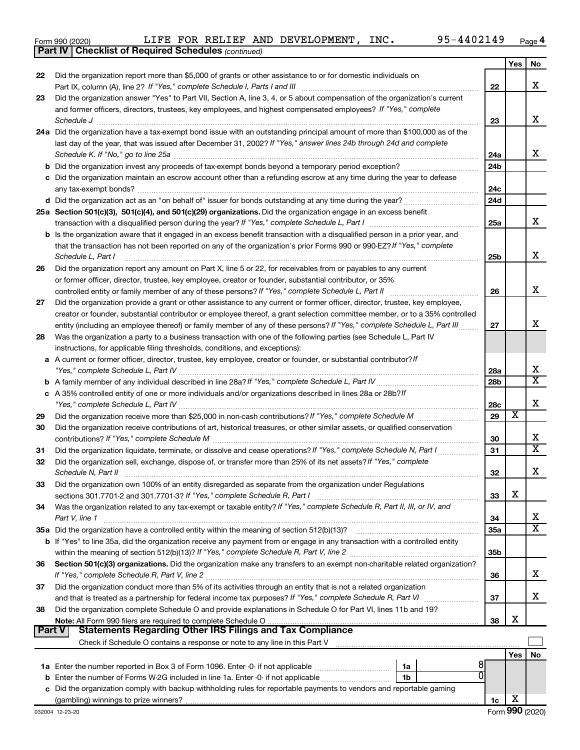Form 990 (2020) LIFE FOR RELIEF AND DEVELOPMENT, INC. 95-4402149 Page 4

**Part IV | Checklist of Required Schedules** *(continued)*

| | | | Yes | No |
|---|---|---|---|---|
| 22 | Did the organization report more than $5,000 of grants or other assistance to or for domestic individuals on Part IX, column (A), line 2? *If "Yes," complete Schedule I, Parts I and III* | 22 | | X |
| 23 | Did the organization answer "Yes" to Part VII, Section A, line 3, 4, or 5 about compensation of the organization's current and former officers, directors, trustees, key employees, and highest compensated employees? *If "Yes," complete Schedule J* | 23 | | X |
| 24a | Did the organization have a tax-exempt bond issue with an outstanding principal amount of more than $100,000 as of the last day of the year, that was issued after December 31, 2002? *If "Yes," answer lines 24b through 24d and complete Schedule K. If "No," go to line 25a* | 24a | | X |
| b | Did the organization invest any proceeds of tax-exempt bonds beyond a temporary period exception? | 24b | | |
| c | Did the organization maintain an escrow account other than a refunding escrow at any time during the year to defease any tax-exempt bonds? | 24c | | |
| d | Did the organization act as an "on behalf of" issuer for bonds outstanding at any time during the year? | 24d | | |
| 25a | **Section 501(c)(3), 501(c)(4), and 501(c)(29) organizations.** Did the organization engage in an excess benefit transaction with a disqualified person during the year? *If "Yes," complete Schedule L, Part I* | 25a | | X |
| b | Is the organization aware that it engaged in an excess benefit transaction with a disqualified person in a prior year, and that the transaction has not been reported on any of the organization's prior Forms 990 or 990-EZ? *If "Yes," complete Schedule L, Part I* | 25b | | X |
| 26 | Did the organization report any amount on Part X, line 5 or 22, for receivables from or payables to any current or former officer, director, trustee, key employee, creator or founder, substantial contributor, or 35% controlled entity or family member of any of these persons? *If "Yes," complete Schedule L, Part II* | 26 | | X |
| 27 | Did the organization provide a grant or other assistance to any current or former officer, director, trustee, key employee, creator or founder, substantial contributor or employee thereof, a grant selection committee member, or to a 35% controlled entity (including an employee thereof) or family member of any of these persons? *If "Yes," complete Schedule L, Part III* | 27 | | X |
| 28 | Was the organization a party to a business transaction with one of the following parties (see Schedule L, Part IV instructions, for applicable filing thresholds, conditions, and exceptions): | | | |
| a | A current or former officer, director, trustee, key employee, creator or founder, or substantial contributor? *If "Yes," complete Schedule L, Part IV* | 28a | | X |
| b | A family member of any individual described in line 28a? *If "Yes," complete Schedule L, Part IV* | 28b | | X |
| c | A 35% controlled entity of one or more individuals and/or organizations described in lines 28a or 28b? *If "Yes," complete Schedule L, Part IV* | 28c | | X |
| 29 | Did the organization receive more than $25,000 in non-cash contributions? *If "Yes," complete Schedule M* | 29 | X | |
| 30 | Did the organization receive contributions of art, historical treasures, or other similar assets, or qualified conservation contributions? *If "Yes," complete Schedule M* | 30 | | X |
| 31 | Did the organization liquidate, terminate, or dissolve and cease operations? *If "Yes," complete Schedule N, Part I* | 31 | | X |
| 32 | Did the organization sell, exchange, dispose of, or transfer more than 25% of its net assets? *If "Yes," complete Schedule N, Part II* | 32 | | X |
| 33 | Did the organization own 100% of an entity disregarded as separate from the organization under Regulations sections 301.7701-2 and 301.7701-3? *If "Yes," complete Schedule R, Part I* | 33 | X | |
| 34 | Was the organization related to any tax-exempt or taxable entity? *If "Yes," complete Schedule R, Part II, III, or IV, and Part V, line 1* | 34 | | X |
| 35a | Did the organization have a controlled entity within the meaning of section 512(b)(13)? | 35a | | X |
| b | If "Yes" to line 35a, did the organization receive any payment from or engage in any transaction with a controlled entity within the meaning of section 512(b)(13)? *If "Yes," complete Schedule R, Part V, line 2* | 35b | | |
| 36 | **Section 501(c)(3) organizations.** Did the organization make any transfers to an exempt non-charitable related organization? *If "Yes," complete Schedule R, Part V, line 2* | 36 | | X |
| 37 | Did the organization conduct more than 5% of its activities through an entity that is not a related organization and that is treated as a partnership for federal income tax purposes? *If "Yes," complete Schedule R, Part VI* | 37 | | X |
| 38 | Did the organization complete Schedule O and provide explanations in Schedule O for Part VI, lines 11b and 19? **Note:** All Form 990 filers are required to complete Schedule O | 38 | X | |

**Part V | Statements Regarding Other IRS Filings and Tax Compliance**

Check if Schedule O contains a response or note to any line in this Part V

| | | | | | Yes | No |
|---|---|---|---|---|---|---|
| 1a | Enter the number reported in Box 3 of Form 1096. Enter -0- if not applicable | 1a | 8 | | | |
| b | Enter the number of Forms W-2G included in line 1a. Enter -0- if not applicable | 1b | 0 | | | |
| c | Did the organization comply with backup withholding rules for reportable payments to vendors and reportable gaming (gambling) winnings to prize winners? | | | 1c | X | |

032004 12-23-20 Form **990** (2020)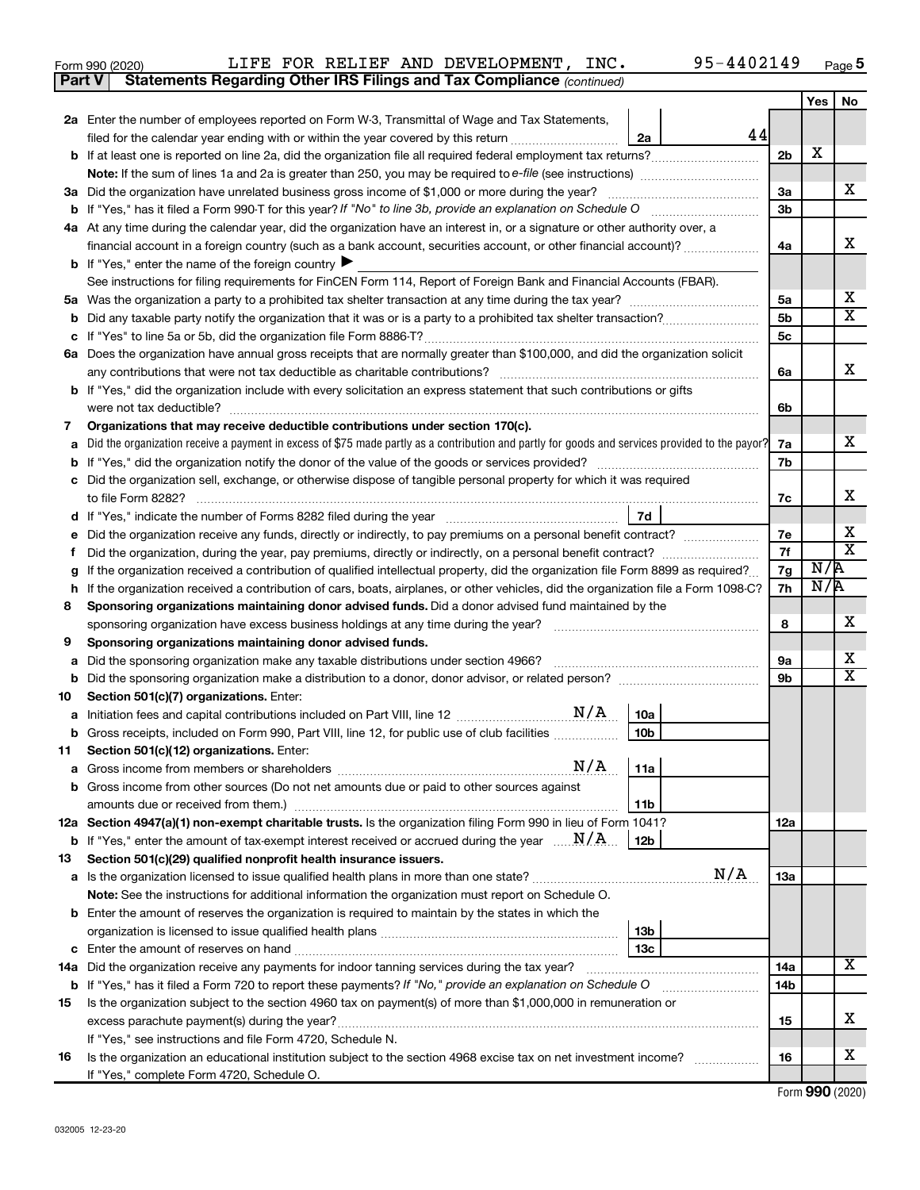Form 990 (2020) LIFE FOR RELIEF AND DEVELOPMENT, INC. 95-4402149 Page 5

**Part V Statements Regarding Other IRS Filings and Tax Compliance** *(continued)*

| | | | | Yes | No |
|---|---|---|---|---|---|
| **2a** | Enter the number of employees reported on Form W-3, Transmittal of Wage and Tax Statements, filed for the calendar year ending with or within the year covered by this return | 2a | 44 | | |
| **b** | If at least one is reported on line 2a, did the organization file all required federal employment tax returns? | | 2b | X | |
| | **Note:** If the sum of lines 1a and 2a is greater than 250, you may be required to *e-file* (see instructions) | | | | |
| **3a** | Did the organization have unrelated business gross income of $1,000 or more during the year? | | 3a | | X |
| **b** | If "Yes," has it filed a Form 990-T for this year? *If "No" to line 3b, provide an explanation on Schedule O* | | 3b | | |
| **4a** | At any time during the calendar year, did the organization have an interest in, or a signature or other authority over, a financial account in a foreign country (such as a bank account, securities account, or other financial account)? | | 4a | | X |
| **b** | If "Yes," enter the name of the foreign country ▶ | | | | |
| | See instructions for filing requirements for FinCEN Form 114, Report of Foreign Bank and Financial Accounts (FBAR). | | | | |
| **5a** | Was the organization a party to a prohibited tax shelter transaction at any time during the tax year? | | 5a | | X |
| **b** | Did any taxable party notify the organization that it was or is a party to a prohibited tax shelter transaction? | | 5b | | X |
| **c** | If "Yes" to line 5a or 5b, did the organization file Form 8886-T? | | 5c | | |
| **6a** | Does the organization have annual gross receipts that are normally greater than $100,000, and did the organization solicit any contributions that were not tax deductible as charitable contributions? | | 6a | | X |
| **b** | If "Yes," did the organization include with every solicitation an express statement that such contributions or gifts were not tax deductible? | | 6b | | |
| **7** | **Organizations that may receive deductible contributions under section 170(c).** | | | | |
| **a** | Did the organization receive a payment in excess of $75 made partly as a contribution and partly for goods and services provided to the payor? | | 7a | | X |
| **b** | If "Yes," did the organization notify the donor of the value of the goods or services provided? | | 7b | | |
| **c** | Did the organization sell, exchange, or otherwise dispose of tangible personal property for which it was required to file Form 8282? | | 7c | | X |
| **d** | If "Yes," indicate the number of Forms 8282 filed during the year | 7d | | | |
| **e** | Did the organization receive any funds, directly or indirectly, to pay premiums on a personal benefit contract? | | 7e | | X |
| **f** | Did the organization, during the year, pay premiums, directly or indirectly, on a personal benefit contract? | | 7f | | X |
| **g** | If the organization received a contribution of qualified intellectual property, did the organization file Form 8899 as required? | | 7g | N/A | |
| **h** | If the organization received a contribution of cars, boats, airplanes, or other vehicles, did the organization file a Form 1098-C? | | 7h | N/A | |
| **8** | **Sponsoring organizations maintaining donor advised funds.** Did a donor advised fund maintained by the sponsoring organization have excess business holdings at any time during the year? | | 8 | | X |
| **9** | **Sponsoring organizations maintaining donor advised funds.** | | | | |
| **a** | Did the sponsoring organization make any taxable distributions under section 4966? | | 9a | | X |
| **b** | Did the sponsoring organization make a distribution to a donor, donor advisor, or related person? | | 9b | | X |
| **10** | **Section 501(c)(7) organizations.** Enter: | | | | |
| **a** | Initiation fees and capital contributions included on Part VIII, line 12 N/A | 10a | | | |
| **b** | Gross receipts, included on Form 990, Part VIII, line 12, for public use of club facilities | 10b | | | |
| **11** | **Section 501(c)(12) organizations.** Enter: | | | | |
| **a** | Gross income from members or shareholders N/A | 11a | | | |
| **b** | Gross income from other sources (Do not net amounts due or paid to other sources against amounts due or received from them.) | 11b | | | |
| **12a** | **Section 4947(a)(1) non-exempt charitable trusts.** Is the organization filing Form 990 in lieu of Form 1041? | | 12a | | |
| **b** | If "Yes," enter the amount of tax-exempt interest received or accrued during the year N/A | 12b | | | |
| **13** | **Section 501(c)(29) qualified nonprofit health insurance issuers.** | | | | |
| **a** | Is the organization licensed to issue qualified health plans in more than one state? N/A | | 13a | | |
| | **Note:** See the instructions for additional information the organization must report on Schedule O. | | | | |
| **b** | Enter the amount of reserves the organization is required to maintain by the states in which the organization is licensed to issue qualified health plans | 13b | | | |
| **c** | Enter the amount of reserves on hand | 13c | | | |
| **14a** | Did the organization receive any payments for indoor tanning services during the tax year? | | 14a | | X |
| **b** | If "Yes," has it filed a Form 720 to report these payments? *If "No," provide an explanation on Schedule O* | | 14b | | |
| **15** | Is the organization subject to the section 4960 tax on payment(s) of more than $1,000,000 in remuneration or excess parachute payment(s) during the year? | | 15 | | X |
| | If "Yes," see instructions and file Form 4720, Schedule N. | | | | |
| **16** | Is the organization an educational institution subject to the section 4968 excise tax on net investment income? | | 16 | | X |
| | If "Yes," complete Form 4720, Schedule O. | | | | |

Form **990** (2020)

032005 12-23-20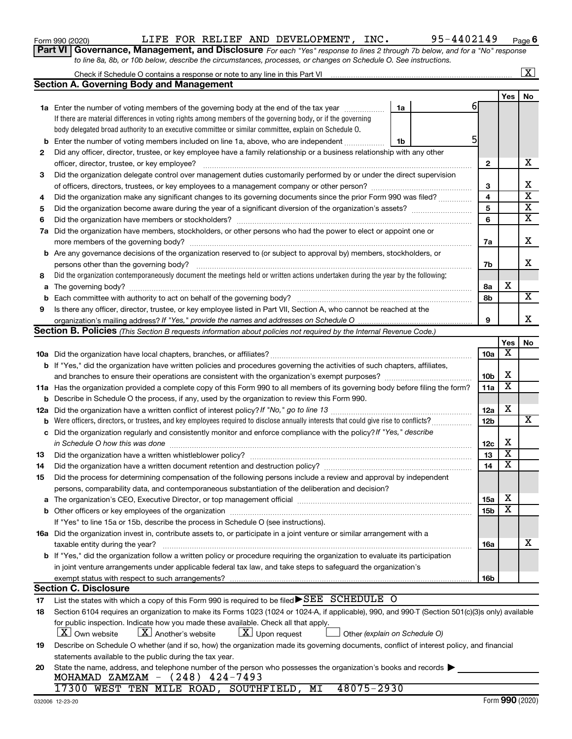Form 990 (2020) LIFE FOR RELIEF AND DEVELOPMENT, INC. 95-4402149 Page 6

**Part VI Governance, Management, and Disclosure** *For each "Yes" response to lines 2 through 7b below, and for a "No" response to line 8a, 8b, or 10b below, describe the circumstances, processes, or changes on Schedule O. See instructions.*

Check if Schedule O contains a response or note to any line in this Part VI ..... [X]

## Section A. Governing Body and Management

| | | | | Yes | No |
|---|---|---|---|---|---|
| 1a | Enter the number of voting members of the governing body at the end of the tax year. If there are material differences in voting rights among members of the governing body, or if the governing body delegated broad authority to an executive committee or similar committee, explain on Schedule O. | 1a | 6 | | |
| b | Enter the number of voting members included on line 1a, above, who are independent | 1b | 5 | | |
| 2 | Did any officer, director, trustee, or key employee have a family relationship or a business relationship with any other officer, director, trustee, or key employee? | 2 | | | X |
| 3 | Did the organization delegate control over management duties customarily performed by or under the direct supervision of officers, directors, trustees, or key employees to a management company or other person? | 3 | | | X |
| 4 | Did the organization make any significant changes to its governing documents since the prior Form 990 was filed? | 4 | | | X |
| 5 | Did the organization become aware during the year of a significant diversion of the organization's assets? | 5 | | | X |
| 6 | Did the organization have members or stockholders? | 6 | | | X |
| 7a | Did the organization have members, stockholders, or other persons who had the power to elect or appoint one or more members of the governing body? | 7a | | | X |
| b | Are any governance decisions of the organization reserved to (or subject to approval by) members, stockholders, or persons other than the governing body? | 7b | | | X |
| 8 | Did the organization contemporaneously document the meetings held or written actions undertaken during the year by the following: | | | | |
| a | The governing body? | 8a | | X | |
| b | Each committee with authority to act on behalf of the governing body? | 8b | | | X |
| 9 | Is there any officer, director, trustee, or key employee listed in Part VII, Section A, who cannot be reached at the organization's mailing address? *If "Yes," provide the names and addresses on Schedule O* | 9 | | | X |

## Section B. Policies *(This Section B requests information about policies not required by the Internal Revenue Code.)*

| | | | Yes | No |
|---|---|---|---|---|
| 10a | Did the organization have local chapters, branches, or affiliates? | 10a | X | |
| b | If "Yes," did the organization have written policies and procedures governing the activities of such chapters, affiliates, and branches to ensure their operations are consistent with the organization's exempt purposes? | 10b | X | |
| 11a | Has the organization provided a complete copy of this Form 990 to all members of its governing body before filing the form? | 11a | X | |
| b | Describe in Schedule O the process, if any, used by the organization to review this Form 990. | | | |
| 12a | Did the organization have a written conflict of interest policy? *If "No," go to line 13* | 12a | X | |
| b | Were officers, directors, or trustees, and key employees required to disclose annually interests that could give rise to conflicts? | 12b | | X |
| c | Did the organization regularly and consistently monitor and enforce compliance with the policy? *If "Yes," describe in Schedule O how this was done* | 12c | X | |
| 13 | Did the organization have a written whistleblower policy? | 13 | X | |
| 14 | Did the organization have a written document retention and destruction policy? | 14 | X | |
| 15 | Did the process for determining compensation of the following persons include a review and approval by independent persons, comparability data, and contemporaneous substantiation of the deliberation and decision? | | | |
| a | The organization's CEO, Executive Director, or top management official | 15a | X | |
| b | Other officers or key employees of the organization | 15b | X | |
| | If "Yes" to line 15a or 15b, describe the process in Schedule O (see instructions). | | | |
| 16a | Did the organization invest in, contribute assets to, or participate in a joint venture or similar arrangement with a taxable entity during the year? | 16a | | X |
| b | If "Yes," did the organization follow a written policy or procedure requiring the organization to evaluate its participation in joint venture arrangements under applicable federal tax law, and take steps to safeguard the organization's exempt status with respect to such arrangements? | 16b | | |

## Section C. Disclosure

17 List the states with which a copy of this Form 990 is required to be filed ▶ SEE SCHEDULE O

18 Section 6104 requires an organization to make its Forms 1023 (1024 or 1024-A, if applicable), 990, and 990-T (Section 501(c)(3)s only) available for public inspection. Indicate how you made these available. Check all that apply.

[X] Own website [X] Another's website [X] Upon request [ ] Other *(explain on Schedule O)*

19 Describe on Schedule O whether (and if so, how) the organization made its governing documents, conflict of interest policy, and financial statements available to the public during the tax year.

20 State the name, address, and telephone number of the person who possesses the organization's books and records ▶

MOHAMAD ZAMZAM - (248) 424-7493
17300 WEST TEN MILE ROAD, SOUTHFIELD, MI 48075-2930

032006 12-23-20 Form 990 (2020)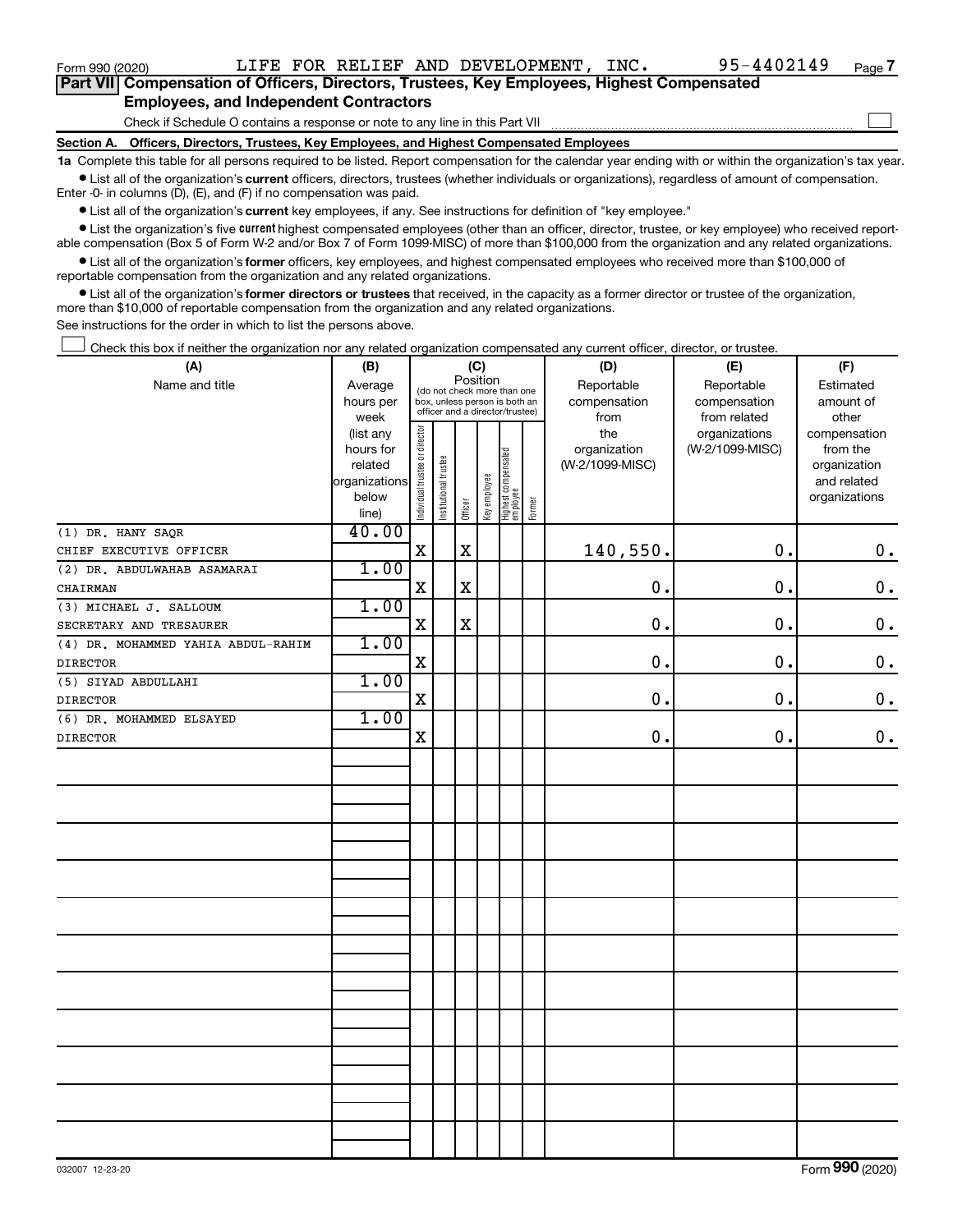Form 990 (2020) LIFE FOR RELIEF AND DEVELOPMENT, INC. 95-4402149

## Part VII Compensation of Officers, Directors, Trustees, Key Employees, Highest Compensated Employees, and Independent Contractors

Check if Schedule O contains a response or note to any line in this Part VII ☐

### Section A. Officers, Directors, Trustees, Key Employees, and Highest Compensated Employees

**1a** Complete this table for all persons required to be listed. Report compensation for the calendar year ending with or within the organization's tax year.

- List all of the organization's **current** officers, directors, trustees (whether individuals or organizations), regardless of amount of compensation. Enter -0- in columns (D), (E), and (F) if no compensation was paid.
- List all of the organization's **current** key employees, if any. See instructions for definition of "key employee."
- List the organization's five **current** highest compensated employees (other than an officer, director, trustee, or key employee) who received reportable compensation (Box 5 of Form W-2 and/or Box 7 of Form 1099-MISC) of more than $100,000 from the organization and any related organizations.
- List all of the organization's **former** officers, key employees, and highest compensated employees who received more than $100,000 of reportable compensation from the organization and any related organizations.
- List all of the organization's **former directors or trustees** that received, in the capacity as a former director or trustee of the organization, more than $10,000 of reportable compensation from the organization and any related organizations.

See instructions for the order in which to list the persons above.

☐ Check this box if neither the organization nor any related organization compensated any current officer, director, or trustee.

| (A) Name and title | (B) Average hours per week (list any hours for related organizations below line) | (C) Position: Individual trustee or director | Institutional trustee | Officer | Key employee | Highest compensated employee | Former | (D) Reportable compensation from the organization (W-2/1099-MISC) | (E) Reportable compensation from related organizations (W-2/1099-MISC) | (F) Estimated amount of other compensation from the organization and related organizations |
|---|---|---|---|---|---|---|---|---|---|---|
| (1) DR. HANY SAQR<br>CHIEF EXECUTIVE OFFICER | 40.00 | X | | X | | | | 140,550. | 0. | 0. |
| (2) DR. ABDULWAHAB ASAMARAI<br>CHAIRMAN | 1.00 | X | | X | | | | 0. | 0. | 0. |
| (3) MICHAEL J. SALLOUM<br>SECRETARY AND TREASURER | 1.00 | X | | X | | | | 0. | 0. | 0. |
| (4) DR. MOHAMMED YAHIA ABDUL-RAHIM<br>DIRECTOR | 1.00 | X | | | | | | 0. | 0. | 0. |
| (5) SIYAD ABDULLAHI<br>DIRECTOR | 1.00 | X | | | | | | 0. | 0. | 0. |
| (6) DR. MOHAMMED ELSAYED<br>DIRECTOR | 1.00 | X | | | | | | 0. | 0. | 0. |

032007 12-23-20 Form **990** (2020)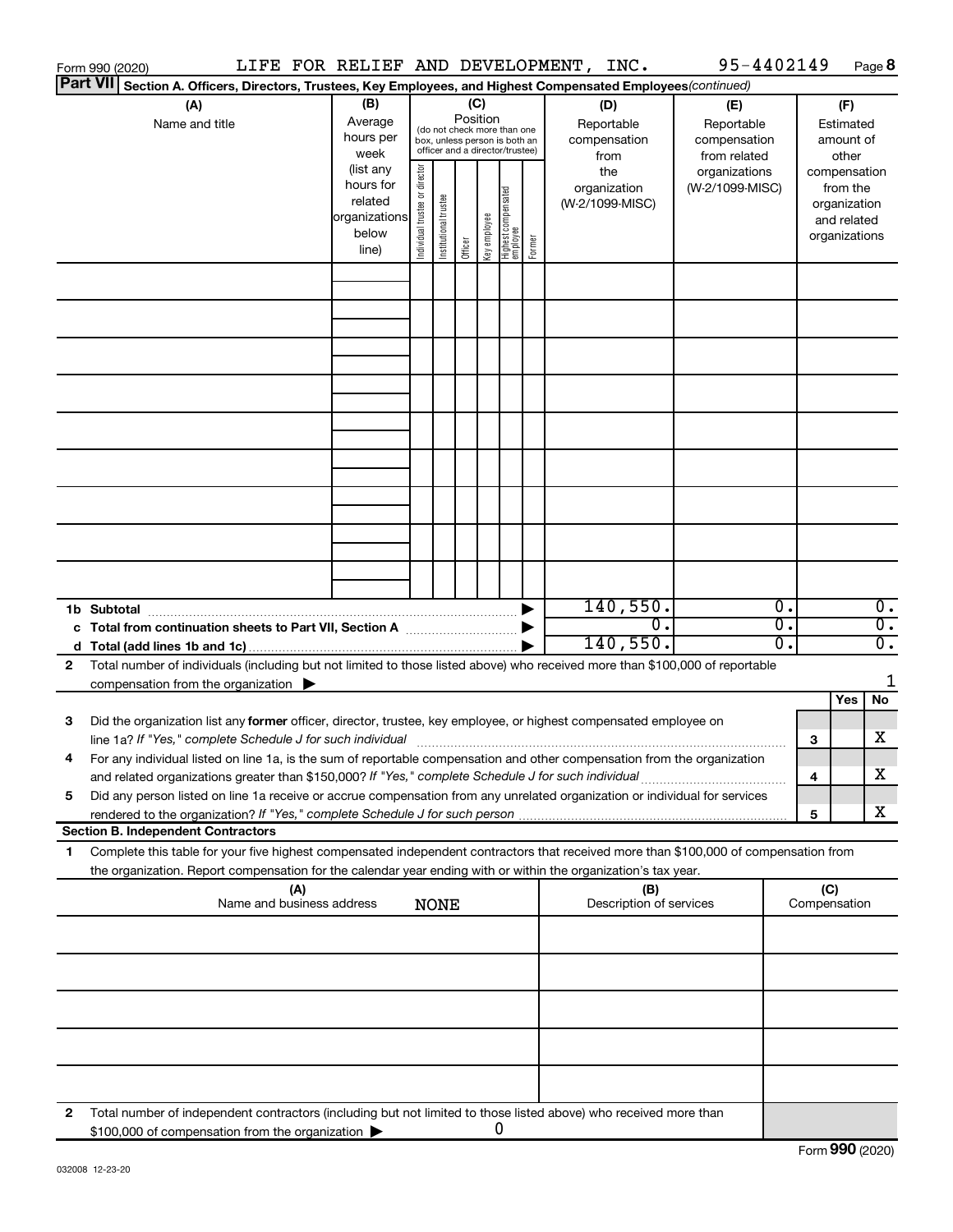Form 990 (2020) LIFE FOR RELIEF AND DEVELOPMENT, INC. 95-4402149 Page 8

**Part VII** **Section A. Officers, Directors, Trustees, Key Employees, and Highest Compensated Employees** *(continued)*

| (A) Name and title | (B) Average hours per week (list any hours for related organizations below line) | (C) Position (do not check more than one box, unless person is both an officer and a director/trustee): Individual trustee or director | Institutional trustee | Officer | Key employee | Highest compensated employee | Former | (D) Reportable compensation from the organization (W-2/1099-MISC) | (E) Reportable compensation from related organizations (W-2/1099-MISC) | (F) Estimated amount of other compensation from the organization and related organizations |
|---|---|---|---|---|---|---|---|---|---|---|
| | | | | | | | | | | |
| | | | | | | | | | | |
| | | | | | | | | | | |
| | | | | | | | | | | |
| | | | | | | | | | | |
| | | | | | | | | | | |
| | | | | | | | | | | |
| | | | | | | | | | | |
| | | | | | | | | | | |
| **1b Subtotal** | | | | | | | ▶ | 140,550. | 0. | 0. |
| **c Total from continuation sheets to Part VII, Section A** | | | | | | | ▶ | 0. | 0. | 0. |
| **d Total (add lines 1b and 1c)** | | | | | | | ▶ | 140,550. | 0. | 0. |

**2** Total number of individuals (including but not limited to those listed above) who received more than $100,000 of reportable compensation from the organization ▶ 1

| | | | Yes | No |
|---|---|---|---|---|
| **3** | Did the organization list any **former** officer, director, trustee, key employee, or highest compensated employee on line 1a? *If "Yes," complete Schedule J for such individual* | **3** | | X |
| **4** | For any individual listed on line 1a, is the sum of reportable compensation and other compensation from the organization and related organizations greater than $150,000? *If "Yes," complete Schedule J for such individual* | **4** | | X |
| **5** | Did any person listed on line 1a receive or accrue compensation from any unrelated organization or individual for services rendered to the organization? *If "Yes," complete Schedule J for such person* | **5** | | X |

**Section B. Independent Contractors**

**1** Complete this table for your five highest compensated independent contractors that received more than $100,000 of compensation from the organization. Report compensation for the calendar year ending with or within the organization's tax year.

| (A) Name and business address NONE | (B) Description of services | (C) Compensation |
|---|---|---|
| | | |
| | | |
| | | |
| | | |
| | | |

**2** Total number of independent contractors (including but not limited to those listed above) who received more than $100,000 of compensation from the organization ▶ 0

Form **990** (2020)

032008 12-23-20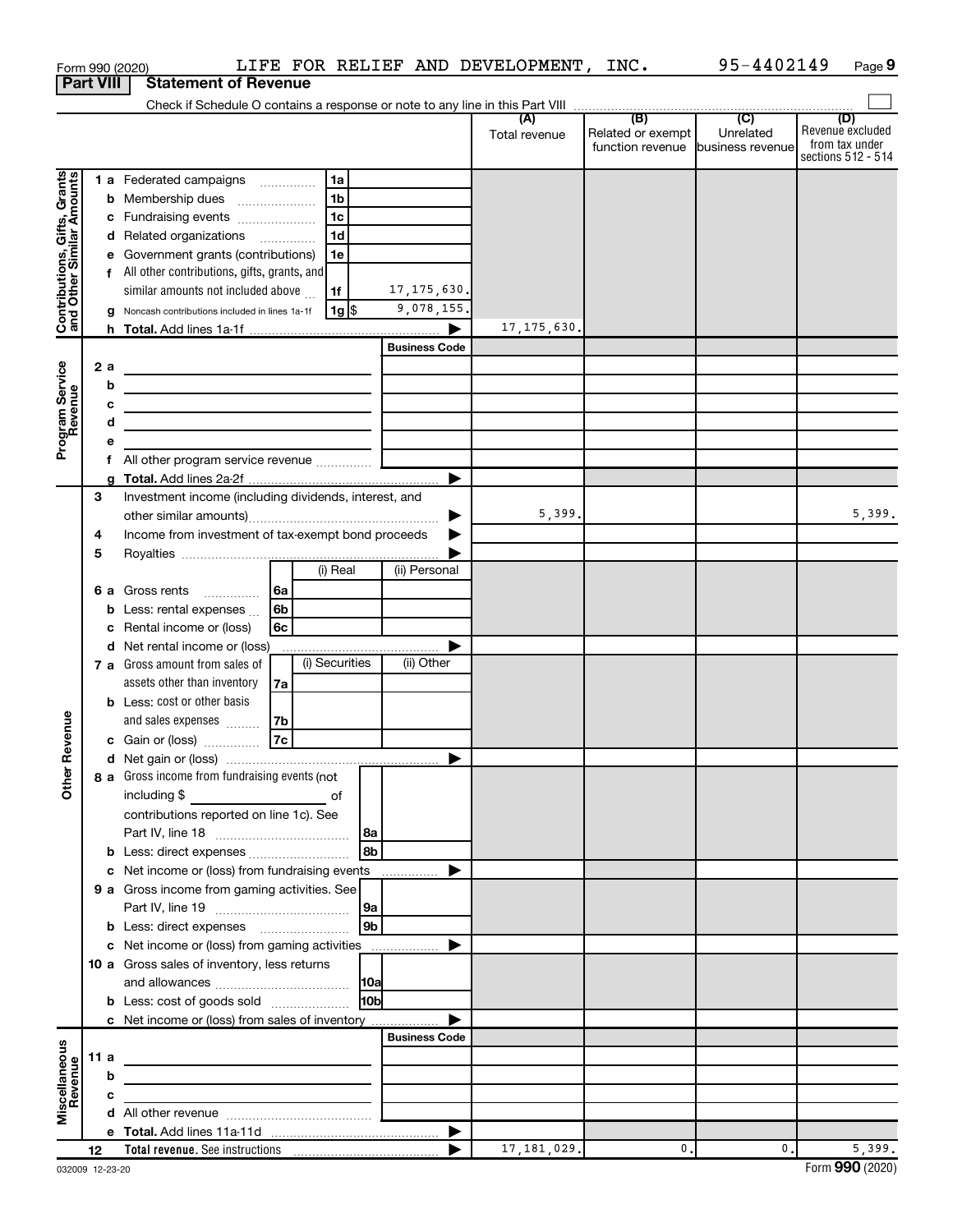Form 990 (2020) LIFE FOR RELIEF AND DEVELOPMENT, INC. 95-4402149 Page **9**

**Part VIII Statement of Revenue**

Check if Schedule O contains a response or note to any line in this Part VIII ☐

| | | | | (A) Total revenue | (B) Related or exempt function revenue | (C) Unrelated business revenue | (D) Revenue excluded from tax under sections 512 - 514 |
|---|---|---|---|---|---|---|---|
| **Contributions, Gifts, Grants and Other Similar Amounts** | 1 a Federated campaigns | 1a | | | | | |
| | b Membership dues | 1b | | | | | |
| | c Fundraising events | 1c | | | | | |
| | d Related organizations | 1d | | | | | |
| | e Government grants (contributions) | 1e | | | | | |
| | f All other contributions, gifts, grants, and similar amounts not included above | 1f | 17,175,630. | | | | |
| | g Noncash contributions included in lines 1a-1f | 1g $ | 9,078,155. | | | | |
| | h **Total.** Add lines 1a-1f | | | 17,175,630. | | | |
| **Program Service Revenue** | | | **Business Code** | | | | |
| | 2 a | | | | | | |
| | b | | | | | | |
| | c | | | | | | |
| | d | | | | | | |
| | e | | | | | | |
| | f All other program service revenue | | | | | | |
| | g **Total.** Add lines 2a-2f | | | | | | |
| **Other Revenue** | 3 Investment income (including dividends, interest, and other similar amounts) | | | 5,399. | | | 5,399. |
| | 4 Income from investment of tax-exempt bond proceeds | | | | | | |
| | 5 Royalties | | | | | | |
| | | (i) Real | (ii) Personal | | | | |
| | 6 a Gross rents 6a | | | | | | |
| | b Less: rental expenses 6b | | | | | | |
| | c Rental income or (loss) 6c | | | | | | |
| | d Net rental income or (loss) | | | | | | |
| | | (i) Securities | (ii) Other | | | | |
| | 7 a Gross amount from sales of assets other than inventory 7a | | | | | | |
| | b Less: cost or other basis and sales expenses 7b | | | | | | |
| | c Gain or (loss) 7c | | | | | | |
| | d Net gain or (loss) | | | | | | |
| | 8 a Gross income from fundraising events (not including $ ______ of contributions reported on line 1c). See Part IV, line 18 | 8a | | | | | |
| | b Less: direct expenses | 8b | | | | | |
| | c Net income or (loss) from fundraising events | | | | | | |
| | 9 a Gross income from gaming activities. See Part IV, line 19 | 9a | | | | | |
| | b Less: direct expenses | 9b | | | | | |
| | c Net income or (loss) from gaming activities | | | | | | |
| | 10 a Gross sales of inventory, less returns and allowances | 10a | | | | | |
| | b Less: cost of goods sold | 10b | | | | | |
| | c Net income or (loss) from sales of inventory | | | | | | |
| **Miscellaneous Revenue** | | | **Business Code** | | | | |
| | 11 a | | | | | | |
| | b | | | | | | |
| | c | | | | | | |
| | d All other revenue | | | | | | |
| | e **Total.** Add lines 11a-11d | | | | | | |
| | 12 **Total revenue.** See instructions | | | 17,181,029. | 0. | 0. | 5,399. |

032009 12-23-20 Form **990** (2020)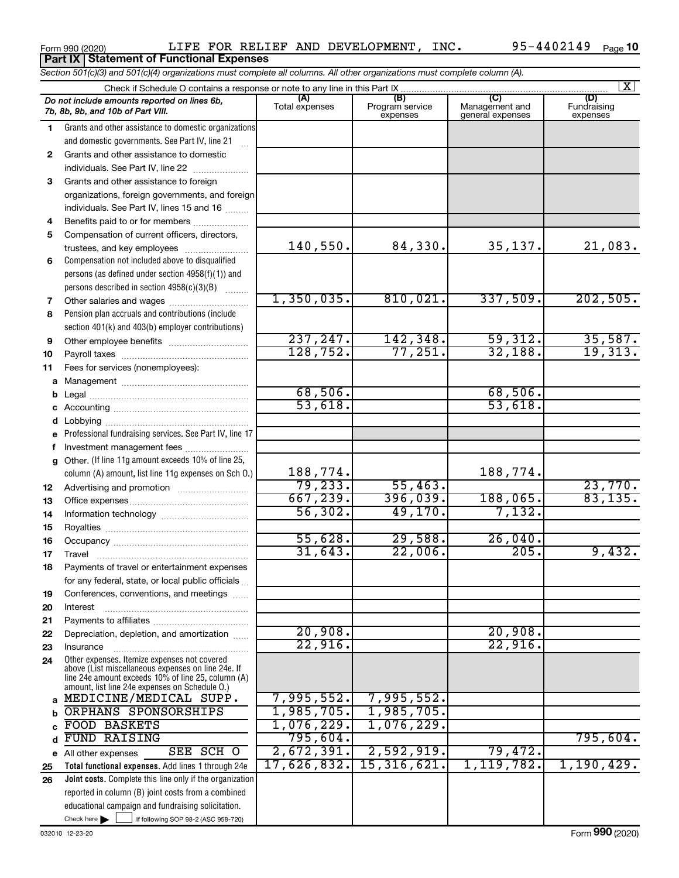Form 990 (2020) LIFE FOR RELIEF AND DEVELOPMENT, INC. 95-4402149 Page 10

**Part IX Statement of Functional Expenses**

*Section 501(c)(3) and 501(c)(4) organizations must complete all columns. All other organizations must complete column (A).*

Check if Schedule O contains a response or note to any line in this Part IX [X]

| | *Do not include amounts reported on lines 6b, 7b, 8b, 9b, and 10b of Part VIII.* | (A) Total expenses | (B) Program service expenses | (C) Management and general expenses | (D) Fundraising expenses |
|---|---|---|---|---|---|
| 1 | Grants and other assistance to domestic organizations and domestic governments. See Part IV, line 21 | | | | |
| 2 | Grants and other assistance to domestic individuals. See Part IV, line 22 | | | | |
| 3 | Grants and other assistance to foreign organizations, foreign governments, and foreign individuals. See Part IV, lines 15 and 16 | | | | |
| 4 | Benefits paid to or for members | | | | |
| 5 | Compensation of current officers, directors, trustees, and key employees | 140,550. | 84,330. | 35,137. | 21,083. |
| 6 | Compensation not included above to disqualified persons (as defined under section 4958(f)(1)) and persons described in section 4958(c)(3)(B) | | | | |
| 7 | Other salaries and wages | 1,350,035. | 810,021. | 337,509. | 202,505. |
| 8 | Pension plan accruals and contributions (include section 401(k) and 403(b) employer contributions) | | | | |
| 9 | Other employee benefits | 237,247. | 142,348. | 59,312. | 35,587. |
| 10 | Payroll taxes | 128,752. | 77,251. | 32,188. | 19,313. |
| 11 | Fees for services (nonemployees): | | | | |
| a | Management | | | | |
| b | Legal | 68,506. | | 68,506. | |
| c | Accounting | 53,618. | | 53,618. | |
| d | Lobbying | | | | |
| e | Professional fundraising services. See Part IV, line 17 | | | | |
| f | Investment management fees | | | | |
| g | Other. (If line 11g amount exceeds 10% of line 25, column (A) amount, list line 11g expenses on Sch O.) | 188,774. | | 188,774. | |
| 12 | Advertising and promotion | 79,233. | 55,463. | | 23,770. |
| 13 | Office expenses | 667,239. | 396,039. | 188,065. | 83,135. |
| 14 | Information technology | 56,302. | 49,170. | 7,132. | |
| 15 | Royalties | | | | |
| 16 | Occupancy | 55,628. | 29,588. | 26,040. | |
| 17 | Travel | 31,643. | 22,006. | 205. | 9,432. |
| 18 | Payments of travel or entertainment expenses for any federal, state, or local public officials | | | | |
| 19 | Conferences, conventions, and meetings | | | | |
| 20 | Interest | | | | |
| 21 | Payments to affiliates | | | | |
| 22 | Depreciation, depletion, and amortization | 20,908. | | 20,908. | |
| 23 | Insurance | 22,916. | | 22,916. | |
| 24 | Other expenses. Itemize expenses not covered above (List miscellaneous expenses on line 24e. If line 24e amount exceeds 10% of line 25, column (A) amount, list line 24e expenses on Schedule O.) | | | | |
| a | MEDICINE/MEDICAL SUPP. | 7,995,552. | 7,995,552. | | |
| b | ORPHANS SPONSORSHIPS | 1,985,705. | 1,985,705. | | |
| c | FOOD BASKETS | 1,076,229. | 1,076,229. | | |
| d | FUND RAISING | 795,604. | | | 795,604. |
| e | All other expenses SEE SCH O | 2,672,391. | 2,592,919. | 79,472. | |
| 25 | **Total functional expenses.** Add lines 1 through 24e | 17,626,832. | 15,316,621. | 1,119,782. | 1,190,429. |
| 26 | **Joint costs.** Complete this line only if the organization reported in column (B) joint costs from a combined educational campaign and fundraising solicitation. Check here [ ] if following SOP 98-2 (ASC 958-720) | | | | |

032010 12-23-20 Form 990 (2020)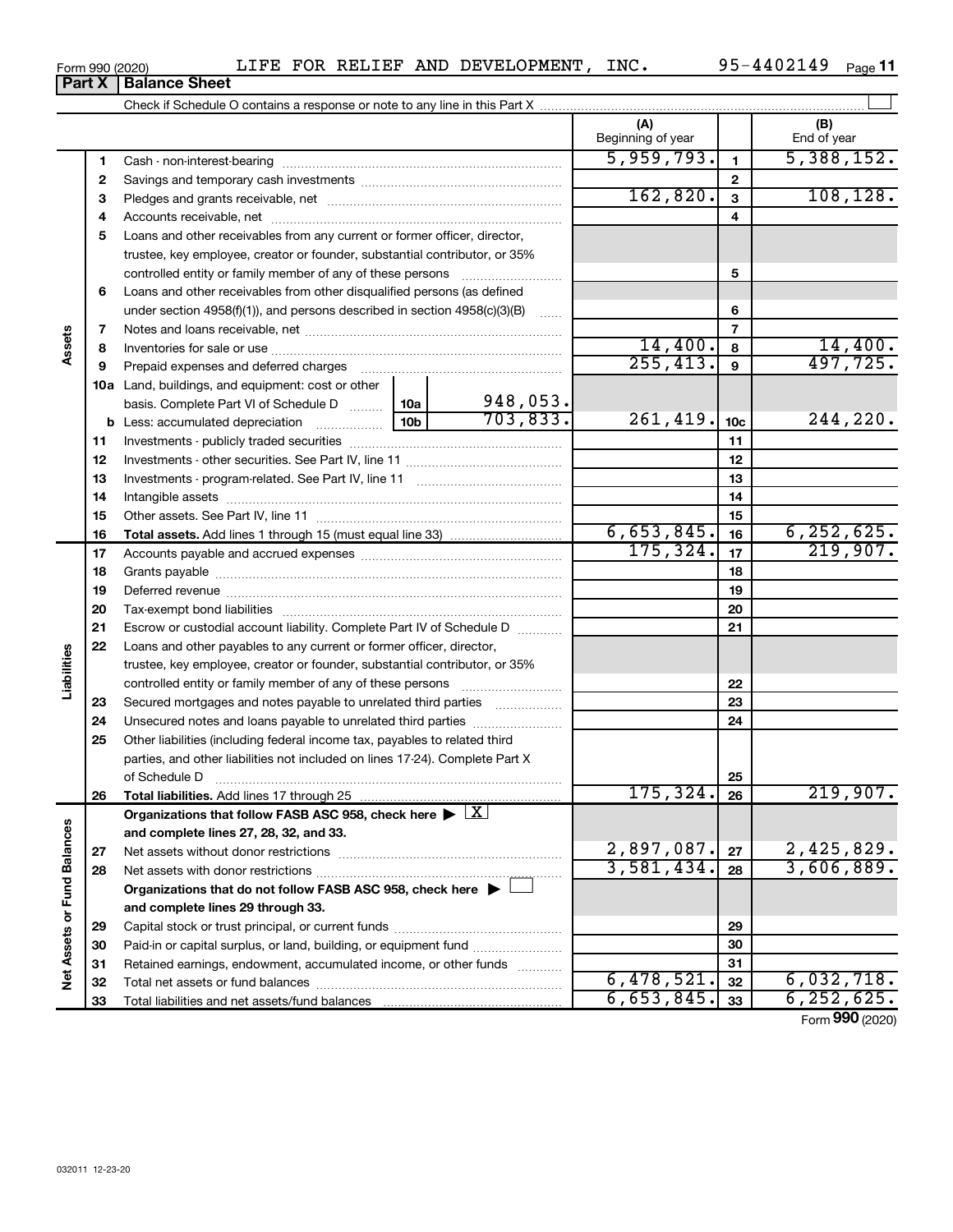Form 990 (2020) LIFE FOR RELIEF AND DEVELOPMENT, INC. 95-4402149

## Part X Balance Sheet

Check if Schedule O contains a response or note to any line in this Part X

| Section | Line | Description | | | (A) Beginning of year | | (B) End of year |
|---|---|---|---|---|---|---|---|
| Assets | 1 | Cash - non-interest-bearing | | | 5,959,793. | 1 | 5,388,152. |
| | 2 | Savings and temporary cash investments | | | | 2 | |
| | 3 | Pledges and grants receivable, net | | | 162,820. | 3 | 108,128. |
| | 4 | Accounts receivable, net | | | | 4 | |
| | 5 | Loans and other receivables from any current or former officer, director, trustee, key employee, creator or founder, substantial contributor, or 35% controlled entity or family member of any of these persons | | | | 5 | |
| | 6 | Loans and other receivables from other disqualified persons (as defined under section 4958(f)(1)), and persons described in section 4958(c)(3)(B) | | | | 6 | |
| | 7 | Notes and loans receivable, net | | | | 7 | |
| | 8 | Inventories for sale or use | | | 14,400. | 8 | 14,400. |
| | 9 | Prepaid expenses and deferred charges | | | 255,413. | 9 | 497,725. |
| | 10a | Land, buildings, and equipment: cost or other basis. Complete Part VI of Schedule D | 10a | 948,053. | | | |
| | b | Less: accumulated depreciation | 10b | 703,833. | 261,419. | 10c | 244,220. |
| | 11 | Investments - publicly traded securities | | | | 11 | |
| | 12 | Investments - other securities. See Part IV, line 11 | | | | 12 | |
| | 13 | Investments - program-related. See Part IV, line 11 | | | | 13 | |
| | 14 | Intangible assets | | | | 14 | |
| | 15 | Other assets. See Part IV, line 11 | | | | 15 | |
| | 16 | **Total assets.** Add lines 1 through 15 (must equal line 33) | | | 6,653,845. | 16 | 6,252,625. |
| Liabilities | 17 | Accounts payable and accrued expenses | | | 175,324. | 17 | 219,907. |
| | 18 | Grants payable | | | | 18 | |
| | 19 | Deferred revenue | | | | 19 | |
| | 20 | Tax-exempt bond liabilities | | | | 20 | |
| | 21 | Escrow or custodial account liability. Complete Part IV of Schedule D | | | | 21 | |
| | 22 | Loans and other payables to any current or former officer, director, trustee, key employee, creator or founder, substantial contributor, or 35% controlled entity or family member of any of these persons | | | | 22 | |
| | 23 | Secured mortgages and notes payable to unrelated third parties | | | | 23 | |
| | 24 | Unsecured notes and loans payable to unrelated third parties | | | | 24 | |
| | 25 | Other liabilities (including federal income tax, payables to related third parties, and other liabilities not included on lines 17-24). Complete Part X of Schedule D | | | | 25 | |
| | 26 | **Total liabilities.** Add lines 17 through 25 | | | 175,324. | 26 | 219,907. |
| Net Assets or Fund Balances | | **Organizations that follow FASB ASC 958, check here ▶ [X] and complete lines 27, 28, 32, and 33.** | | | | | |
| | 27 | Net assets without donor restrictions | | | 2,897,087. | 27 | 2,425,829. |
| | 28 | Net assets with donor restrictions | | | 3,581,434. | 28 | 3,606,889. |
| | | **Organizations that do not follow FASB ASC 958, check here ▶ [ ] and complete lines 29 through 33.** | | | | | |
| | 29 | Capital stock or trust principal, or current funds | | | | 29 | |
| | 30 | Paid-in or capital surplus, or land, building, or equipment fund | | | | 30 | |
| | 31 | Retained earnings, endowment, accumulated income, or other funds | | | | 31 | |
| | 32 | Total net assets or fund balances | | | 6,478,521. | 32 | 6,032,718. |
| | 33 | Total liabilities and net assets/fund balances | | | 6,653,845. | 33 | 6,252,625. |

Form **990** (2020)

032011 12-23-20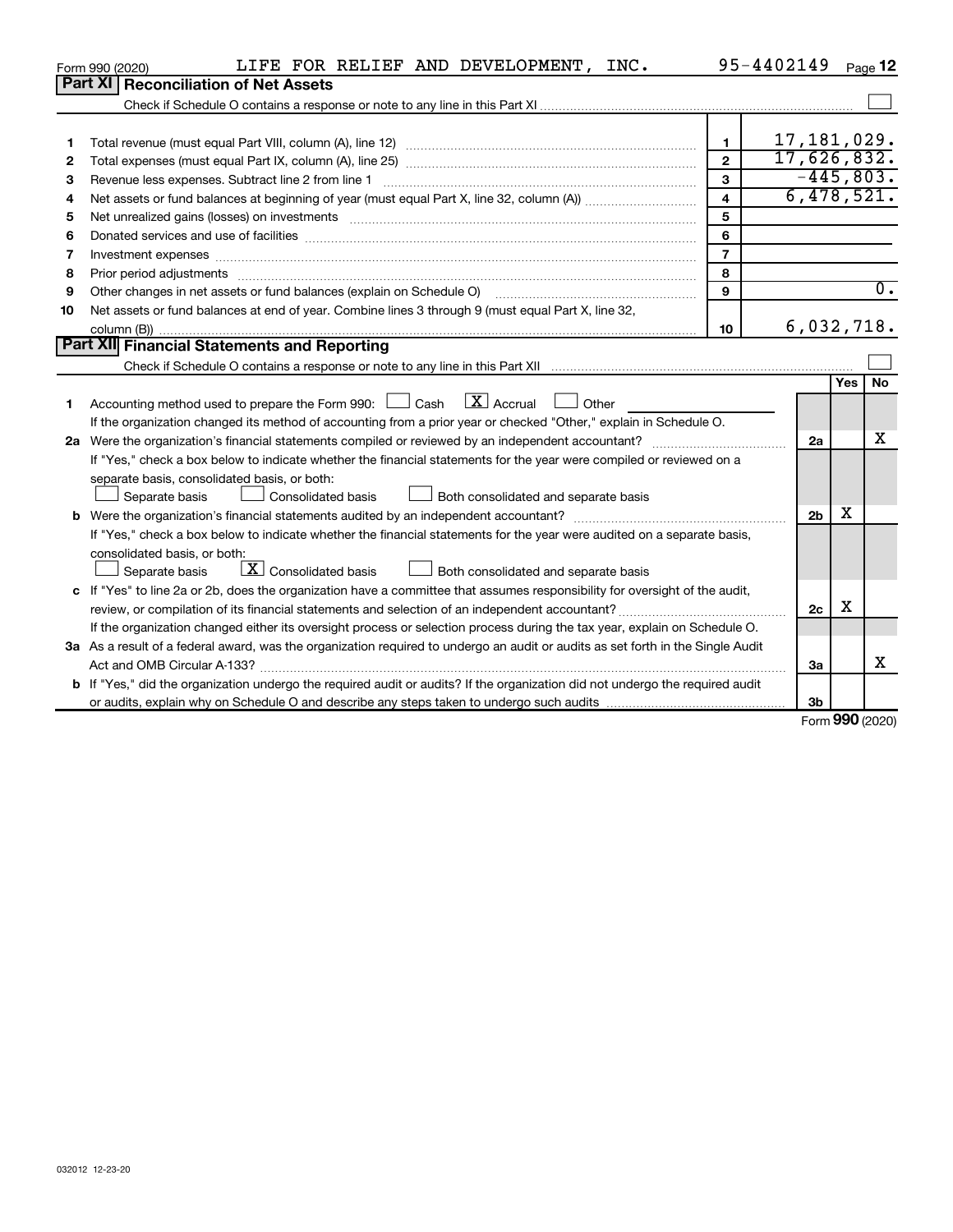Form 990 (2020) LIFE FOR RELIEF AND DEVELOPMENT, INC. 95-4402149 Page 12

## Part XI Reconciliation of Net Assets

Check if Schedule O contains a response or note to any line in this Part XI ☐

| | | | |
|---|---|---|---|
| 1 | Total revenue (must equal Part VIII, column (A), line 12) | 1 | 17,181,029. |
| 2 | Total expenses (must equal Part IX, column (A), line 25) | 2 | 17,626,832. |
| 3 | Revenue less expenses. Subtract line 2 from line 1 | 3 | -445,803. |
| 4 | Net assets or fund balances at beginning of year (must equal Part X, line 32, column (A)) | 4 | 6,478,521. |
| 5 | Net unrealized gains (losses) on investments | 5 | |
| 6 | Donated services and use of facilities | 6 | |
| 7 | Investment expenses | 7 | |
| 8 | Prior period adjustments | 8 | |
| 9 | Other changes in net assets or fund balances (explain on Schedule O) | 9 | 0. |
| 10 | Net assets or fund balances at end of year. Combine lines 3 through 9 (must equal Part X, line 32, column (B)) | 10 | 6,032,718. |

## Part XII Financial Statements and Reporting

Check if Schedule O contains a response or note to any line in this Part XII ☐

| | | | Yes | No |
|---|---|---|---|---|
| 1 | Accounting method used to prepare the Form 990: ☐ Cash ☒ Accrual ☐ Other<br>If the organization changed its method of accounting from a prior year or checked "Other," explain in Schedule O. | | | |
| 2a | Were the organization's financial statements compiled or reviewed by an independent accountant? | 2a | | X |
| | If "Yes," check a box below to indicate whether the financial statements for the year were compiled or reviewed on a separate basis, consolidated basis, or both:<br>☐ Separate basis ☐ Consolidated basis ☐ Both consolidated and separate basis | | | |
| b | Were the organization's financial statements audited by an independent accountant? | 2b | X | |
| | If "Yes," check a box below to indicate whether the financial statements for the year were audited on a separate basis, consolidated basis, or both:<br>☐ Separate basis ☒ Consolidated basis ☐ Both consolidated and separate basis | | | |
| c | If "Yes" to line 2a or 2b, does the organization have a committee that assumes responsibility for oversight of the audit, review, or compilation of its financial statements and selection of an independent accountant? | 2c | X | |
| | If the organization changed either its oversight process or selection process during the tax year, explain on Schedule O. | | | |
| 3a | As a result of a federal award, was the organization required to undergo an audit or audits as set forth in the Single Audit Act and OMB Circular A-133? | 3a | | X |
| b | If "Yes," did the organization undergo the required audit or audits? If the organization did not undergo the required audit or audits, explain why on Schedule O and describe any steps taken to undergo such audits | 3b | | |

Form 990 (2020)

032012 12-23-20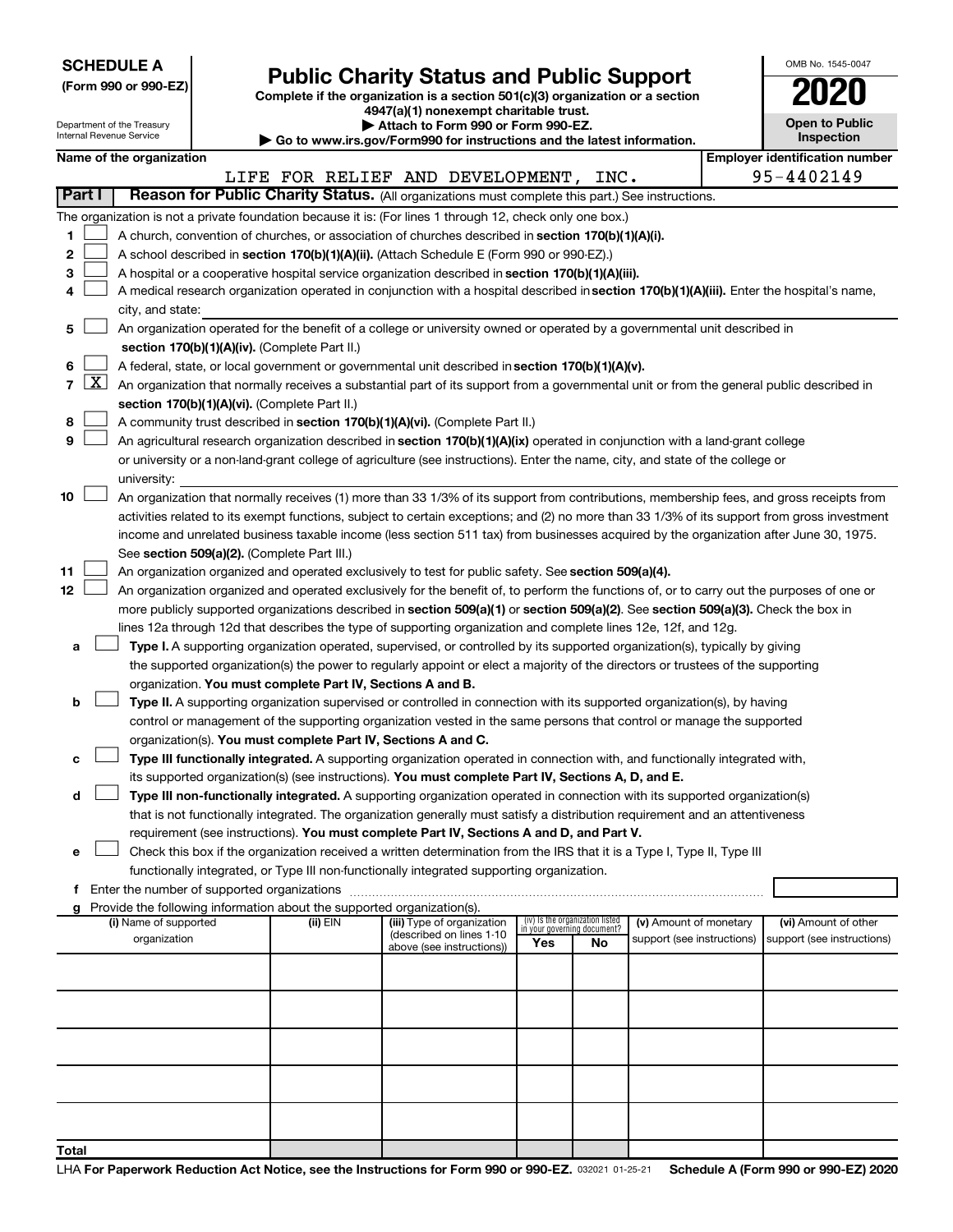**SCHEDULE A**
**(Form 990 or 990-EZ)**

Department of the Treasury
Internal Revenue Service

# Public Charity Status and Public Support

**Complete if the organization is a section 501(c)(3) organization or a section 4947(a)(1) nonexempt charitable trust.**
**▶ Attach to Form 990 or Form 990-EZ.**
**▶ Go to www.irs.gov/Form990 for instructions and the latest information.**

OMB No. 1545-0047
**2020**
**Open to Public Inspection**

**Name of the organization:** LIFE FOR RELIEF AND DEVELOPMENT, INC.
**Employer identification number:** 95-4402149

**Part I — Reason for Public Charity Status.** (All organizations must complete this part.) See instructions.

The organization is not a private foundation because it is: (For lines 1 through 12, check only one box.)

1. ☐ A church, convention of churches, or association of churches described in **section 170(b)(1)(A)(i).**
2. ☐ A school described in **section 170(b)(1)(A)(ii).** (Attach Schedule E (Form 990 or 990-EZ).)
3. ☐ A hospital or a cooperative hospital service organization described in **section 170(b)(1)(A)(iii).**
4. ☐ A medical research organization operated in conjunction with a hospital described in **section 170(b)(1)(A)(iii).** Enter the hospital's name, city, and state:
5. ☐ An organization operated for the benefit of a college or university owned or operated by a governmental unit described in **section 170(b)(1)(A)(iv).** (Complete Part II.)
6. ☐ A federal, state, or local government or governmental unit described in **section 170(b)(1)(A)(v).**
7. ☒ An organization that normally receives a substantial part of its support from a governmental unit or from the general public described in **section 170(b)(1)(A)(vi).** (Complete Part II.)
8. ☐ A community trust described in **section 170(b)(1)(A)(vi).** (Complete Part II.)
9. ☐ An agricultural research organization described in **section 170(b)(1)(A)(ix)** operated in conjunction with a land-grant college or university or a non-land-grant college of agriculture (see instructions). Enter the name, city, and state of the college or university:
10. ☐ An organization that normally receives (1) more than 33 1/3% of its support from contributions, membership fees, and gross receipts from activities related to its exempt functions, subject to certain exceptions; and (2) no more than 33 1/3% of its support from gross investment income and unrelated business taxable income (less section 511 tax) from businesses acquired by the organization after June 30, 1975. See **section 509(a)(2).** (Complete Part III.)
11. ☐ An organization organized and operated exclusively to test for public safety. See **section 509(a)(4).**
12. ☐ An organization organized and operated exclusively for the benefit of, to perform the functions of, or to carry out the purposes of one or more publicly supported organizations described in **section 509(a)(1)** or **section 509(a)(2).** See **section 509(a)(3).** Check the box in lines 12a through 12d that describes the type of supporting organization and complete lines 12e, 12f, and 12g.
   - **a** ☐ **Type I.** A supporting organization operated, supervised, or controlled by its supported organization(s), typically by giving the supported organization(s) the power to regularly appoint or elect a majority of the directors or trustees of the supporting organization. **You must complete Part IV, Sections A and B.**
   - **b** ☐ **Type II.** A supporting organization supervised or controlled in connection with its supported organization(s), by having control or management of the supporting organization vested in the same persons that control or manage the supported organization(s). **You must complete Part IV, Sections A and C.**
   - **c** ☐ **Type III functionally integrated.** A supporting organization operated in connection with, and functionally integrated with, its supported organization(s) (see instructions). **You must complete Part IV, Sections A, D, and E.**
   - **d** ☐ **Type III non-functionally integrated.** A supporting organization operated in connection with its supported organization(s) that is not functionally integrated. The organization generally must satisfy a distribution requirement and an attentiveness requirement (see instructions). **You must complete Part IV, Sections A and D, and Part V.**
   - **e** ☐ Check this box if the organization received a written determination from the IRS that it is a Type I, Type II, Type III functionally integrated, or Type III non-functionally integrated supporting organization.
   - **f** Enter the number of supported organizations
   - **g** Provide the following information about the supported organization(s).

| (i) Name of supported organization | (ii) EIN | (iii) Type of organization (described on lines 1-10 above (see instructions)) | (iv) Is the organization listed in your governing document? Yes | No | (v) Amount of monetary support (see instructions) | (vi) Amount of other support (see instructions) |
|---|---|---|---|---|---|---|
| | | | | | | |
| | | | | | | |
| | | | | | | |
| | | | | | | |
| | | | | | | |
| **Total** | | | | | | |

LHA **For Paperwork Reduction Act Notice, see the Instructions for Form 990 or 990-EZ.** 032021 01-25-21 **Schedule A (Form 990 or 990-EZ) 2020**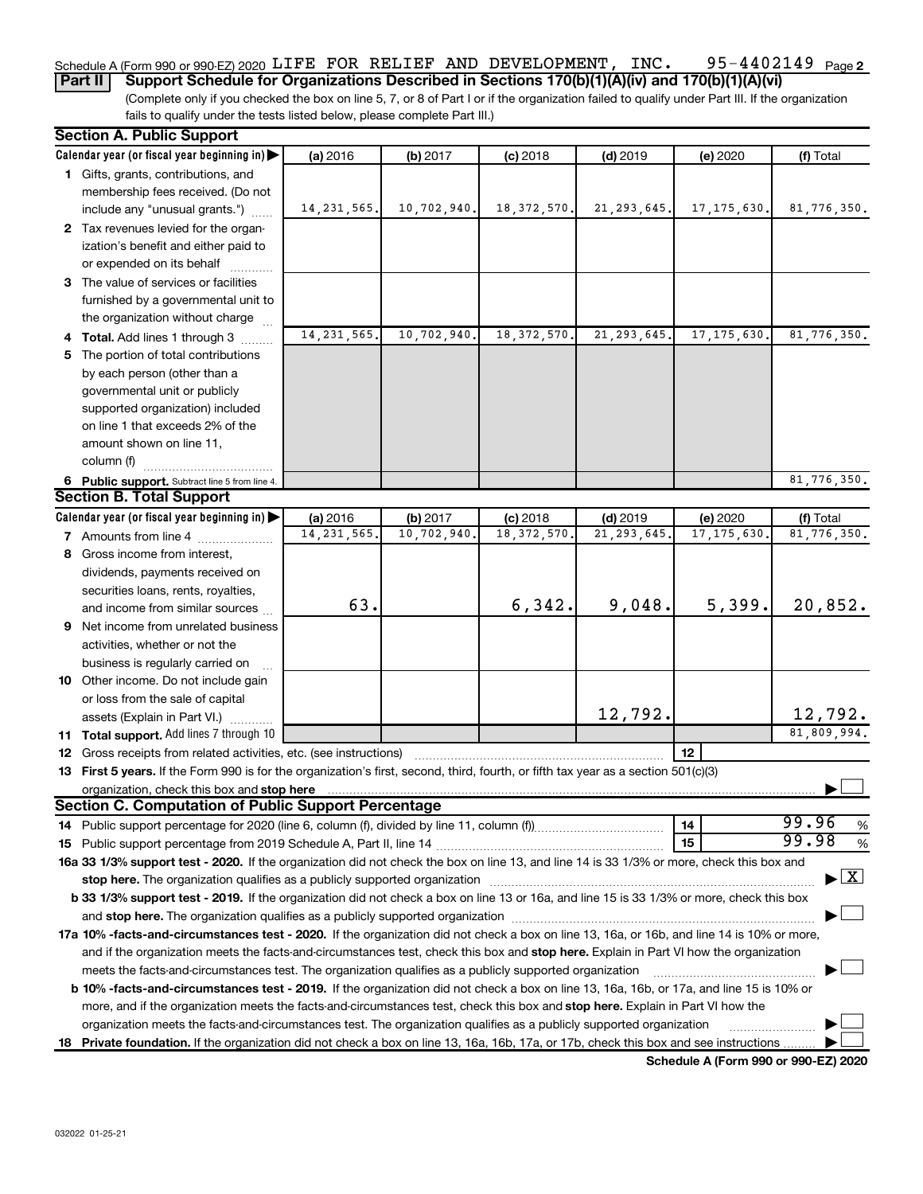Schedule A (Form 990 or 990-EZ) 2020 LIFE FOR RELIEF AND DEVELOPMENT, INC. 95-4402149 Page 2

**Part II Support Schedule for Organizations Described in Sections 170(b)(1)(A)(iv) and 170(b)(1)(A)(vi)**

(Complete only if you checked the box on line 5, 7, or 8 of Part I or if the organization failed to qualify under Part III. If the organization fails to qualify under the tests listed below, please complete Part III.)

### Section A. Public Support

| Calendar year (or fiscal year beginning in) | (a) 2016 | (b) 2017 | (c) 2018 | (d) 2019 | (e) 2020 | (f) Total |
|---|---|---|---|---|---|---|
| 1 Gifts, grants, contributions, and membership fees received. (Do not include any "unusual grants.") | 14,231,565. | 10,702,940. | 18,372,570. | 21,293,645. | 17,175,630. | 81,776,350. |
| 2 Tax revenues levied for the organization's benefit and either paid to or expended on its behalf | | | | | | |
| 3 The value of services or facilities furnished by a governmental unit to the organization without charge | | | | | | |
| 4 Total. Add lines 1 through 3 | 14,231,565. | 10,702,940. | 18,372,570. | 21,293,645. | 17,175,630. | 81,776,350. |
| 5 The portion of total contributions by each person (other than a governmental unit or publicly supported organization) included on line 1 that exceeds 2% of the amount shown on line 11, column (f) | | | | | | |
| 6 Public support. Subtract line 5 from line 4. | | | | | | 81,776,350. |

### Section B. Total Support

| Calendar year (or fiscal year beginning in) | (a) 2016 | (b) 2017 | (c) 2018 | (d) 2019 | (e) 2020 | (f) Total |
|---|---|---|---|---|---|---|
| 7 Amounts from line 4 | 14,231,565. | 10,702,940. | 18,372,570. | 21,293,645. | 17,175,630. | 81,776,350. |
| 8 Gross income from interest, dividends, payments received on securities loans, rents, royalties, and income from similar sources | 63. | | 6,342. | 9,048. | 5,399. | 20,852. |
| 9 Net income from unrelated business activities, whether or not the business is regularly carried on | | | | | | |
| 10 Other income. Do not include gain or loss from the sale of capital assets (Explain in Part VI.) | | | | 12,792. | | 12,792. |
| 11 Total support. Add lines 7 through 10 | | | | | | 81,809,994. |

**12** Gross receipts from related activities, etc. (see instructions) | 12 |

**13 First 5 years.** If the Form 990 is for the organization's first, second, third, fourth, or fifth tax year as a section 501(c)(3) organization, check this box and **stop here** ☐

### Section C. Computation of Public Support Percentage

**14** Public support percentage for 2020 (line 6, column (f), divided by line 11, column (f)) | 14 | 99.96 %

**15** Public support percentage from 2019 Schedule A, Part II, line 14 | 15 | 99.98 %

**16a 33 1/3% support test - 2020.** If the organization did not check the box on line 13, and line 14 is 33 1/3% or more, check this box and **stop here.** The organization qualifies as a publicly supported organization ☒

**b 33 1/3% support test - 2019.** If the organization did not check a box on line 13 or 16a, and line 15 is 33 1/3% or more, check this box and **stop here.** The organization qualifies as a publicly supported organization ☐

**17a 10% -facts-and-circumstances test - 2020.** If the organization did not check a box on line 13, 16a, or 16b, and line 14 is 10% or more, and if the organization meets the facts-and-circumstances test, check this box and **stop here.** Explain in Part VI how the organization meets the facts-and-circumstances test. The organization qualifies as a publicly supported organization ☐

**b 10% -facts-and-circumstances test - 2019.** If the organization did not check a box on line 13, 16a, 16b, or 17a, and line 15 is 10% or more, and if the organization meets the facts-and-circumstances test, check this box and **stop here.** Explain in Part VI how the organization meets the facts-and-circumstances test. The organization qualifies as a publicly supported organization ☐

**18 Private foundation.** If the organization did not check a box on line 13, 16a, 16b, 17a, or 17b, check this box and see instructions ☐

**Schedule A (Form 990 or 990-EZ) 2020**

032022 01-25-21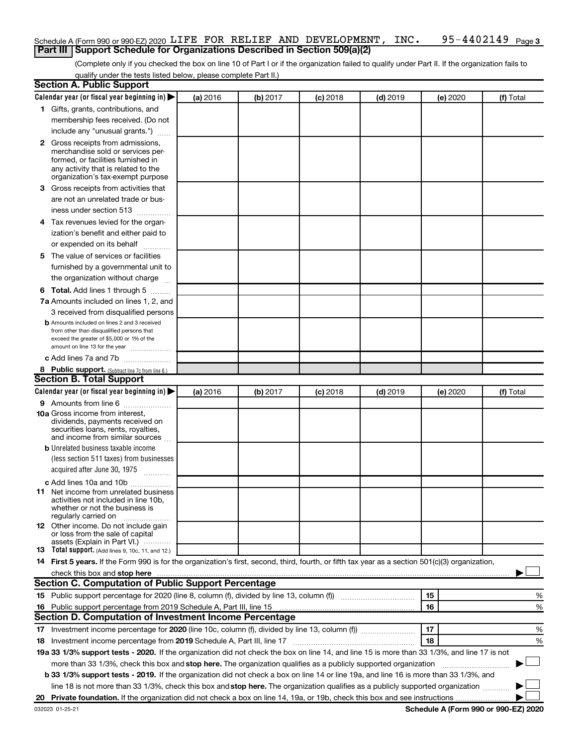Schedule A (Form 990 or 990-EZ) 2020 LIFE FOR RELIEF AND DEVELOPMENT, INC. 95-4402149 Page 3

## Part III Support Schedule for Organizations Described in Section 509(a)(2)

(Complete only if you checked the box on line 10 of Part I or if the organization failed to qualify under Part II. If the organization fails to qualify under the tests listed below, please complete Part II.)

### Section A. Public Support

| Calendar year (or fiscal year beginning in) ▶ | (a) 2016 | (b) 2017 | (c) 2018 | (d) 2019 | (e) 2020 | (f) Total |
|---|---|---|---|---|---|---|
| 1 Gifts, grants, contributions, and membership fees received. (Do not include any "unusual grants.") | | | | | | |
| 2 Gross receipts from admissions, merchandise sold or services performed, or facilities furnished in any activity that is related to the organization's tax-exempt purpose | | | | | | |
| 3 Gross receipts from activities that are not an unrelated trade or business under section 513 | | | | | | |
| 4 Tax revenues levied for the organization's benefit and either paid to or expended on its behalf | | | | | | |
| 5 The value of services or facilities furnished by a governmental unit to the organization without charge | | | | | | |
| 6 Total. Add lines 1 through 5 | | | | | | |
| 7a Amounts included on lines 1, 2, and 3 received from disqualified persons | | | | | | |
| b Amounts included on lines 2 and 3 received from other than disqualified persons that exceed the greater of $5,000 or 1% of the amount on line 13 for the year | | | | | | |
| c Add lines 7a and 7b | | | | | | |
| 8 Public support. (Subtract line 7c from line 6.) | | | | | | |

### Section B. Total Support

| Calendar year (or fiscal year beginning in) ▶ | (a) 2016 | (b) 2017 | (c) 2018 | (d) 2019 | (e) 2020 | (f) Total |
|---|---|---|---|---|---|---|
| 9 Amounts from line 6 | | | | | | |
| 10a Gross income from interest, dividends, payments received on securities loans, rents, royalties, and income from similar sources | | | | | | |
| b Unrelated business taxable income (less section 511 taxes) from businesses acquired after June 30, 1975 | | | | | | |
| c Add lines 10a and 10b | | | | | | |
| 11 Net income from unrelated business activities not included in line 10b, whether or not the business is regularly carried on | | | | | | |
| 12 Other income. Do not include gain or loss from the sale of capital assets (Explain in Part VI.) | | | | | | |
| 13 Total support. (Add lines 9, 10c, 11, and 12.) | | | | | | |

14 **First 5 years.** If the Form 990 is for the organization's first, second, third, fourth, or fifth tax year as a section 501(c)(3) organization, check this box and **stop here** ▶ ☐

### Section C. Computation of Public Support Percentage

| | | | |
|---|---|---|---|
| 15 | Public support percentage for 2020 (line 8, column (f), divided by line 13, column (f)) | 15 | % |
| 16 | Public support percentage from 2019 Schedule A, Part III, line 15 | 16 | % |

### Section D. Computation of Investment Income Percentage

| | | | |
|---|---|---|---|
| 17 | Investment income percentage for **2020** (line 10c, column (f), divided by line 13, column (f)) | 17 | % |
| 18 | Investment income percentage from **2019** Schedule A, Part III, line 17 | 18 | % |

**19a 33 1/3% support tests - 2020.** If the organization did not check the box on line 14, and line 15 is more than 33 1/3%, and line 17 is not more than 33 1/3%, check this box and **stop here.** The organization qualifies as a publicly supported organization ▶ ☐

**b 33 1/3% support tests - 2019.** If the organization did not check a box on line 14 or line 19a, and line 16 is more than 33 1/3%, and line 18 is not more than 33 1/3%, check this box and **stop here.** The organization qualifies as a publicly supported organization ▶ ☐

**20 Private foundation.** If the organization did not check a box on line 14, 19a, or 19b, check this box and see instructions ▶ ☐

032023 01-25-21 **Schedule A (Form 990 or 990-EZ) 2020**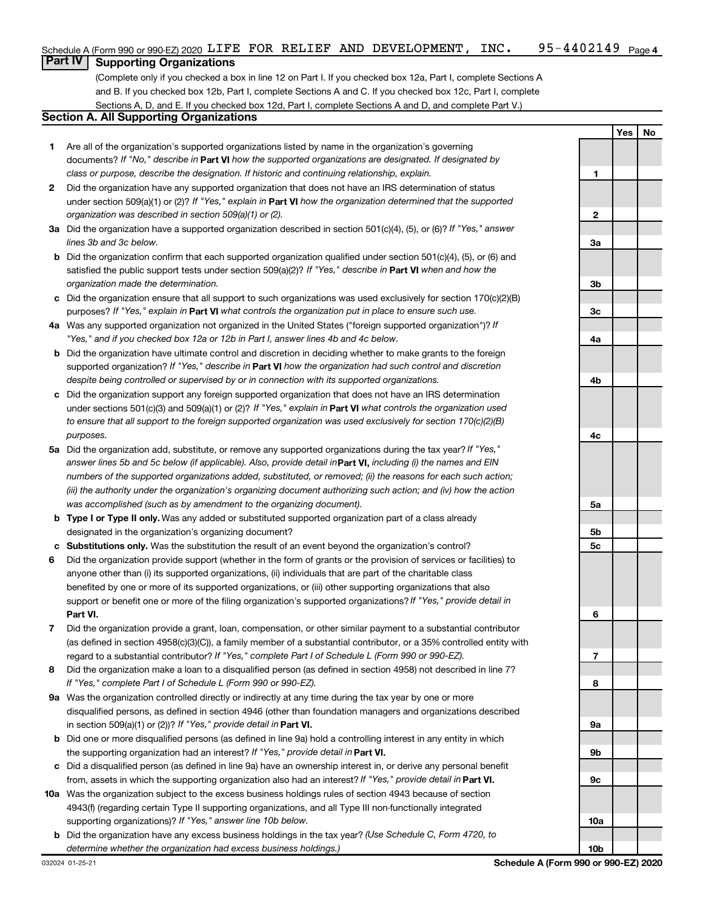Schedule A (Form 990 or 990-EZ) 2020 LIFE FOR RELIEF AND DEVELOPMENT, INC. 95-4402149 Page 4

## Part IV Supporting Organizations

(Complete only if you checked a box in line 12 on Part I. If you checked box 12a, Part I, complete Sections A and B. If you checked box 12b, Part I, complete Sections A and C. If you checked box 12c, Part I, complete Sections A, D, and E. If you checked box 12d, Part I, complete Sections A and D, and complete Part V.)

### Section A. All Supporting Organizations

| | | | Yes | No |
|---|---|---|---|---|
| **1** | Are all of the organization's supported organizations listed by name in the organization's governing documents? *If "No," describe in* **Part VI** *how the supported organizations are designated. If designated by class or purpose, describe the designation. If historic and continuing relationship, explain.* | **1** | | |
| **2** | Did the organization have any supported organization that does not have an IRS determination of status under section 509(a)(1) or (2)? *If "Yes," explain in* **Part VI** *how the organization determined that the supported organization was described in section 509(a)(1) or (2).* | **2** | | |
| **3a** | Did the organization have a supported organization described in section 501(c)(4), (5), or (6)? *If "Yes," answer lines 3b and 3c below.* | **3a** | | |
| **b** | Did the organization confirm that each supported organization qualified under section 501(c)(4), (5), or (6) and satisfied the public support tests under section 509(a)(2)? *If "Yes," describe in* **Part VI** *when and how the organization made the determination.* | **3b** | | |
| **c** | Did the organization ensure that all support to such organizations was used exclusively for section 170(c)(2)(B) purposes? *If "Yes," explain in* **Part VI** *what controls the organization put in place to ensure such use.* | **3c** | | |
| **4a** | Was any supported organization not organized in the United States ("foreign supported organization")? *If "Yes," and if you checked box 12a or 12b in Part I, answer lines 4b and 4c below.* | **4a** | | |
| **b** | Did the organization have ultimate control and discretion in deciding whether to make grants to the foreign supported organization? *If "Yes," describe in* **Part VI** *how the organization had such control and discretion despite being controlled or supervised by or in connection with its supported organizations.* | **4b** | | |
| **c** | Did the organization support any foreign supported organization that does not have an IRS determination under sections 501(c)(3) and 509(a)(1) or (2)? *If "Yes," explain in* **Part VI** *what controls the organization used to ensure that all support to the foreign supported organization was used exclusively for section 170(c)(2)(B) purposes.* | **4c** | | |
| **5a** | Did the organization add, substitute, or remove any supported organizations during the tax year? *If "Yes," answer lines 5b and 5c below (if applicable). Also, provide detail in* **Part VI,** *including (i) the names and EIN numbers of the supported organizations added, substituted, or removed; (ii) the reasons for each such action; (iii) the authority under the organization's organizing document authorizing such action; and (iv) how the action was accomplished (such as by amendment to the organizing document).* | **5a** | | |
| **b** | **Type I or Type II only.** Was any added or substituted supported organization part of a class already designated in the organization's organizing document? | **5b** | | |
| **c** | **Substitutions only.** Was the substitution the result of an event beyond the organization's control? | **5c** | | |
| **6** | Did the organization provide support (whether in the form of grants or the provision of services or facilities) to anyone other than (i) its supported organizations, (ii) individuals that are part of the charitable class benefited by one or more of its supported organizations, or (iii) other supporting organizations that also support or benefit one or more of the filing organization's supported organizations? *If "Yes," provide detail in* **Part VI.** | **6** | | |
| **7** | Did the organization provide a grant, loan, compensation, or other similar payment to a substantial contributor (as defined in section 4958(c)(3)(C)), a family member of a substantial contributor, or a 35% controlled entity with regard to a substantial contributor? *If "Yes," complete Part I of Schedule L (Form 990 or 990-EZ).* | **7** | | |
| **8** | Did the organization make a loan to a disqualified person (as defined in section 4958) not described in line 7? *If "Yes," complete Part I of Schedule L (Form 990 or 990-EZ).* | **8** | | |
| **9a** | Was the organization controlled directly or indirectly at any time during the tax year by one or more disqualified persons, as defined in section 4946 (other than foundation managers and organizations described in section 509(a)(1) or (2))? *If "Yes," provide detail in* **Part VI.** | **9a** | | |
| **b** | Did one or more disqualified persons (as defined in line 9a) hold a controlling interest in any entity in which the supporting organization had an interest? *If "Yes," provide detail in* **Part VI.** | **9b** | | |
| **c** | Did a disqualified person (as defined in line 9a) have an ownership interest in, or derive any personal benefit from, assets in which the supporting organization also had an interest? *If "Yes," provide detail in* **Part VI.** | **9c** | | |
| **10a** | Was the organization subject to the excess business holdings rules of section 4943 because of section 4943(f) (regarding certain Type II supporting organizations, and all Type III non-functionally integrated supporting organizations)? *If "Yes," answer line 10b below.* | **10a** | | |
| **b** | Did the organization have any excess business holdings in the tax year? *(Use Schedule C, Form 4720, to determine whether the organization had excess business holdings.)* | **10b** | | |

032024 01-25-21 **Schedule A (Form 990 or 990-EZ) 2020**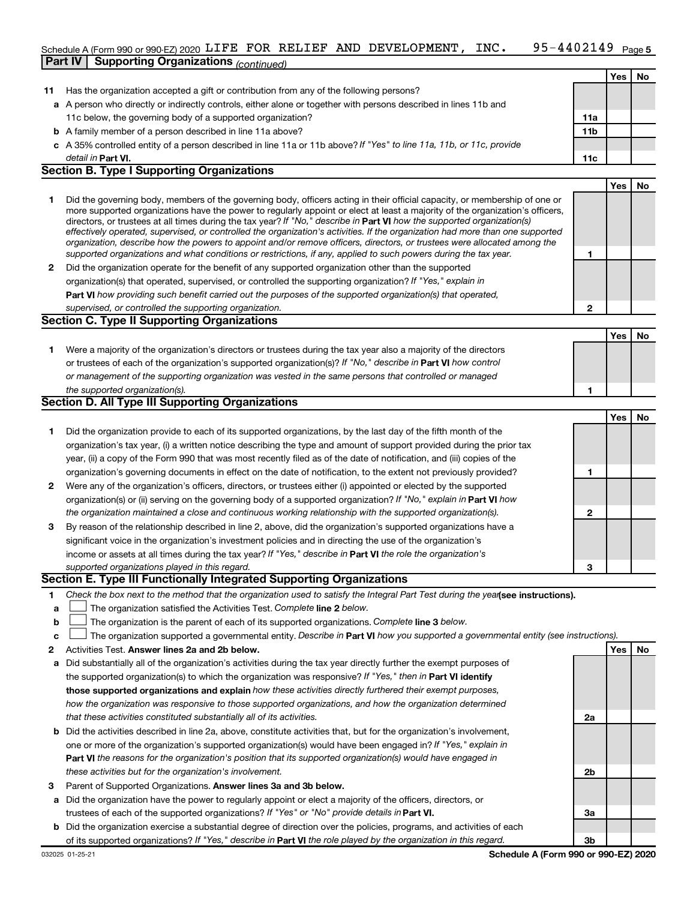Schedule A (Form 990 or 990-EZ) 2020 LIFE FOR RELIEF AND DEVELOPMENT, INC. 95-4402149 Page 5

**Part IV | Supporting Organizations** *(continued)*

| | | | Yes | No |
|---|---|---|---|---|
| **11** | Has the organization accepted a gift or contribution from any of the following persons? | | | |
| **a** | A person who directly or indirectly controls, either alone or together with persons described in lines 11b and 11c below, the governing body of a supported organization? | **11a** | | |
| **b** | A family member of a person described in line 11a above? | **11b** | | |
| **c** | A 35% controlled entity of a person described in line 11a or 11b above? *If "Yes" to line 11a, 11b, or 11c, provide detail in* **Part VI.** | **11c** | | |

## Section B. Type I Supporting Organizations

| | | | Yes | No |
|---|---|---|---|---|
| **1** | Did the governing body, members of the governing body, officers acting in their official capacity, or membership of one or more supported organizations have the power to regularly appoint or elect at least a majority of the organization's officers, directors, or trustees at all times during the tax year? *If "No," describe in* **Part VI** *how the supported organization(s) effectively operated, supervised, or controlled the organization's activities. If the organization had more than one supported organization, describe how the powers to appoint and/or remove officers, directors, or trustees were allocated among the supported organizations and what conditions or restrictions, if any, applied to such powers during the tax year.* | **1** | | |
| **2** | Did the organization operate for the benefit of any supported organization other than the supported organization(s) that operated, supervised, or controlled the supporting organization? *If "Yes," explain in* **Part VI** *how providing such benefit carried out the purposes of the supported organization(s) that operated, supervised, or controlled the supporting organization.* | **2** | | |

## Section C. Type II Supporting Organizations

| | | | Yes | No |
|---|---|---|---|---|
| **1** | Were a majority of the organization's directors or trustees during the tax year also a majority of the directors or trustees of each of the organization's supported organization(s)? *If "No," describe in* **Part VI** *how control or management of the supporting organization was vested in the same persons that controlled or managed the supported organization(s).* | **1** | | |

## Section D. All Type III Supporting Organizations

| | | | Yes | No |
|---|---|---|---|---|
| **1** | Did the organization provide to each of its supported organizations, by the last day of the fifth month of the organization's tax year, (i) a written notice describing the type and amount of support provided during the prior tax year, (ii) a copy of the Form 990 that was most recently filed as of the date of notification, and (iii) copies of the organization's governing documents in effect on the date of notification, to the extent not previously provided? | **1** | | |
| **2** | Were any of the organization's officers, directors, or trustees either (i) appointed or elected by the supported organization(s) or (ii) serving on the governing body of a supported organization? *If "No," explain in* **Part VI** *how the organization maintained a close and continuous working relationship with the supported organization(s).* | **2** | | |
| **3** | By reason of the relationship described in line 2, above, did the organization's supported organizations have a significant voice in the organization's investment policies and in directing the use of the organization's income or assets at all times during the tax year? *If "Yes," describe in* **Part VI** *the role the organization's supported organizations played in this regard.* | **3** | | |

## Section E. Type III Functionally Integrated Supporting Organizations

**1** *Check the box next to the method that the organization used to satisfy the Integral Part Test during the year* **(see instructions).**

- **a** ☐ The organization satisfied the Activities Test. *Complete* **line 2** *below.*
- **b** ☐ The organization is the parent of each of its supported organizations. *Complete* **line 3** *below.*
- **c** ☐ The organization supported a governmental entity. *Describe in* **Part VI** *how you supported a governmental entity (see instructions).*

| | | | Yes | No |
|---|---|---|---|---|
| **2** | Activities Test. **Answer lines 2a and 2b below.** | | | |
| **a** | Did substantially all of the organization's activities during the tax year directly further the exempt purposes of the supported organization(s) to which the organization was responsive? *If "Yes," then in* **Part VI identify those supported organizations and explain** *how these activities directly furthered their exempt purposes, how the organization was responsive to those supported organizations, and how the organization determined that these activities constituted substantially all of its activities.* | **2a** | | |
| **b** | Did the activities described in line 2a, above, constitute activities that, but for the organization's involvement, one or more of the organization's supported organization(s) would have been engaged in? *If "Yes," explain in* **Part VI** *the reasons for the organization's position that its supported organization(s) would have engaged in these activities but for the organization's involvement.* | **2b** | | |
| **3** | Parent of Supported Organizations. **Answer lines 3a and 3b below.** | | | |
| **a** | Did the organization have the power to regularly appoint or elect a majority of the officers, directors, or trustees of each of the supported organizations? *If "Yes" or "No" provide details in* **Part VI.** | **3a** | | |
| **b** | Did the organization exercise a substantial degree of direction over the policies, programs, and activities of each of its supported organizations? *If "Yes," describe in* **Part VI** *the role played by the organization in this regard.* | **3b** | | |

032025 01-25-21 **Schedule A (Form 990 or 990-EZ) 2020**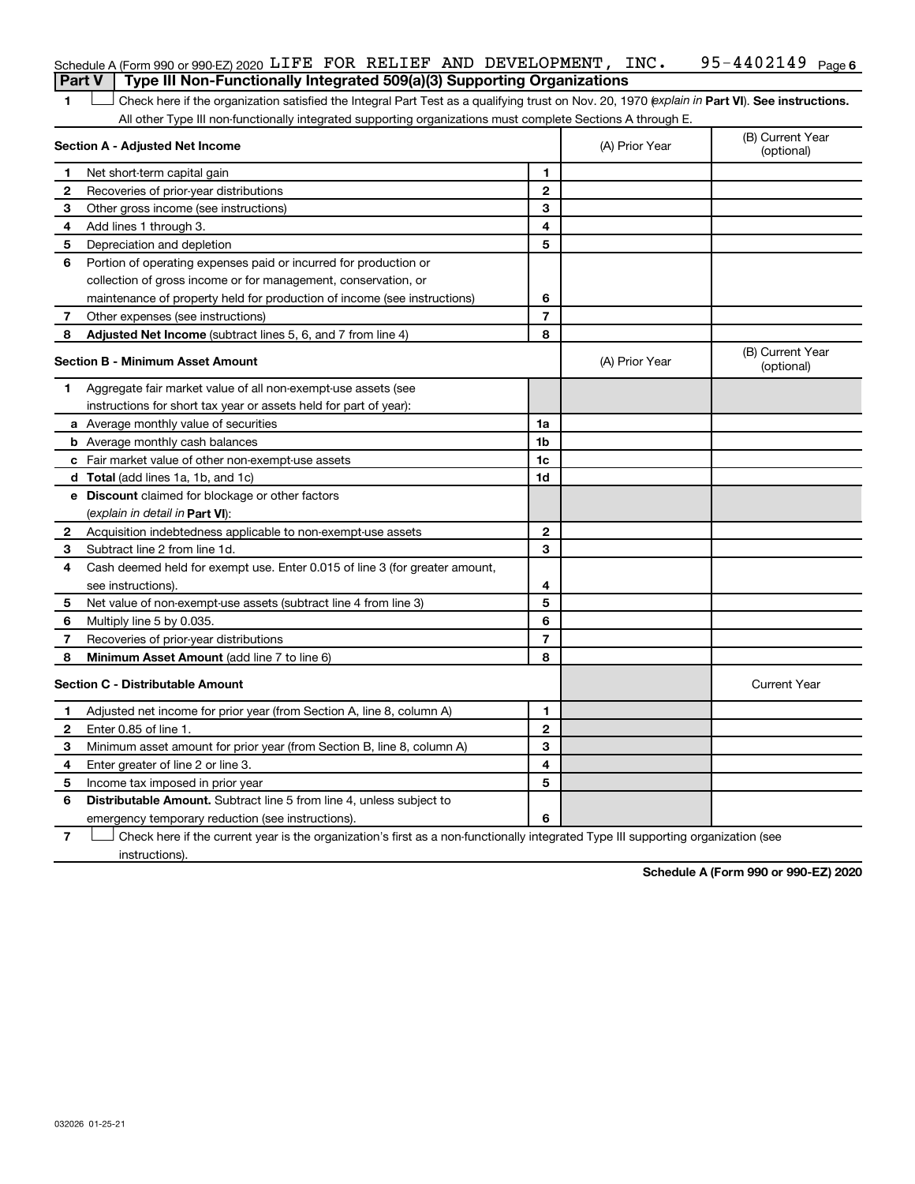Schedule A (Form 990 or 990-EZ) 2020 LIFE FOR RELIEF AND DEVELOPMENT, INC. 95-4402149 Page 6

## Part V Type III Non-Functionally Integrated 509(a)(3) Supporting Organizations

1 ☐ Check here if the organization satisfied the Integral Part Test as a qualifying trust on Nov. 20, 1970 (explain in **Part VI**). **See instructions.** All other Type III non-functionally integrated supporting organizations must complete Sections A through E.

| **Section A - Adjusted Net Income** | | (A) Prior Year | (B) Current Year (optional) |
|---|---|---|---|
| **1** Net short-term capital gain | 1 | | |
| **2** Recoveries of prior-year distributions | 2 | | |
| **3** Other gross income (see instructions) | 3 | | |
| **4** Add lines 1 through 3. | 4 | | |
| **5** Depreciation and depletion | 5 | | |
| **6** Portion of operating expenses paid or incurred for production or collection of gross income or for management, conservation, or maintenance of property held for production of income (see instructions) | 6 | | |
| **7** Other expenses (see instructions) | 7 | | |
| **8** **Adjusted Net Income** (subtract lines 5, 6, and 7 from line 4) | 8 | | |

| **Section B - Minimum Asset Amount** | | (A) Prior Year | (B) Current Year (optional) |
|---|---|---|---|
| **1** Aggregate fair market value of all non-exempt-use assets (see instructions for short tax year or assets held for part of year): | | | |
| **a** Average monthly value of securities | 1a | | |
| **b** Average monthly cash balances | 1b | | |
| **c** Fair market value of other non-exempt-use assets | 1c | | |
| **d** **Total** (add lines 1a, 1b, and 1c) | 1d | | |
| **e** **Discount** claimed for blockage or other factors (explain in detail in **Part VI**): | | | |
| **2** Acquisition indebtedness applicable to non-exempt-use assets | 2 | | |
| **3** Subtract line 2 from line 1d. | 3 | | |
| **4** Cash deemed held for exempt use. Enter 0.015 of line 3 (for greater amount, see instructions). | 4 | | |
| **5** Net value of non-exempt-use assets (subtract line 4 from line 3) | 5 | | |
| **6** Multiply line 5 by 0.035. | 6 | | |
| **7** Recoveries of prior-year distributions | 7 | | |
| **8** **Minimum Asset Amount** (add line 7 to line 6) | 8 | | |

| **Section C - Distributable Amount** | | | Current Year |
|---|---|---|---|
| **1** Adjusted net income for prior year (from Section A, line 8, column A) | 1 | | |
| **2** Enter 0.85 of line 1. | 2 | | |
| **3** Minimum asset amount for prior year (from Section B, line 8, column A) | 3 | | |
| **4** Enter greater of line 2 or line 3. | 4 | | |
| **5** Income tax imposed in prior year | 5 | | |
| **6** **Distributable Amount.** Subtract line 5 from line 4, unless subject to emergency temporary reduction (see instructions). | 6 | | |

7 ☐ Check here if the current year is the organization's first as a non-functionally integrated Type III supporting organization (see instructions).

**Schedule A (Form 990 or 990-EZ) 2020**

032026 01-25-21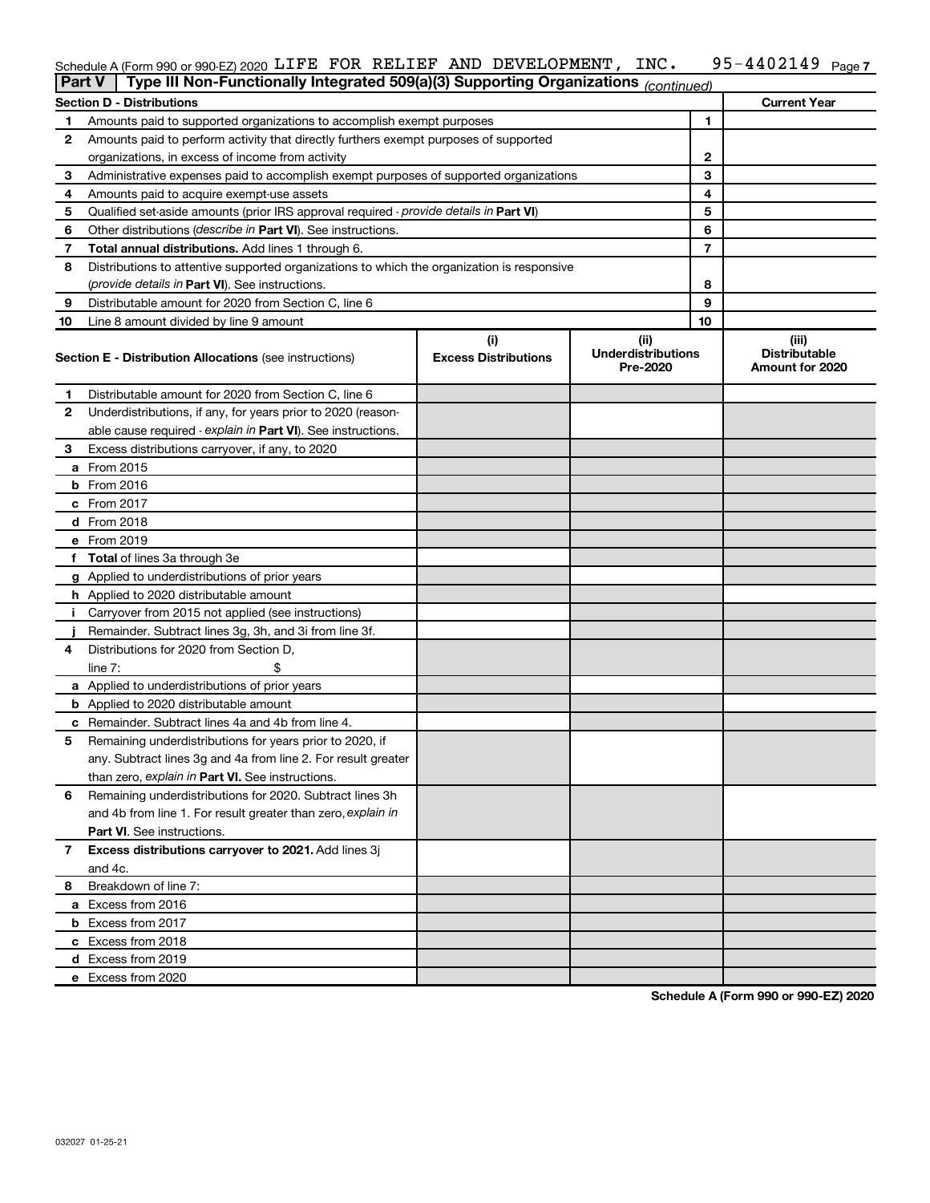Schedule A (Form 990 or 990-EZ) 2020 LIFE FOR RELIEF AND DEVELOPMENT, INC. 95-4402149 Page 7

**Part V | Type III Non-Functionally Integrated 509(a)(3) Supporting Organizations** *(continued)*

| **Section D - Distributions** | | | **Current Year** |
|---|---|---|---|
| 1 | Amounts paid to supported organizations to accomplish exempt purposes | 1 | |
| 2 | Amounts paid to perform activity that directly furthers exempt purposes of supported organizations, in excess of income from activity | 2 | |
| 3 | Administrative expenses paid to accomplish exempt purposes of supported organizations | 3 | |
| 4 | Amounts paid to acquire exempt-use assets | 4 | |
| 5 | Qualified set-aside amounts (prior IRS approval required - *provide details in* **Part VI**) | 5 | |
| 6 | Other distributions (*describe in* **Part VI**). See instructions. | 6 | |
| 7 | **Total annual distributions.** Add lines 1 through 6. | 7 | |
| 8 | Distributions to attentive supported organizations to which the organization is responsive (*provide details in* **Part VI**). See instructions. | 8 | |
| 9 | Distributable amount for 2020 from Section C, line 6 | 9 | |
| 10 | Line 8 amount divided by line 9 amount | 10 | |

| | **Section E - Distribution Allocations** (see instructions) | (i) **Excess Distributions** | (ii) **Underdistributions Pre-2020** | (iii) **Distributable Amount for 2020** |
|---|---|---|---|---|
| 1 | Distributable amount for 2020 from Section C, line 6 | | | |
| 2 | Underdistributions, if any, for years prior to 2020 (reasonable cause required - *explain in* **Part VI**). See instructions. | | | |
| 3 | Excess distributions carryover, if any, to 2020 | | | |
| a | From 2015 | | | |
| b | From 2016 | | | |
| c | From 2017 | | | |
| d | From 2018 | | | |
| e | From 2019 | | | |
| f | **Total** of lines 3a through 3e | | | |
| g | Applied to underdistributions of prior years | | | |
| h | Applied to 2020 distributable amount | | | |
| i | Carryover from 2015 not applied (see instructions) | | | |
| j | Remainder. Subtract lines 3g, 3h, and 3i from line 3f. | | | |
| 4 | Distributions for 2020 from Section D, line 7: $ | | | |
| a | Applied to underdistributions of prior years | | | |
| b | Applied to 2020 distributable amount | | | |
| c | Remainder. Subtract lines 4a and 4b from line 4. | | | |
| 5 | Remaining underdistributions for years prior to 2020, if any. Subtract lines 3g and 4a from line 2. For result greater than zero, *explain in* **Part VI.** See instructions. | | | |
| 6 | Remaining underdistributions for 2020. Subtract lines 3h and 4b from line 1. For result greater than zero, *explain in* **Part VI**. See instructions. | | | |
| 7 | **Excess distributions carryover to 2021.** Add lines 3j and 4c. | | | |
| 8 | Breakdown of line 7: | | | |
| a | Excess from 2016 | | | |
| b | Excess from 2017 | | | |
| c | Excess from 2018 | | | |
| d | Excess from 2019 | | | |
| e | Excess from 2020 | | | |

**Schedule A (Form 990 or 990-EZ) 2020**

032027 01-25-21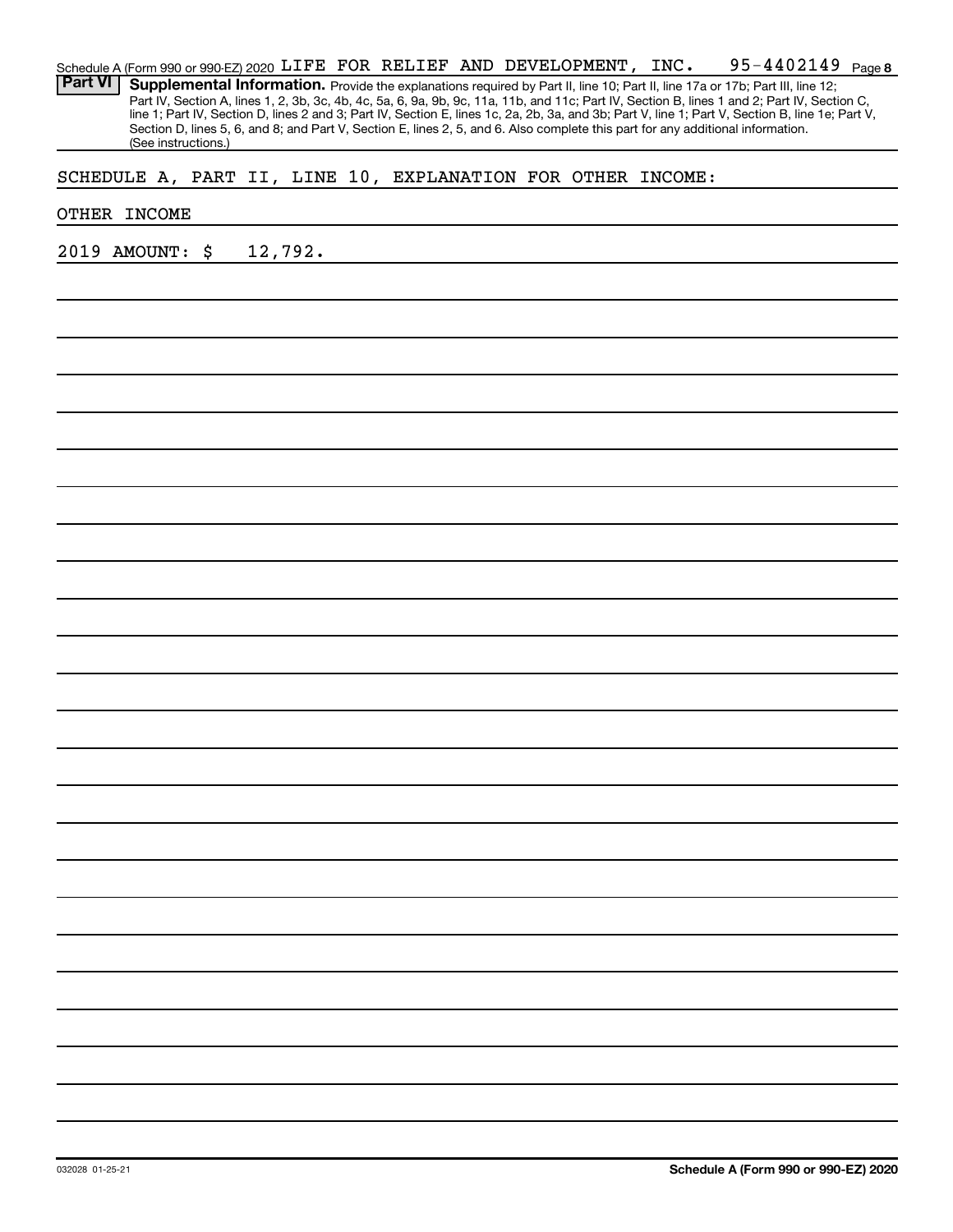Schedule A (Form 990 or 990-EZ) 2020 LIFE FOR RELIEF AND DEVELOPMENT, INC. 95-4402149 Page **8**

**Part VI** **Supplemental Information.** Provide the explanations required by Part II, line 10; Part II, line 17a or 17b; Part III, line 12; Part IV, Section A, lines 1, 2, 3b, 3c, 4b, 4c, 5a, 6, 9a, 9b, 9c, 11a, 11b, and 11c; Part IV, Section B, lines 1 and 2; Part IV, Section C, line 1; Part IV, Section D, lines 2 and 3; Part IV, Section E, lines 1c, 2a, 2b, 3a, and 3b; Part V, line 1; Part V, Section B, line 1e; Part V, Section D, lines 5, 6, and 8; and Part V, Section E, lines 2, 5, and 6. Also complete this part for any additional information. (See instructions.)

SCHEDULE A, PART II, LINE 10, EXPLANATION FOR OTHER INCOME:

OTHER INCOME

2019 AMOUNT: $ 12,792.

032028 01-25-21

**Schedule A (Form 990 or 990-EZ) 2020**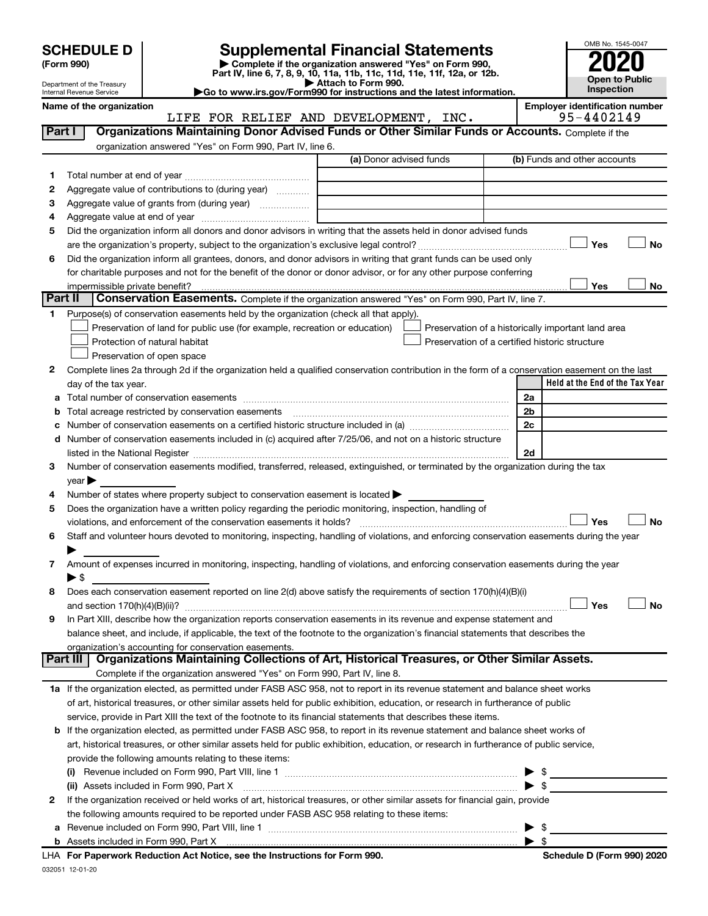# SCHEDULE D (Form 990)

Department of the Treasury
Internal Revenue Service

## Supplemental Financial Statements

▶ Complete if the organization answered "Yes" on Form 990, Part IV, line 6, 7, 8, 9, 10, 11a, 11b, 11c, 11d, 11e, 11f, 12a, or 12b.
▶ Attach to Form 990.
▶Go to www.irs.gov/Form990 for instructions and the latest information.

OMB No. 1545-0047

**2020**

**Open to Public Inspection**

**Name of the organization**
LIFE FOR RELIEF AND DEVELOPMENT, INC.

**Employer identification number**
95-4402149

### Part I — Organizations Maintaining Donor Advised Funds or Other Similar Funds or Accounts.
Complete if the organization answered "Yes" on Form 990, Part IV, line 6.

| | | (a) Donor advised funds | (b) Funds and other accounts |
|---|---|---|---|
| 1 | Total number at end of year | | |
| 2 | Aggregate value of contributions to (during year) | | |
| 3 | Aggregate value of grants from (during year) | | |
| 4 | Aggregate value at end of year | | |

5 Did the organization inform all donors and donor advisors in writing that the assets held in donor advised funds are the organization's property, subject to the organization's exclusive legal control? ☐ Yes ☐ No

6 Did the organization inform all grantees, donors, and donor advisors in writing that grant funds can be used only for charitable purposes and not for the benefit of the donor or donor advisor, or for any other purpose conferring impermissible private benefit? ☐ Yes ☐ No

### Part II — Conservation Easements.
Complete if the organization answered "Yes" on Form 990, Part IV, line 7.

1 Purpose(s) of conservation easements held by the organization (check all that apply).

☐ Preservation of land for public use (for example, recreation or education)
☐ Protection of natural habitat
☐ Preservation of open space
☐ Preservation of a historically important land area
☐ Preservation of a certified historic structure

2 Complete lines 2a through 2d if the organization held a qualified conservation contribution in the form of a conservation easement on the last day of the tax year.

| | | | Held at the End of the Tax Year |
|---|---|---|---|
| a | Total number of conservation easements | 2a | |
| b | Total acreage restricted by conservation easements | 2b | |
| c | Number of conservation easements on a certified historic structure included in (a) | 2c | |
| d | Number of conservation easements included in (c) acquired after 7/25/06, and not on a historic structure listed in the National Register | 2d | |

3 Number of conservation easements modified, transferred, released, extinguished, or terminated by the organization during the tax year ▶

4 Number of states where property subject to conservation easement is located ▶

5 Does the organization have a written policy regarding the periodic monitoring, inspection, handling of violations, and enforcement of the conservation easements it holds? ☐ Yes ☐ No

6 Staff and volunteer hours devoted to monitoring, inspecting, handling of violations, and enforcing conservation easements during the year ▶

7 Amount of expenses incurred in monitoring, inspecting, handling of violations, and enforcing conservation easements during the year ▶ $

8 Does each conservation easement reported on line 2(d) above satisfy the requirements of section 170(h)(4)(B)(i) and section 170(h)(4)(B)(ii)? ☐ Yes ☐ No

9 In Part XIII, describe how the organization reports conservation easements in its revenue and expense statement and balance sheet, and include, if applicable, the text of the footnote to the organization's financial statements that describes the organization's accounting for conservation easements.

### Part III — Organizations Maintaining Collections of Art, Historical Treasures, or Other Similar Assets.
Complete if the organization answered "Yes" on Form 990, Part IV, line 8.

1a If the organization elected, as permitted under FASB ASC 958, not to report in its revenue statement and balance sheet works of art, historical treasures, or other similar assets held for public exhibition, education, or research in furtherance of public service, provide in Part XIII the text of the footnote to its financial statements that describes these items.

b If the organization elected, as permitted under FASB ASC 958, to report in its revenue statement and balance sheet works of art, historical treasures, or other similar assets held for public exhibition, education, or research in furtherance of public service, provide the following amounts relating to these items:

(i) Revenue included on Form 990, Part VIII, line 1 ▶ $

(ii) Assets included in Form 990, Part X ▶ $

2 If the organization received or held works of art, historical treasures, or other similar assets for financial gain, provide the following amounts required to be reported under FASB ASC 958 relating to these items:

a Revenue included on Form 990, Part VIII, line 1 ▶ $

b Assets included in Form 990, Part X ▶ $

LHA **For Paperwork Reduction Act Notice, see the Instructions for Form 990.** **Schedule D (Form 990) 2020**

032051 12-01-20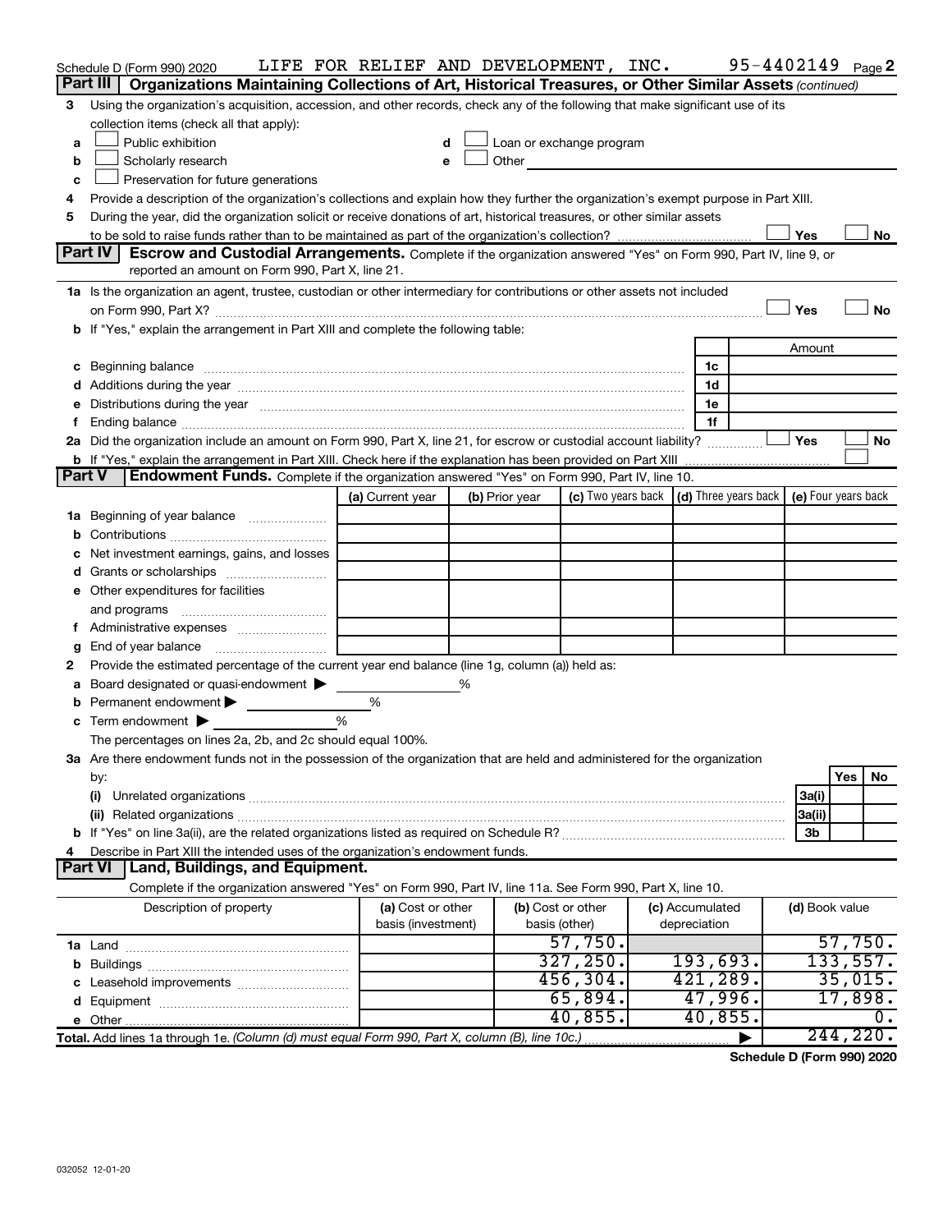Schedule D (Form 990) 2020 LIFE FOR RELIEF AND DEVELOPMENT, INC. 95-4402149 Page 2

## Part III Organizations Maintaining Collections of Art, Historical Treasures, or Other Similar Assets *(continued)*

3 Using the organization's acquisition, accession, and other records, check any of the following that make significant use of its collection items (check all that apply):

a ☐ Public exhibition
b ☐ Scholarly research
c ☐ Preservation for future generations
d ☐ Loan or exchange program
e ☐ Other

4 Provide a description of the organization's collections and explain how they further the organization's exempt purpose in Part XIII.

5 During the year, did the organization solicit or receive donations of art, historical treasures, or other similar assets to be sold to raise funds rather than to be maintained as part of the organization's collection? ☐ Yes ☐ No

## Part IV Escrow and Custodial Arrangements.

Complete if the organization answered "Yes" on Form 990, Part IV, line 9, or reported an amount on Form 990, Part X, line 21.

1a Is the organization an agent, trustee, custodian or other intermediary for contributions or other assets not included on Form 990, Part X? ☐ Yes ☐ No

b If "Yes," explain the arrangement in Part XIII and complete the following table:

| | | Amount |
|---|---|---|
| c Beginning balance | 1c | |
| d Additions during the year | 1d | |
| e Distributions during the year | 1e | |
| f Ending balance | 1f | |

2a Did the organization include an amount on Form 990, Part X, line 21, for escrow or custodial account liability? ☐ Yes ☐ No

b If "Yes," explain the arrangement in Part XIII. Check here if the explanation has been provided on Part XIII ☐

## Part V Endowment Funds.

Complete if the organization answered "Yes" on Form 990, Part IV, line 10.

| | (a) Current year | (b) Prior year | (c) Two years back | (d) Three years back | (e) Four years back |
|---|---|---|---|---|---|
| 1a Beginning of year balance | | | | | |
| b Contributions | | | | | |
| c Net investment earnings, gains, and losses | | | | | |
| d Grants or scholarships | | | | | |
| e Other expenditures for facilities and programs | | | | | |
| f Administrative expenses | | | | | |
| g End of year balance | | | | | |

2 Provide the estimated percentage of the current year end balance (line 1g, column (a)) held as:

a Board designated or quasi-endowment ▶ %
b Permanent endowment ▶ %
c Term endowment ▶ %

The percentages on lines 2a, 2b, and 2c should equal 100%.

3a Are there endowment funds not in the possession of the organization that are held and administered for the organization by:

| | | Yes | No |
|---|---|---|---|
| (i) Unrelated organizations | 3a(i) | | |
| (ii) Related organizations | 3a(ii) | | |
| b If "Yes" on line 3a(ii), are the related organizations listed as required on Schedule R? | 3b | | |

4 Describe in Part XIII the intended uses of the organization's endowment funds.

## Part VI Land, Buildings, and Equipment.

Complete if the organization answered "Yes" on Form 990, Part IV, line 11a. See Form 990, Part X, line 10.

| Description of property | (a) Cost or other basis (investment) | (b) Cost or other basis (other) | (c) Accumulated depreciation | (d) Book value |
|---|---|---|---|---|
| 1a Land | | 57,750. | | 57,750. |
| b Buildings | | 327,250. | 193,693. | 133,557. |
| c Leasehold improvements | | 456,304. | 421,289. | 35,015. |
| d Equipment | | 65,894. | 47,996. | 17,898. |
| e Other | | 40,855. | 40,855. | 0. |
| Total. Add lines 1a through 1e. *(Column (d) must equal Form 990, Part X, column (B), line 10c.)* ▶ | | | | 244,220. |

Schedule D (Form 990) 2020

032052 12-01-20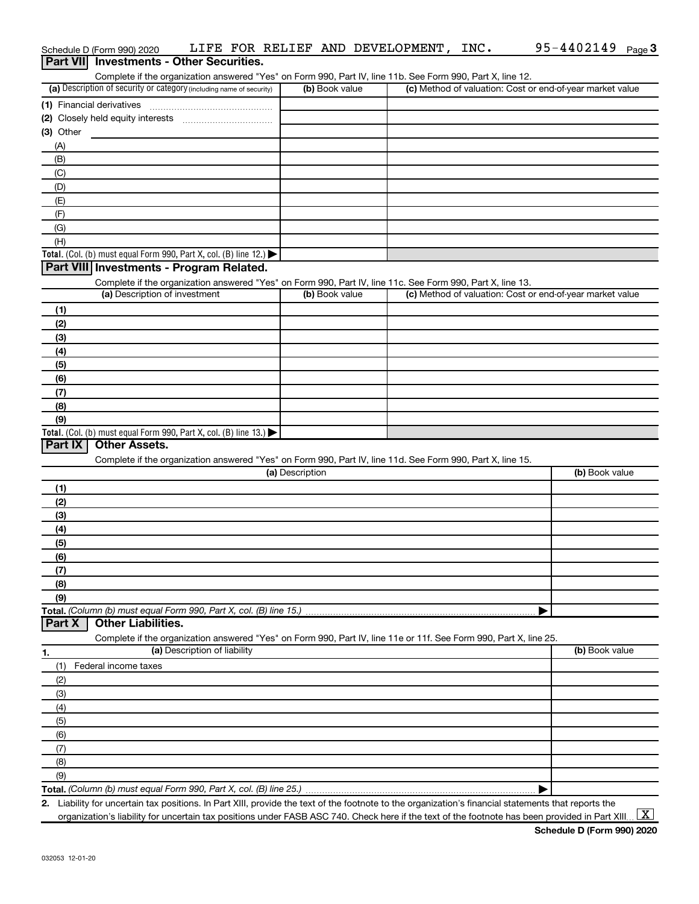Schedule D (Form 990) 2020 LIFE FOR RELIEF AND DEVELOPMENT, INC. 95-4402149 Page 3

## Part VII Investments - Other Securities.

Complete if the organization answered "Yes" on Form 990, Part IV, line 11b. See Form 990, Part X, line 12.

| (a) Description of security or category (including name of security) | (b) Book value | (c) Method of valuation: Cost or end-of-year market value |
|---|---|---|
| (1) Financial derivatives | | |
| (2) Closely held equity interests | | |
| (3) Other | | |
| (A) | | |
| (B) | | |
| (C) | | |
| (D) | | |
| (E) | | |
| (F) | | |
| (G) | | |
| (H) | | |
| **Total.** (Col. (b) must equal Form 990, Part X, col. (B) line 12.) ▶ | | |

## Part VIII Investments - Program Related.

Complete if the organization answered "Yes" on Form 990, Part IV, line 11c. See Form 990, Part X, line 13.

| (a) Description of investment | (b) Book value | (c) Method of valuation: Cost or end-of-year market value |
|---|---|---|
| (1) | | |
| (2) | | |
| (3) | | |
| (4) | | |
| (5) | | |
| (6) | | |
| (7) | | |
| (8) | | |
| (9) | | |
| **Total.** (Col. (b) must equal Form 990, Part X, col. (B) line 13.) ▶ | | |

## Part IX Other Assets.

Complete if the organization answered "Yes" on Form 990, Part IV, line 11d. See Form 990, Part X, line 15.

| (a) Description | (b) Book value |
|---|---|
| (1) | |
| (2) | |
| (3) | |
| (4) | |
| (5) | |
| (6) | |
| (7) | |
| (8) | |
| (9) | |
| **Total.** *(Column (b) must equal Form 990, Part X, col. (B) line 15.)* ▶ | |

## Part X Other Liabilities.

Complete if the organization answered "Yes" on Form 990, Part IV, line 11e or 11f. See Form 990, Part X, line 25.

| 1. (a) Description of liability | (b) Book value |
|---|---|
| (1) Federal income taxes | |
| (2) | |
| (3) | |
| (4) | |
| (5) | |
| (6) | |
| (7) | |
| (8) | |
| (9) | |
| **Total.** *(Column (b) must equal Form 990, Part X, col. (B) line 25.)* ▶ | |

2. Liability for uncertain tax positions. In Part XIII, provide the text of the footnote to the organization's financial statements that reports the organization's liability for uncertain tax positions under FASB ASC 740. Check here if the text of the footnote has been provided in Part XIII ... [X]

**Schedule D (Form 990) 2020**

032053 12-01-20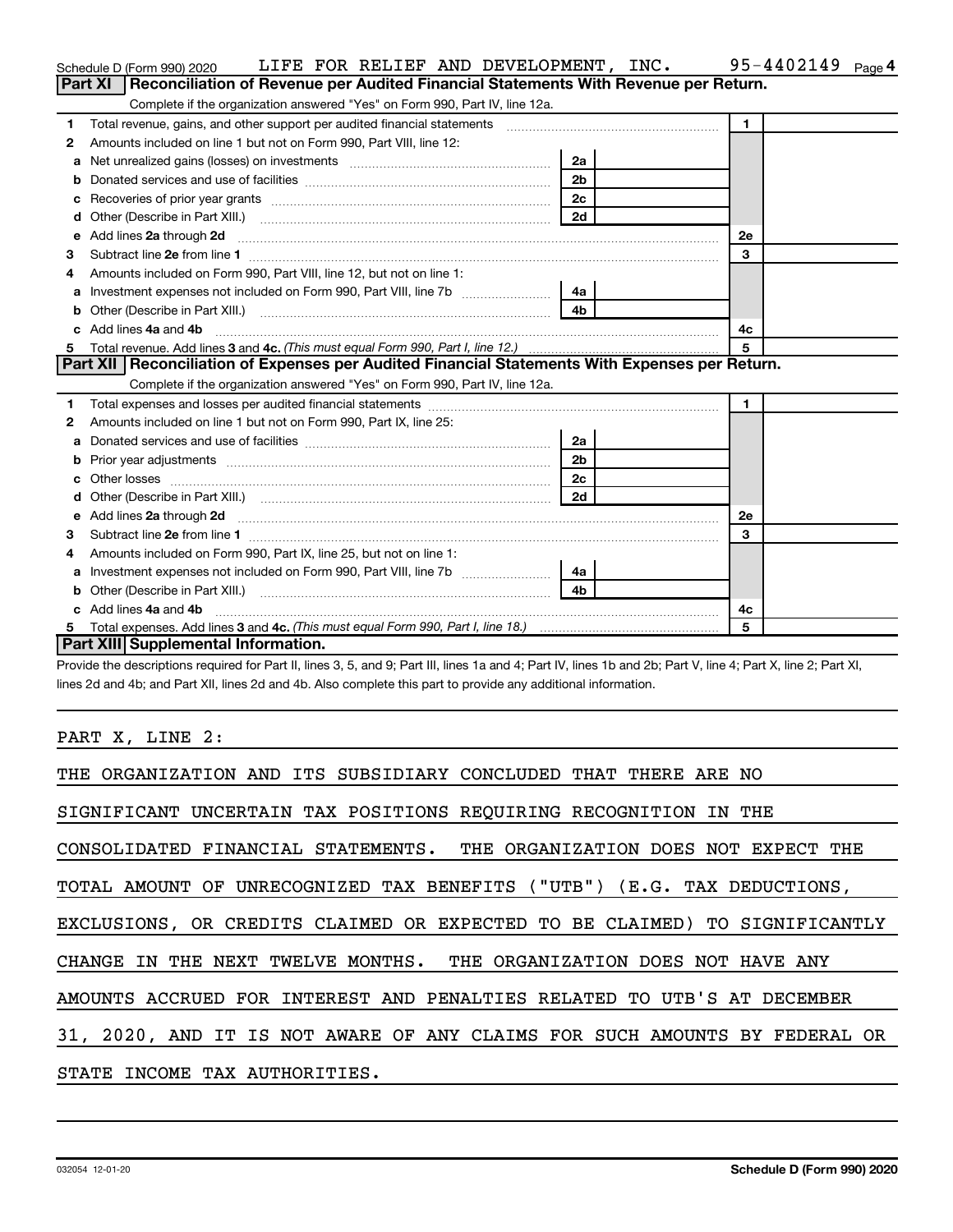Schedule D (Form 990) 2020 LIFE FOR RELIEF AND DEVELOPMENT, INC. 95-4402149 Page 4

## Part XI Reconciliation of Revenue per Audited Financial Statements With Revenue per Return.

Complete if the organization answered "Yes" on Form 990, Part IV, line 12a.

| | | | | | |
|---|---|---|---|---|---|
| 1 | Total revenue, gains, and other support per audited financial statements | | | 1 | |
| 2 | Amounts included on line 1 but not on Form 990, Part VIII, line 12: | | | | |
| a | Net unrealized gains (losses) on investments | 2a | | | |
| b | Donated services and use of facilities | 2b | | | |
| c | Recoveries of prior year grants | 2c | | | |
| d | Other (Describe in Part XIII.) | 2d | | | |
| e | Add lines **2a** through **2d** | | | 2e | |
| 3 | Subtract line **2e** from line **1** | | | 3 | |
| 4 | Amounts included on Form 990, Part VIII, line 12, but not on line 1: | | | | |
| a | Investment expenses not included on Form 990, Part VIII, line 7b | 4a | | | |
| b | Other (Describe in Part XIII.) | 4b | | | |
| c | Add lines **4a** and **4b** | | | 4c | |
| 5 | Total revenue. Add lines **3** and **4c.** *(This must equal Form 990, Part I, line 12.)* | | | 5 | |

## Part XII Reconciliation of Expenses per Audited Financial Statements With Expenses per Return.

Complete if the organization answered "Yes" on Form 990, Part IV, line 12a.

| | | | | | |
|---|---|---|---|---|---|
| 1 | Total expenses and losses per audited financial statements | | | 1 | |
| 2 | Amounts included on line 1 but not on Form 990, Part IX, line 25: | | | | |
| a | Donated services and use of facilities | 2a | | | |
| b | Prior year adjustments | 2b | | | |
| c | Other losses | 2c | | | |
| d | Other (Describe in Part XIII.) | 2d | | | |
| e | Add lines **2a** through **2d** | | | 2e | |
| 3 | Subtract line **2e** from line **1** | | | 3 | |
| 4 | Amounts included on Form 990, Part IX, line 25, but not on line 1: | | | | |
| a | Investment expenses not included on Form 990, Part VIII, line 7b | 4a | | | |
| b | Other (Describe in Part XIII.) | 4b | | | |
| c | Add lines **4a** and **4b** | | | 4c | |
| 5 | Total expenses. Add lines **3** and **4c.** *(This must equal Form 990, Part I, line 18.)* | | | 5 | |

## Part XIII Supplemental Information.

Provide the descriptions required for Part II, lines 3, 5, and 9; Part III, lines 1a and 4; Part IV, lines 1b and 2b; Part V, line 4; Part X, line 2; Part XI, lines 2d and 4b; and Part XII, lines 2d and 4b. Also complete this part to provide any additional information.

PART X, LINE 2:

THE ORGANIZATION AND ITS SUBSIDIARY CONCLUDED THAT THERE ARE NO SIGNIFICANT UNCERTAIN TAX POSITIONS REQUIRING RECOGNITION IN THE CONSOLIDATED FINANCIAL STATEMENTS. THE ORGANIZATION DOES NOT EXPECT THE TOTAL AMOUNT OF UNRECOGNIZED TAX BENEFITS ("UTB") (E.G. TAX DEDUCTIONS, EXCLUSIONS, OR CREDITS CLAIMED OR EXPECTED TO BE CLAIMED) TO SIGNIFICANTLY CHANGE IN THE NEXT TWELVE MONTHS. THE ORGANIZATION DOES NOT HAVE ANY AMOUNTS ACCRUED FOR INTEREST AND PENALTIES RELATED TO UTB'S AT DECEMBER 31, 2020, AND IT IS NOT AWARE OF ANY CLAIMS FOR SUCH AMOUNTS BY FEDERAL OR STATE INCOME TAX AUTHORITIES.

032054 12-01-20 **Schedule D (Form 990) 2020**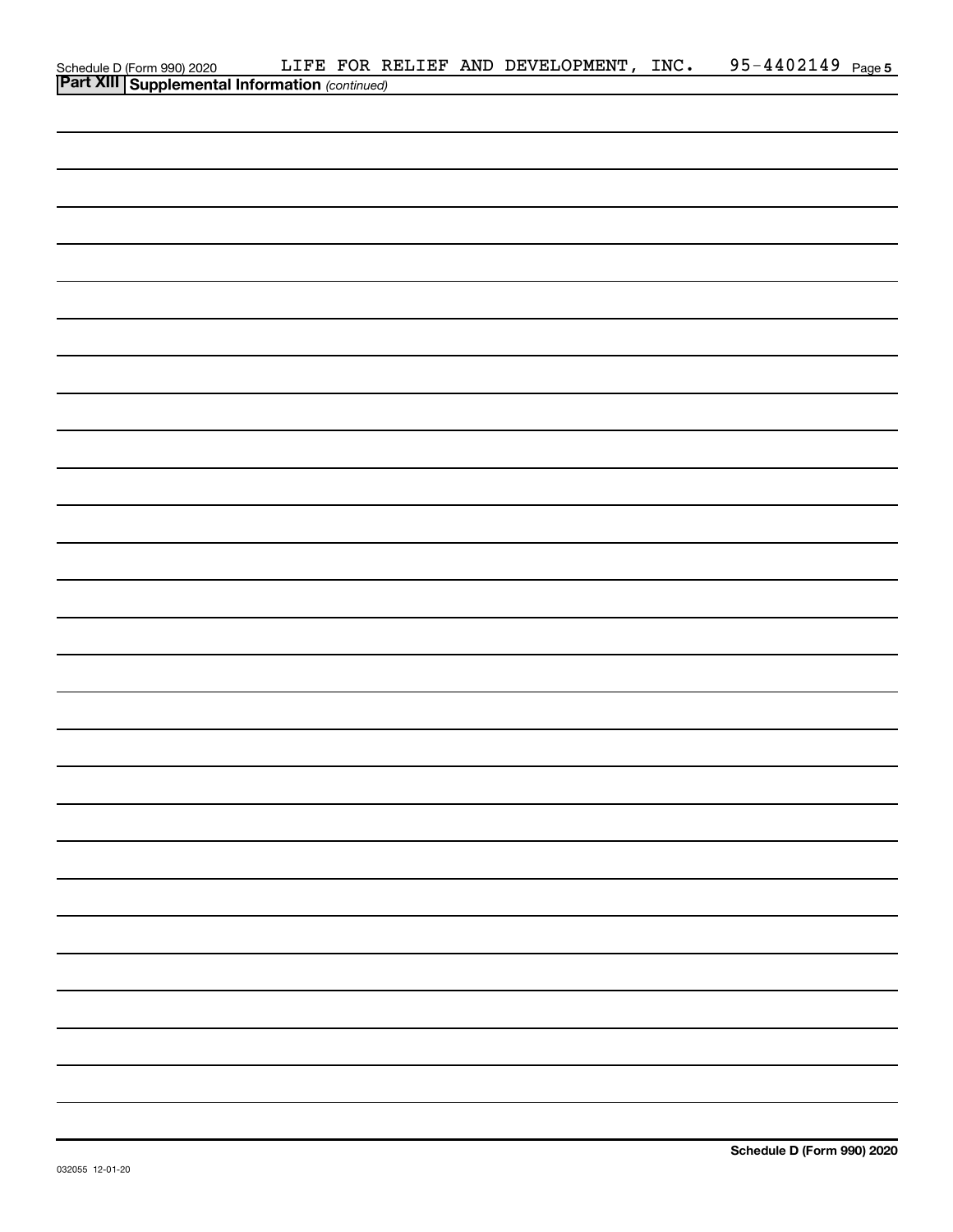Schedule D (Form 990) 2020 LIFE FOR RELIEF AND DEVELOPMENT, INC. 95-4402149 Page 5

**Part XIII Supplemental Information** *(continued)*

**Schedule D (Form 990) 2020**

032055 12-01-20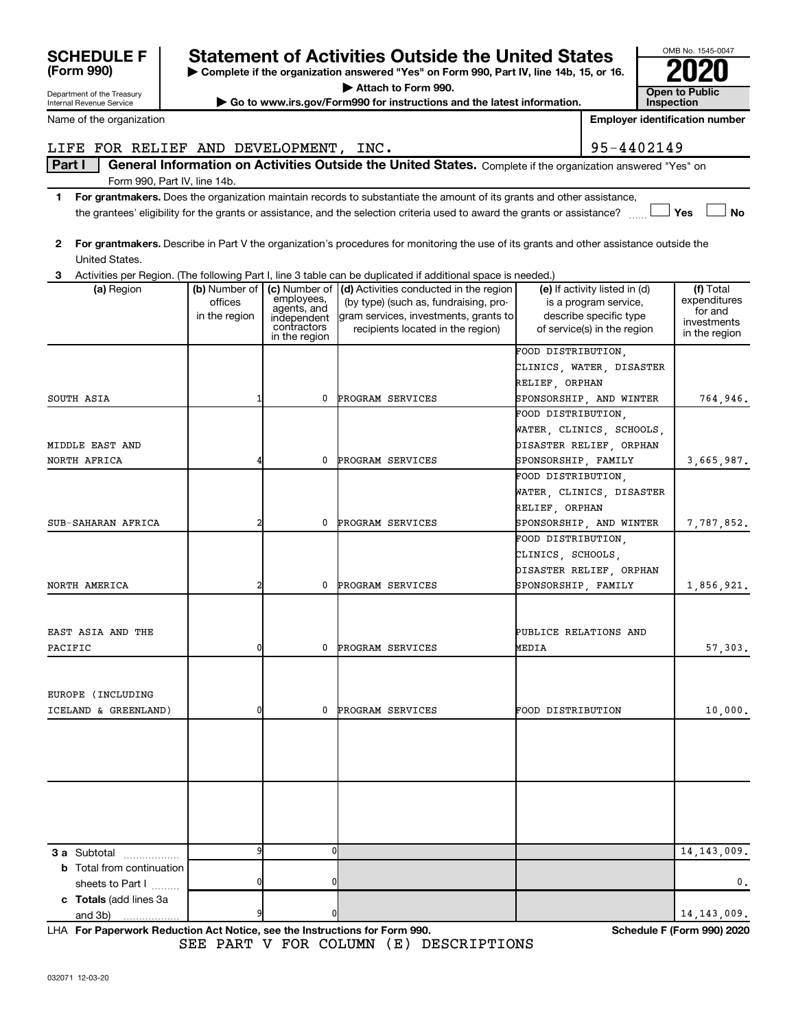**SCHEDULE F (Form 990)**

Department of the Treasury
Internal Revenue Service

# Statement of Activities Outside the United States

▶ Complete if the organization answered "Yes" on Form 990, Part IV, line 14b, 15, or 16.
▶ Attach to Form 990.
▶ Go to www.irs.gov/Form990 for instructions and the latest information.

OMB No. 1545-0047

**2020**

**Open to Public Inspection**

Name of the organization: LIFE FOR RELIEF AND DEVELOPMENT, INC.

Employer identification number: 95-4402149

**Part I** **General Information on Activities Outside the United States.** Complete if the organization answered "Yes" on Form 990, Part IV, line 14b.

1 **For grantmakers.** Does the organization maintain records to substantiate the amount of its grants and other assistance, the grantees' eligibility for the grants or assistance, and the selection criteria used to award the grants or assistance? ☐ Yes ☐ No

2 **For grantmakers.** Describe in Part V the organization's procedures for monitoring the use of its grants and other assistance outside the United States.

3 Activities per Region. (The following Part I, line 3 table can be duplicated if additional space is needed.)

| (a) Region | (b) Number of offices in the region | (c) Number of employees, agents, and independent contractors in the region | (d) Activities conducted in the region (by type) (such as, fundraising, program services, investments, grants to recipients located in the region) | (e) If activity listed in (d) is a program service, describe specific type of service(s) in the region | (f) Total expenditures for and investments in the region |
|---|---|---|---|---|---|
| SOUTH ASIA | 1 | 0 | PROGRAM SERVICES | FOOD DISTRIBUTION, CLINICS, WATER, DISASTER RELIEF, ORPHAN SPONSORSHIP, AND WINTER | 764,946. |
| MIDDLE EAST AND NORTH AFRICA | 4 | 0 | PROGRAM SERVICES | FOOD DISTRIBUTION, WATER, CLINICS, SCHOOLS, DISASTER RELIEF, ORPHAN SPONSORSHIP, FAMILY | 3,665,987. |
| SUB-SAHARAN AFRICA | 2 | 0 | PROGRAM SERVICES | FOOD DISTRIBUTION, WATER, CLINICS, DISASTER RELIEF, ORPHAN SPONSORSHIP, AND WINTER | 7,787,852. |
| NORTH AMERICA | 2 | 0 | PROGRAM SERVICES | FOOD DISTRIBUTION, CLINICS, SCHOOLS, DISASTER RELIEF, ORPHAN SPONSORSHIP, FAMILY | 1,856,921. |
| EAST ASIA AND THE PACIFIC | 0 | 0 | PROGRAM SERVICES | PUBLICE RELATIONS AND MEDIA | 57,303. |
| EUROPE (INCLUDING ICELAND & GREENLAND) | 0 | 0 | PROGRAM SERVICES | FOOD DISTRIBUTION | 10,000. |
| | | | | | |
| | | | | | |
| **3 a** Subtotal | 9 | 0 | | | 14,143,009. |
| **b** Total from continuation sheets to Part I | 0 | 0 | | | 0. |
| **c Totals** (add lines 3a and 3b) | 9 | 0 | | | 14,143,009. |

LHA **For Paperwork Reduction Act Notice, see the Instructions for Form 990.** **Schedule F (Form 990) 2020**

SEE PART V FOR COLUMN (E) DESCRIPTIONS

032071 12-03-20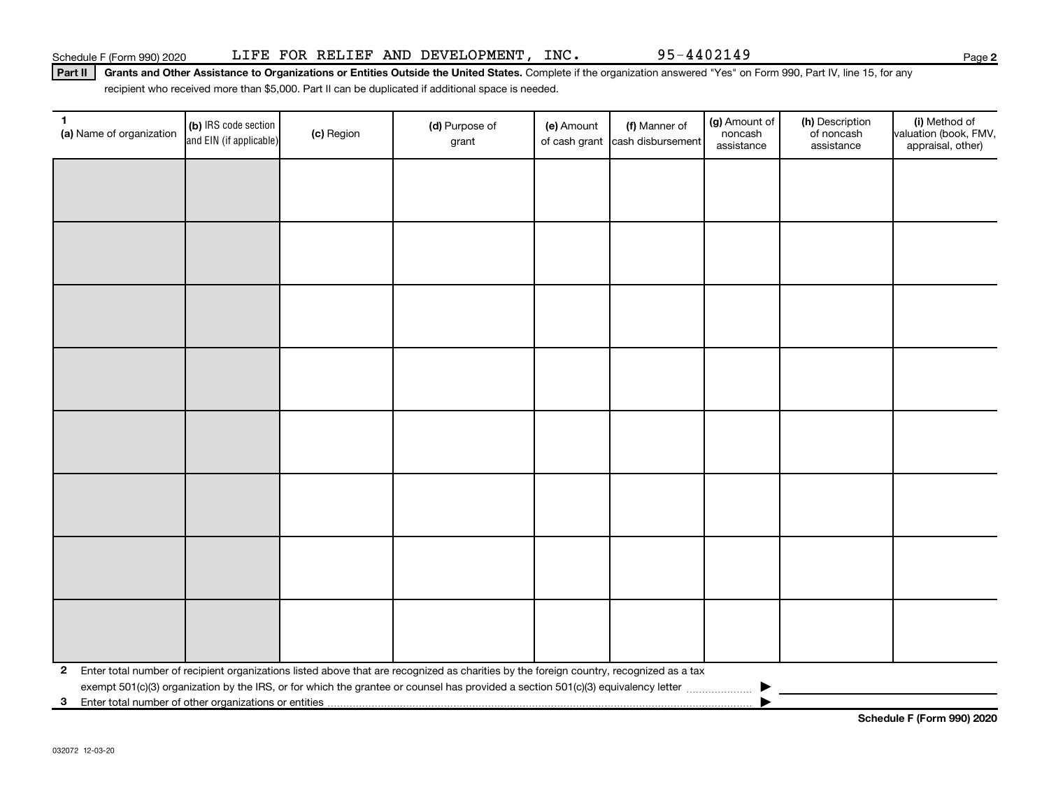Schedule F (Form 990) 2020 LIFE FOR RELIEF AND DEVELOPMENT, INC. 95-4402149 Page 2

**Part II** **Grants and Other Assistance to Organizations or Entities Outside the United States.** Complete if the organization answered "Yes" on Form 990, Part IV, line 15, for any recipient who received more than $5,000. Part II can be duplicated if additional space is needed.

| 1 (a) Name of organization | (b) IRS code section and EIN (if applicable) | (c) Region | (d) Purpose of grant | (e) Amount of cash grant | (f) Manner of cash disbursement | (g) Amount of noncash assistance | (h) Description of noncash assistance | (i) Method of valuation (book, FMV, appraisal, other) |
|---|---|---|---|---|---|---|---|---|
| | | | | | | | | |
| | | | | | | | | |
| | | | | | | | | |
| | | | | | | | | |
| | | | | | | | | |
| | | | | | | | | |
| | | | | | | | | |
| | | | | | | | | |

**2** Enter total number of recipient organizations listed above that are recognized as charities by the foreign country, recognized as a tax exempt 501(c)(3) organization by the IRS, or for which the grantee or counsel has provided a section 501(c)(3) equivalency letter ▶

**3** Enter total number of other organizations or entities ▶

**Schedule F (Form 990) 2020**

032072 12-03-20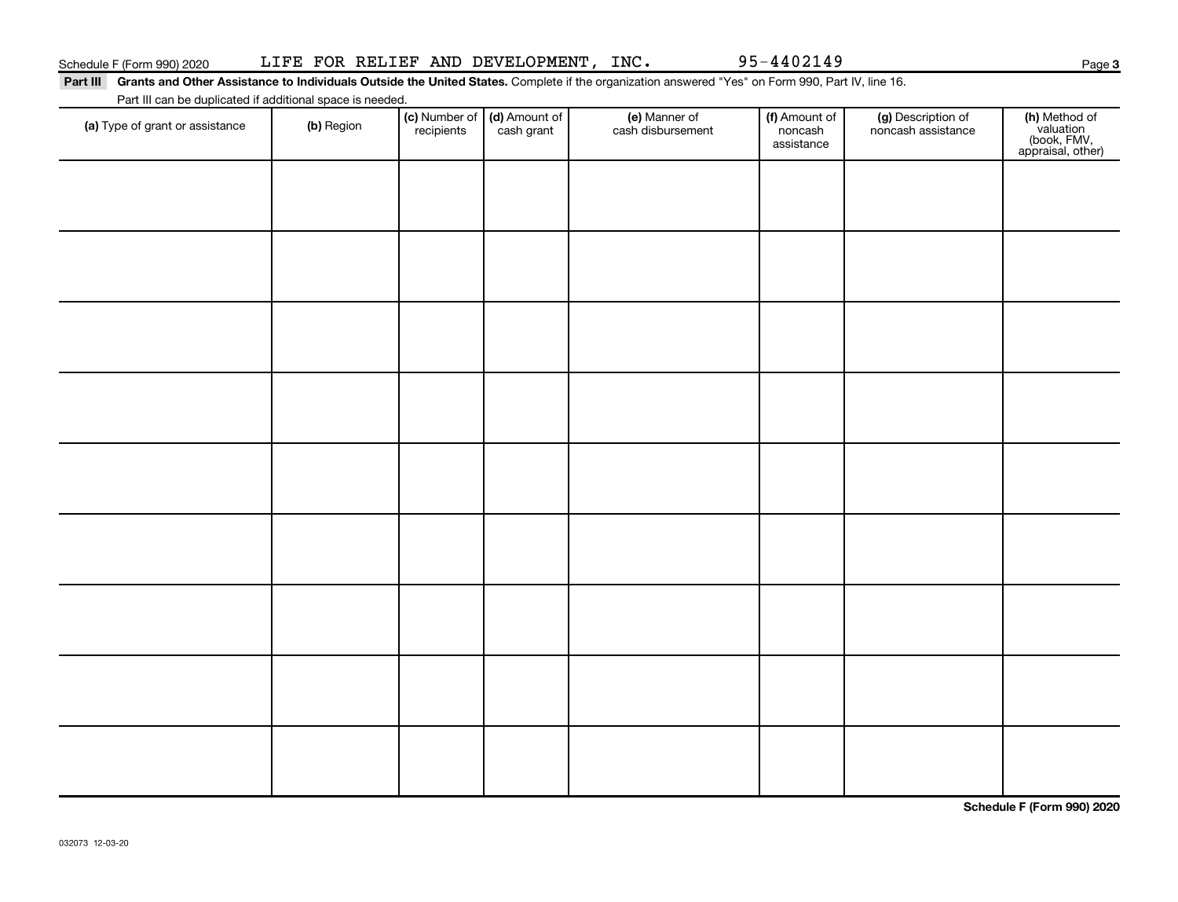Schedule F (Form 990) 2020 LIFE FOR RELIEF AND DEVELOPMENT, INC. 95-4402149

**Part III** **Grants and Other Assistance to Individuals Outside the United States.** Complete if the organization answered "Yes" on Form 990, Part IV, line 16.

Part III can be duplicated if additional space is needed.

| (a) Type of grant or assistance | (b) Region | (c) Number of recipients | (d) Amount of cash grant | (e) Manner of cash disbursement | (f) Amount of noncash assistance | (g) Description of noncash assistance | (h) Method of valuation (book, FMV, appraisal, other) |
|---|---|---|---|---|---|---|---|
| | | | | | | | |
| | | | | | | | |
| | | | | | | | |
| | | | | | | | |
| | | | | | | | |
| | | | | | | | |
| | | | | | | | |
| | | | | | | | |
| | | | | | | | |

**Schedule F (Form 990) 2020**

032073 12-03-20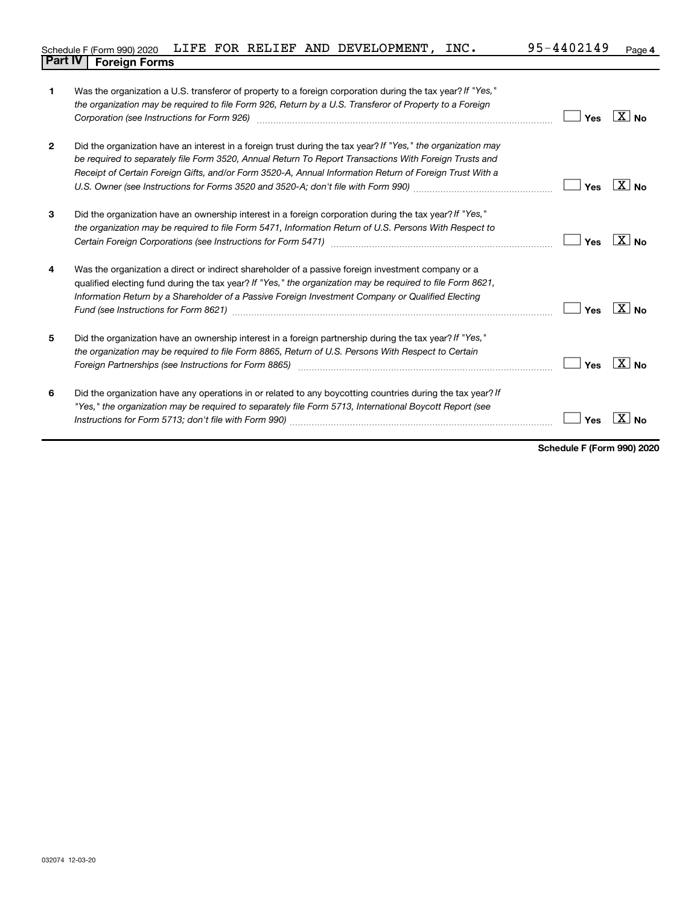Schedule F (Form 990) 2020 LIFE FOR RELIEF AND DEVELOPMENT, INC. 95-4402149

## Part IV Foreign Forms

| | | |
|---|---|---|
| **1** | Was the organization a U.S. transferor of property to a foreign corporation during the tax year? *If "Yes," the organization may be required to file Form 926, Return by a U.S. Transferor of Property to a Foreign Corporation (see Instructions for Form 926)* | ☐ Yes ☒ No |
| **2** | Did the organization have an interest in a foreign trust during the tax year? *If "Yes," the organization may be required to separately file Form 3520, Annual Return To Report Transactions With Foreign Trusts and Receipt of Certain Foreign Gifts, and/or Form 3520-A, Annual Information Return of Foreign Trust With a U.S. Owner (see Instructions for Forms 3520 and 3520-A; don't file with Form 990)* | ☐ Yes ☒ No |
| **3** | Did the organization have an ownership interest in a foreign corporation during the tax year? *If "Yes," the organization may be required to file Form 5471, Information Return of U.S. Persons With Respect to Certain Foreign Corporations (see Instructions for Form 5471)* | ☐ Yes ☒ No |
| **4** | Was the organization a direct or indirect shareholder of a passive foreign investment company or a qualified electing fund during the tax year? *If "Yes," the organization may be required to file Form 8621, Information Return by a Shareholder of a Passive Foreign Investment Company or Qualified Electing Fund (see Instructions for Form 8621)* | ☐ Yes ☒ No |
| **5** | Did the organization have an ownership interest in a foreign partnership during the tax year? *If "Yes," the organization may be required to file Form 8865, Return of U.S. Persons With Respect to Certain Foreign Partnerships (see Instructions for Form 8865)* | ☐ Yes ☒ No |
| **6** | Did the organization have any operations in or related to any boycotting countries during the tax year? *If "Yes," the organization may be required to separately file Form 5713, International Boycott Report (see Instructions for Form 5713; don't file with Form 990)* | ☐ Yes ☒ No |

**Schedule F (Form 990) 2020**

032074 12-03-20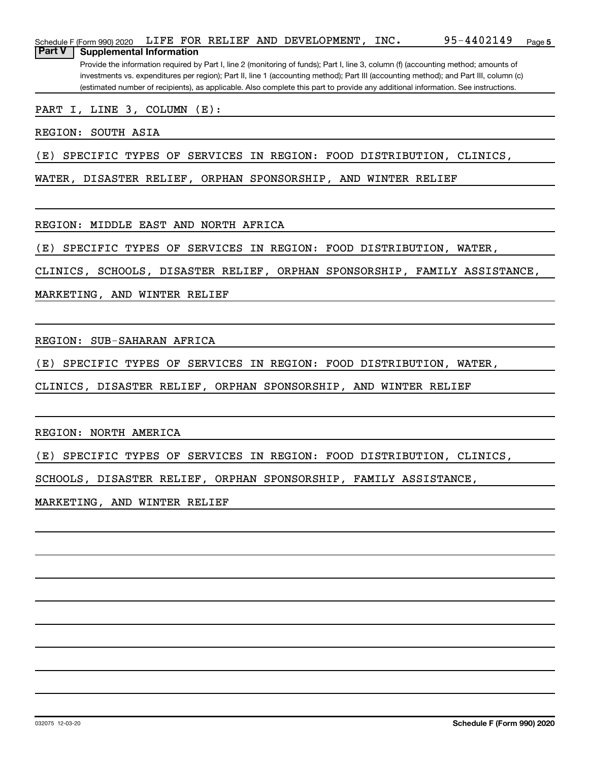Schedule F (Form 990) 2020 LIFE FOR RELIEF AND DEVELOPMENT, INC. 95-4402149

## Part V Supplemental Information

Provide the information required by Part I, line 2 (monitoring of funds); Part I, line 3, column (f) (accounting method; amounts of investments vs. expenditures per region); Part II, line 1 (accounting method); Part III (accounting method); and Part III, column (c) (estimated number of recipients), as applicable. Also complete this part to provide any additional information. See instructions.

PART I, LINE 3, COLUMN (E):

REGION: SOUTH ASIA

(E) SPECIFIC TYPES OF SERVICES IN REGION: FOOD DISTRIBUTION, CLINICS, WATER, DISASTER RELIEF, ORPHAN SPONSORSHIP, AND WINTER RELIEF

REGION: MIDDLE EAST AND NORTH AFRICA

(E) SPECIFIC TYPES OF SERVICES IN REGION: FOOD DISTRIBUTION, WATER, CLINICS, SCHOOLS, DISASTER RELIEF, ORPHAN SPONSORSHIP, FAMILY ASSISTANCE, MARKETING, AND WINTER RELIEF

REGION: SUB-SAHARAN AFRICA

(E) SPECIFIC TYPES OF SERVICES IN REGION: FOOD DISTRIBUTION, WATER, CLINICS, DISASTER RELIEF, ORPHAN SPONSORSHIP, AND WINTER RELIEF

REGION: NORTH AMERICA

(E) SPECIFIC TYPES OF SERVICES IN REGION: FOOD DISTRIBUTION, CLINICS, SCHOOLS, DISASTER RELIEF, ORPHAN SPONSORSHIP, FAMILY ASSISTANCE, MARKETING, AND WINTER RELIEF

032075 12-03-20 Schedule F (Form 990) 2020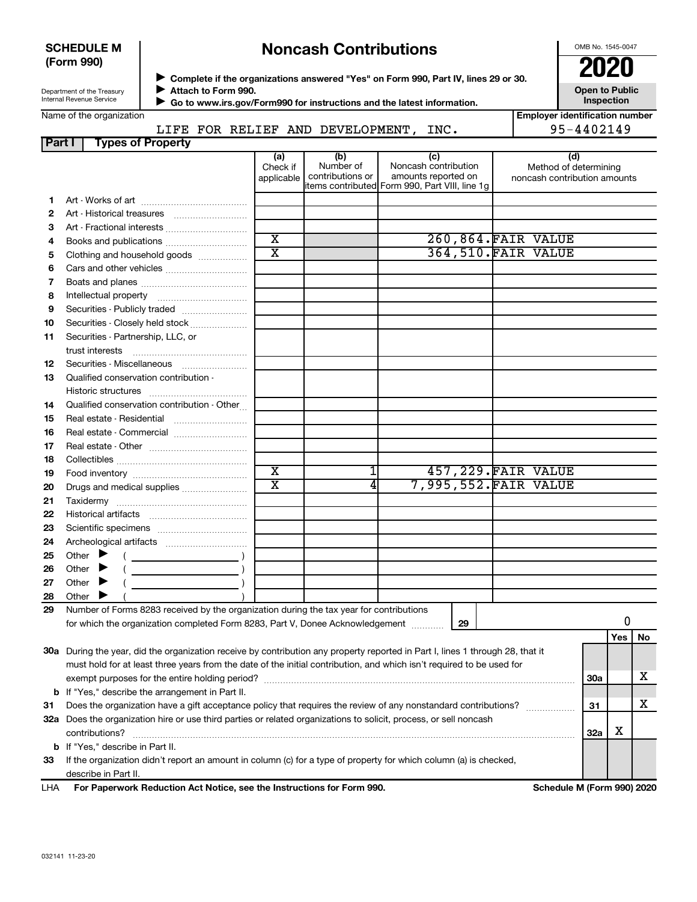**SCHEDULE M (Form 990)**

Department of the Treasury
Internal Revenue Service

# Noncash Contributions

▶ Complete if the organizations answered "Yes" on Form 990, Part IV, lines 29 or 30.
▶ Attach to Form 990.
▶ Go to www.irs.gov/Form990 for instructions and the latest information.

OMB No. 1545-0047

**2020**

**Open to Public Inspection**

Name of the organization: LIFE FOR RELIEF AND DEVELOPMENT, INC.

Employer identification number: 95-4402149

## Part I Types of Property

| | | (a) Check if applicable | (b) Number of contributions or items contributed | (c) Noncash contribution amounts reported on Form 990, Part VIII, line 1g | (d) Method of determining noncash contribution amounts |
|---|---|---|---|---|---|
| 1 | Art - Works of art | | | | |
| 2 | Art - Historical treasures | | | | |
| 3 | Art - Fractional interests | | | | |
| 4 | Books and publications | X | | 260,864. | FAIR VALUE |
| 5 | Clothing and household goods | X | | 364,510. | FAIR VALUE |
| 6 | Cars and other vehicles | | | | |
| 7 | Boats and planes | | | | |
| 8 | Intellectual property | | | | |
| 9 | Securities - Publicly traded | | | | |
| 10 | Securities - Closely held stock | | | | |
| 11 | Securities - Partnership, LLC, or trust interests | | | | |
| 12 | Securities - Miscellaneous | | | | |
| 13 | Qualified conservation contribution - Historic structures | | | | |
| 14 | Qualified conservation contribution - Other | | | | |
| 15 | Real estate - Residential | | | | |
| 16 | Real estate - Commercial | | | | |
| 17 | Real estate - Other | | | | |
| 18 | Collectibles | | | | |
| 19 | Food inventory | X | 1 | 457,229. | FAIR VALUE |
| 20 | Drugs and medical supplies | X | 4 | 7,995,552. | FAIR VALUE |
| 21 | Taxidermy | | | | |
| 22 | Historical artifacts | | | | |
| 23 | Scientific specimens | | | | |
| 24 | Archeological artifacts | | | | |
| 25 | Other ▶ ( ) | | | | |
| 26 | Other ▶ ( ) | | | | |
| 27 | Other ▶ ( ) | | | | |
| 28 | Other ▶ ( ) | | | | |

**29** Number of Forms 8283 received by the organization during the tax year for contributions for which the organization completed Form 8283, Part V, Donee Acknowledgement ..... **29** | 0

| | | | Yes | No |
|---|---|---|---|---|
| **30a** | During the year, did the organization receive by contribution any property reported in Part I, lines 1 through 28, that it must hold for at least three years from the date of the initial contribution, and which isn't required to be used for exempt purposes for the entire holding period? | 30a | | X |
| **b** | If "Yes," describe the arrangement in Part II. | | | |
| **31** | Does the organization have a gift acceptance policy that requires the review of any nonstandard contributions? | 31 | | X |
| **32a** | Does the organization hire or use third parties or related organizations to solicit, process, or sell noncash contributions? | 32a | X | |
| **b** | If "Yes," describe in Part II. | | | |
| **33** | If the organization didn't report an amount in column (c) for a type of property for which column (a) is checked, describe in Part II. | | | |

LHA **For Paperwork Reduction Act Notice, see the Instructions for Form 990.** **Schedule M (Form 990) 2020**

032141 11-23-20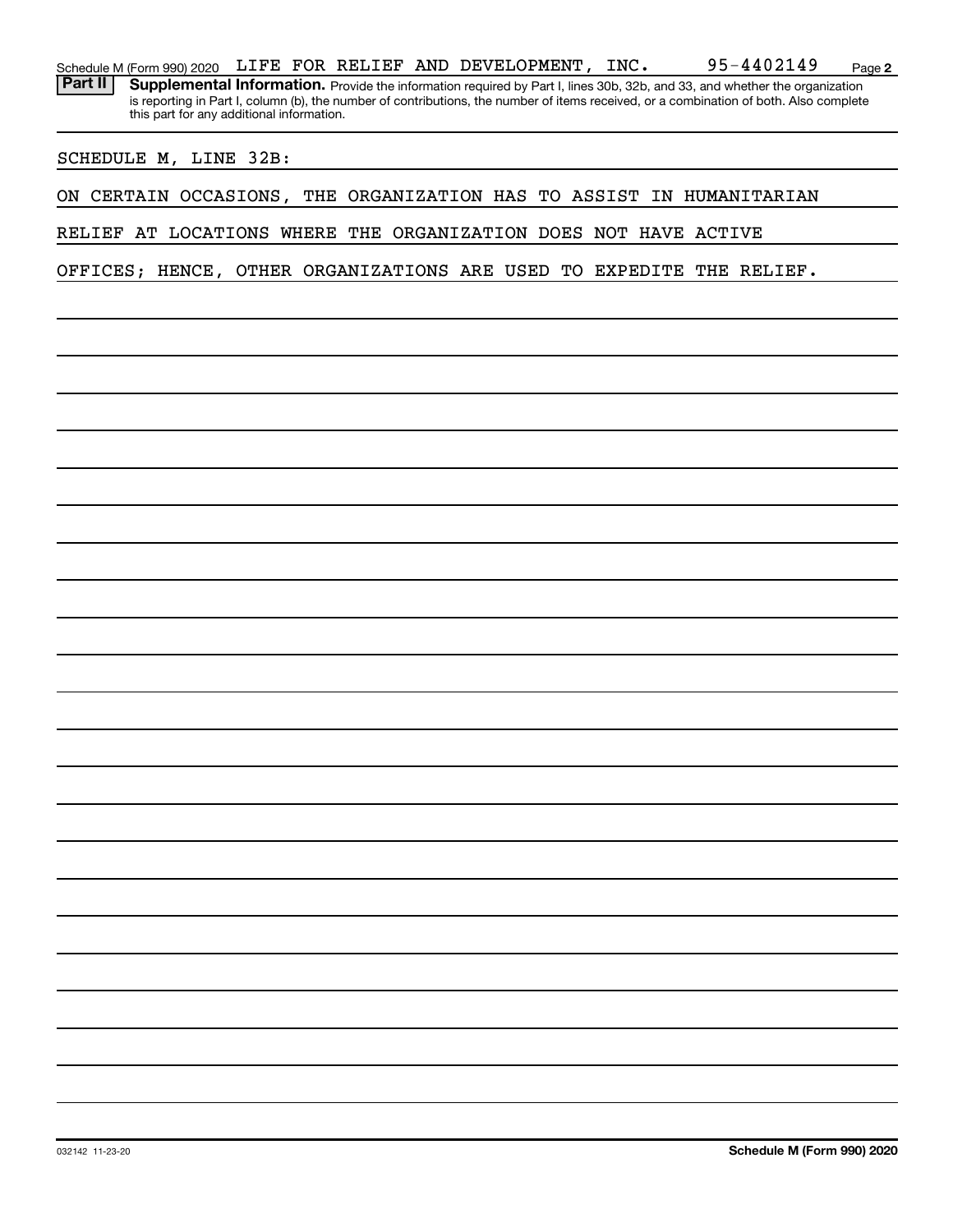Schedule M (Form 990) 2020 LIFE FOR RELIEF AND DEVELOPMENT, INC. 95-4402149 Page **2**

**Part II** **Supplemental Information.** Provide the information required by Part I, lines 30b, 32b, and 33, and whether the organization is reporting in Part I, column (b), the number of contributions, the number of items received, or a combination of both. Also complete this part for any additional information.

SCHEDULE M, LINE 32B:

ON CERTAIN OCCASIONS, THE ORGANIZATION HAS TO ASSIST IN HUMANITARIAN RELIEF AT LOCATIONS WHERE THE ORGANIZATION DOES NOT HAVE ACTIVE OFFICES; HENCE, OTHER ORGANIZATIONS ARE USED TO EXPEDITE THE RELIEF.

032142 11-23-20 **Schedule M (Form 990) 2020**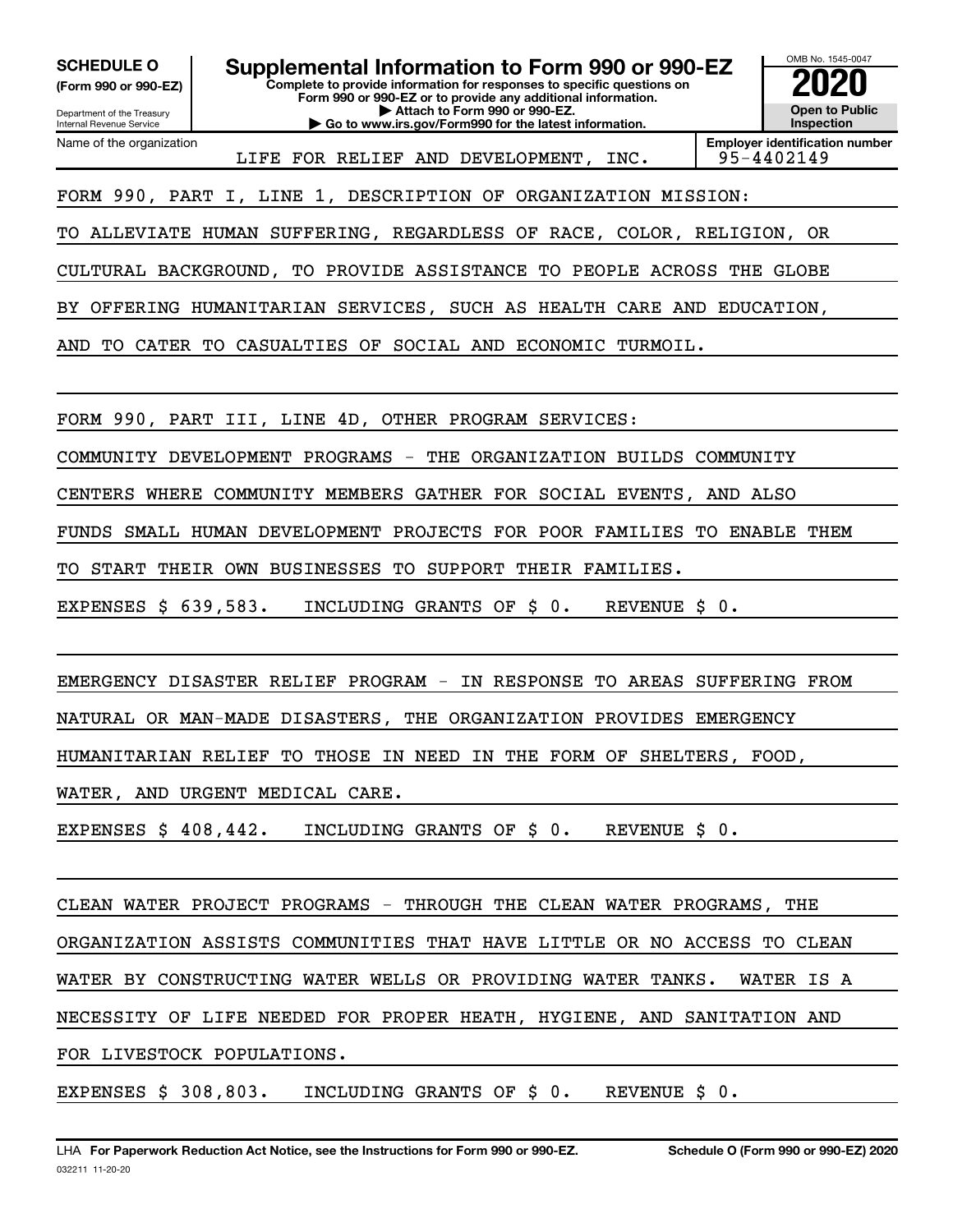**SCHEDULE O (Form 990 or 990-EZ)**

Department of the Treasury
Internal Revenue Service

# Supplemental Information to Form 990 or 990-EZ

**Complete to provide information for responses to specific questions on Form 990 or 990-EZ or to provide any additional information.**
**▶ Attach to Form 990 or 990-EZ.**
**▶ Go to www.irs.gov/Form990 for the latest information.**

OMB No. 1545-0047

**2020**

**Open to Public Inspection**

Name of the organization: LIFE FOR RELIEF AND DEVELOPMENT, INC.

**Employer identification number:** 95-4402149

FORM 990, PART I, LINE 1, DESCRIPTION OF ORGANIZATION MISSION:

TO ALLEVIATE HUMAN SUFFERING, REGARDLESS OF RACE, COLOR, RELIGION, OR CULTURAL BACKGROUND, TO PROVIDE ASSISTANCE TO PEOPLE ACROSS THE GLOBE BY OFFERING HUMANITARIAN SERVICES, SUCH AS HEALTH CARE AND EDUCATION, AND TO CATER TO CASUALTIES OF SOCIAL AND ECONOMIC TURMOIL.

FORM 990, PART III, LINE 4D, OTHER PROGRAM SERVICES:

COMMUNITY DEVELOPMENT PROGRAMS - THE ORGANIZATION BUILDS COMMUNITY CENTERS WHERE COMMUNITY MEMBERS GATHER FOR SOCIAL EVENTS, AND ALSO FUNDS SMALL HUMAN DEVELOPMENT PROJECTS FOR POOR FAMILIES TO ENABLE THEM TO START THEIR OWN BUSINESSES TO SUPPORT THEIR FAMILIES.

EXPENSES $ 639,583. INCLUDING GRANTS OF $ 0. REVENUE $ 0.

EMERGENCY DISASTER RELIEF PROGRAM - IN RESPONSE TO AREAS SUFFERING FROM NATURAL OR MAN-MADE DISASTERS, THE ORGANIZATION PROVIDES EMERGENCY HUMANITARIAN RELIEF TO THOSE IN NEED IN THE FORM OF SHELTERS, FOOD, WATER, AND URGENT MEDICAL CARE.

EXPENSES $ 408,442. INCLUDING GRANTS OF $ 0. REVENUE $ 0.

CLEAN WATER PROJECT PROGRAMS - THROUGH THE CLEAN WATER PROGRAMS, THE ORGANIZATION ASSISTS COMMUNITIES THAT HAVE LITTLE OR NO ACCESS TO CLEAN WATER BY CONSTRUCTING WATER WELLS OR PROVIDING WATER TANKS. WATER IS A NECESSITY OF LIFE NEEDED FOR PROPER HEATH, HYGIENE, AND SANITATION AND FOR LIVESTOCK POPULATIONS.

EXPENSES $ 308,803. INCLUDING GRANTS OF $ 0. REVENUE $ 0.

LHA **For Paperwork Reduction Act Notice, see the Instructions for Form 990 or 990-EZ.** **Schedule O (Form 990 or 990-EZ) 2020**

032211 11-20-20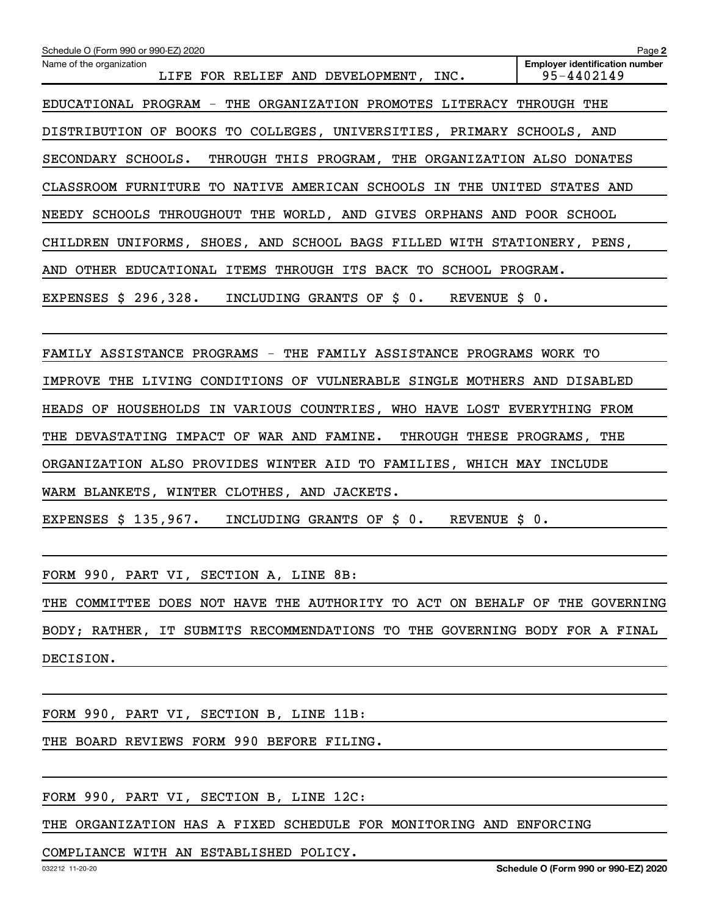Schedule O (Form 990 or 990-EZ) 2020

Name of the organization: LIFE FOR RELIEF AND DEVELOPMENT, INC.

Employer identification number: 95-4402149

EDUCATIONAL PROGRAM - THE ORGANIZATION PROMOTES LITERACY THROUGH THE DISTRIBUTION OF BOOKS TO COLLEGES, UNIVERSITIES, PRIMARY SCHOOLS, AND SECONDARY SCHOOLS. THROUGH THIS PROGRAM, THE ORGANIZATION ALSO DONATES CLASSROOM FURNITURE TO NATIVE AMERICAN SCHOOLS IN THE UNITED STATES AND NEEDY SCHOOLS THROUGHOUT THE WORLD, AND GIVES ORPHANS AND POOR SCHOOL CHILDREN UNIFORMS, SHOES, AND SCHOOL BAGS FILLED WITH STATIONERY, PENS, AND OTHER EDUCATIONAL ITEMS THROUGH ITS BACK TO SCHOOL PROGRAM.

EXPENSES $ 296,328. INCLUDING GRANTS OF $ 0. REVENUE $ 0.

FAMILY ASSISTANCE PROGRAMS - THE FAMILY ASSISTANCE PROGRAMS WORK TO IMPROVE THE LIVING CONDITIONS OF VULNERABLE SINGLE MOTHERS AND DISABLED HEADS OF HOUSEHOLDS IN VARIOUS COUNTRIES, WHO HAVE LOST EVERYTHING FROM THE DEVASTATING IMPACT OF WAR AND FAMINE. THROUGH THESE PROGRAMS, THE ORGANIZATION ALSO PROVIDES WINTER AID TO FAMILIES, WHICH MAY INCLUDE WARM BLANKETS, WINTER CLOTHES, AND JACKETS.

EXPENSES $ 135,967. INCLUDING GRANTS OF $ 0. REVENUE $ 0.

FORM 990, PART VI, SECTION A, LINE 8B:

THE COMMITTEE DOES NOT HAVE THE AUTHORITY TO ACT ON BEHALF OF THE GOVERNING BODY; RATHER, IT SUBMITS RECOMMENDATIONS TO THE GOVERNING BODY FOR A FINAL DECISION.

FORM 990, PART VI, SECTION B, LINE 11B:

THE BOARD REVIEWS FORM 990 BEFORE FILING.

FORM 990, PART VI, SECTION B, LINE 12C:

THE ORGANIZATION HAS A FIXED SCHEDULE FOR MONITORING AND ENFORCING COMPLIANCE WITH AN ESTABLISHED POLICY.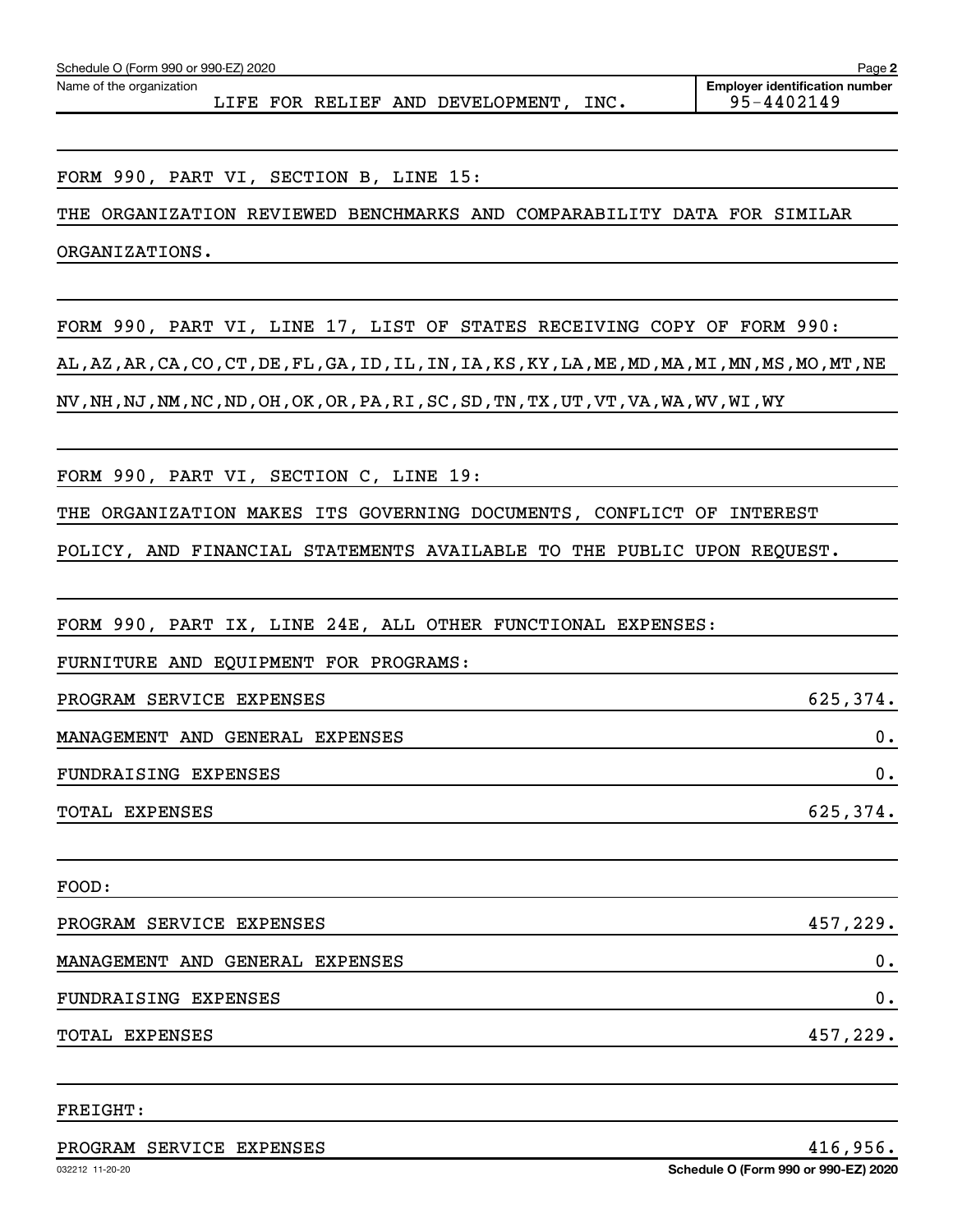Schedule O (Form 990 or 990-EZ) 2020

Name of the organization: LIFE FOR RELIEF AND DEVELOPMENT, INC.

Employer identification number: 95-4402149

FORM 990, PART VI, SECTION B, LINE 15:

THE ORGANIZATION REVIEWED BENCHMARKS AND COMPARABILITY DATA FOR SIMILAR ORGANIZATIONS.

FORM 990, PART VI, LINE 17, LIST OF STATES RECEIVING COPY OF FORM 990:

AL,AZ,AR,CA,CO,CT,DE,FL,GA,ID,IL,IN,IA,KS,KY,LA,ME,MD,MA,MI,MN,MS,MO,MT,NE NV,NH,NJ,NM,NC,ND,OH,OK,OR,PA,RI,SC,SD,TN,TX,UT,VT,VA,WA,WV,WI,WY

FORM 990, PART VI, SECTION C, LINE 19:

THE ORGANIZATION MAKES ITS GOVERNING DOCUMENTS, CONFLICT OF INTEREST POLICY, AND FINANCIAL STATEMENTS AVAILABLE TO THE PUBLIC UPON REQUEST.

FORM 990, PART IX, LINE 24E, ALL OTHER FUNCTIONAL EXPENSES:

FURNITURE AND EQUIPMENT FOR PROGRAMS:

| | |
|---|---|
| PROGRAM SERVICE EXPENSES | 625,374. |
| MANAGEMENT AND GENERAL EXPENSES | 0. |
| FUNDRAISING EXPENSES | 0. |
| TOTAL EXPENSES | 625,374. |

FOOD:

| | |
|---|---|
| PROGRAM SERVICE EXPENSES | 457,229. |
| MANAGEMENT AND GENERAL EXPENSES | 0. |
| FUNDRAISING EXPENSES | 0. |
| TOTAL EXPENSES | 457,229. |

FREIGHT:

| | |
|---|---|
| PROGRAM SERVICE EXPENSES | 416,956. |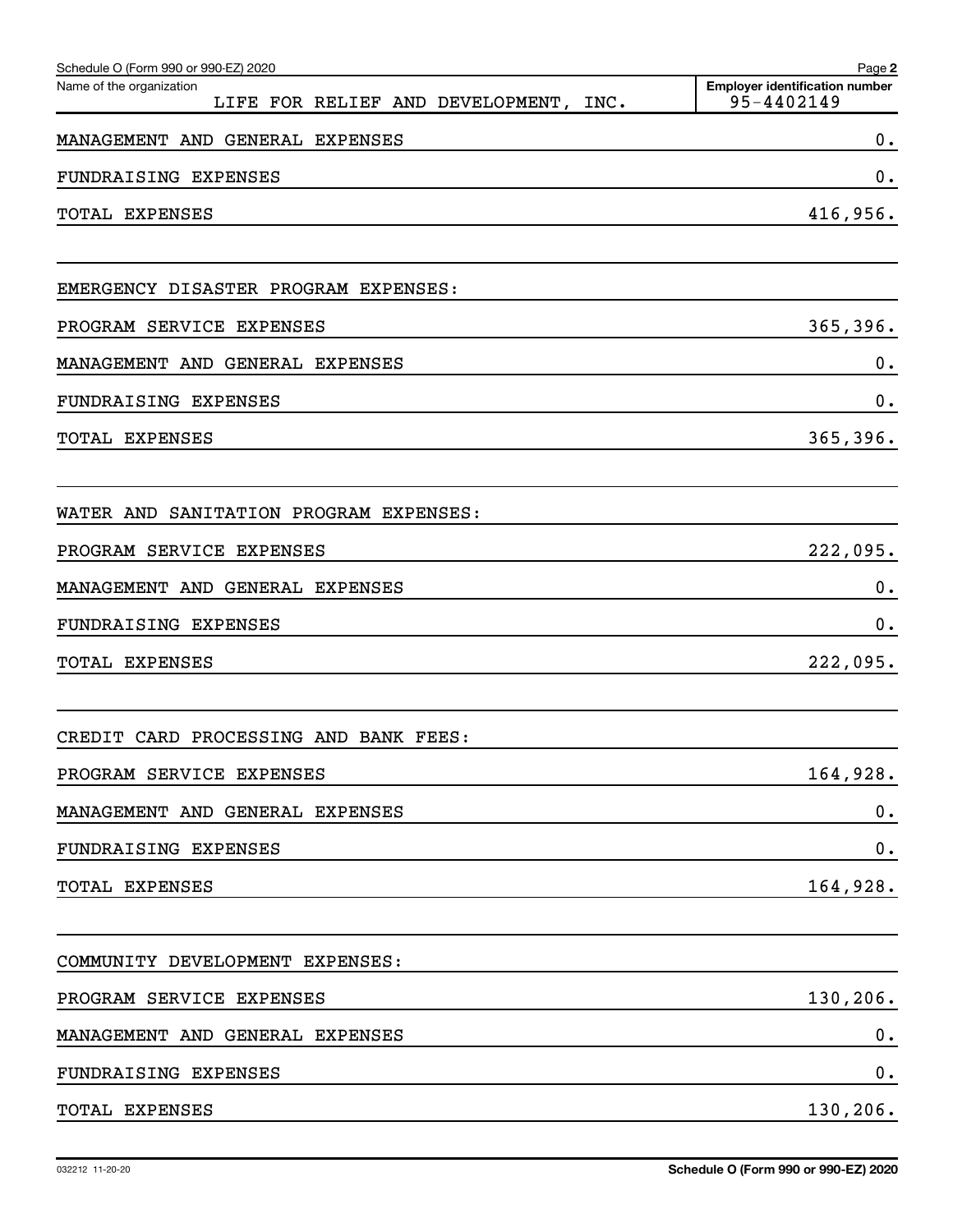Schedule O (Form 990 or 990-EZ) 2020

Name of the organization: LIFE FOR RELIEF AND DEVELOPMENT, INC.

Employer identification number: 95-4402149

| | |
|---|---|
| MANAGEMENT AND GENERAL EXPENSES | 0. |
| FUNDRAISING EXPENSES | 0. |
| TOTAL EXPENSES | 416,956. |
| | |
| EMERGENCY DISASTER PROGRAM EXPENSES: | |
| PROGRAM SERVICE EXPENSES | 365,396. |
| MANAGEMENT AND GENERAL EXPENSES | 0. |
| FUNDRAISING EXPENSES | 0. |
| TOTAL EXPENSES | 365,396. |
| | |
| WATER AND SANITATION PROGRAM EXPENSES: | |
| PROGRAM SERVICE EXPENSES | 222,095. |
| MANAGEMENT AND GENERAL EXPENSES | 0. |
| FUNDRAISING EXPENSES | 0. |
| TOTAL EXPENSES | 222,095. |
| | |
| CREDIT CARD PROCESSING AND BANK FEES: | |
| PROGRAM SERVICE EXPENSES | 164,928. |
| MANAGEMENT AND GENERAL EXPENSES | 0. |
| FUNDRAISING EXPENSES | 0. |
| TOTAL EXPENSES | 164,928. |
| | |
| COMMUNITY DEVELOPMENT EXPENSES: | |
| PROGRAM SERVICE EXPENSES | 130,206. |
| MANAGEMENT AND GENERAL EXPENSES | 0. |
| FUNDRAISING EXPENSES | 0. |
| TOTAL EXPENSES | 130,206. |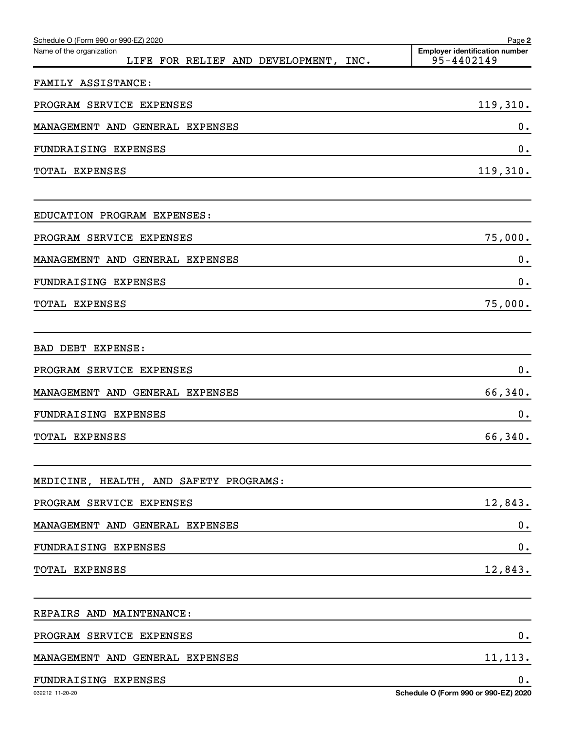Schedule O (Form 990 or 990-EZ) 2020

| Name of the organization | Employer identification number |
| --- | --- |
| LIFE FOR RELIEF AND DEVELOPMENT, INC. | 95-4402149 |

FAMILY ASSISTANCE:

| | |
| --- | --- |
| PROGRAM SERVICE EXPENSES | 119,310. |
| MANAGEMENT AND GENERAL EXPENSES | 0. |
| FUNDRAISING EXPENSES | 0. |
| TOTAL EXPENSES | 119,310. |

EDUCATION PROGRAM EXPENSES:

| | |
| --- | --- |
| PROGRAM SERVICE EXPENSES | 75,000. |
| MANAGEMENT AND GENERAL EXPENSES | 0. |
| FUNDRAISING EXPENSES | 0. |
| TOTAL EXPENSES | 75,000. |

BAD DEBT EXPENSE:

| | |
| --- | --- |
| PROGRAM SERVICE EXPENSES | 0. |
| MANAGEMENT AND GENERAL EXPENSES | 66,340. |
| FUNDRAISING EXPENSES | 0. |
| TOTAL EXPENSES | 66,340. |

MEDICINE, HEALTH, AND SAFETY PROGRAMS:

| | |
| --- | --- |
| PROGRAM SERVICE EXPENSES | 12,843. |
| MANAGEMENT AND GENERAL EXPENSES | 0. |
| FUNDRAISING EXPENSES | 0. |
| TOTAL EXPENSES | 12,843. |

REPAIRS AND MAINTENANCE:

| | |
| --- | --- |
| PROGRAM SERVICE EXPENSES | 0. |
| MANAGEMENT AND GENERAL EXPENSES | 11,113. |
| FUNDRAISING EXPENSES | 0. |

032212 11-20-20 Schedule O (Form 990 or 990-EZ) 2020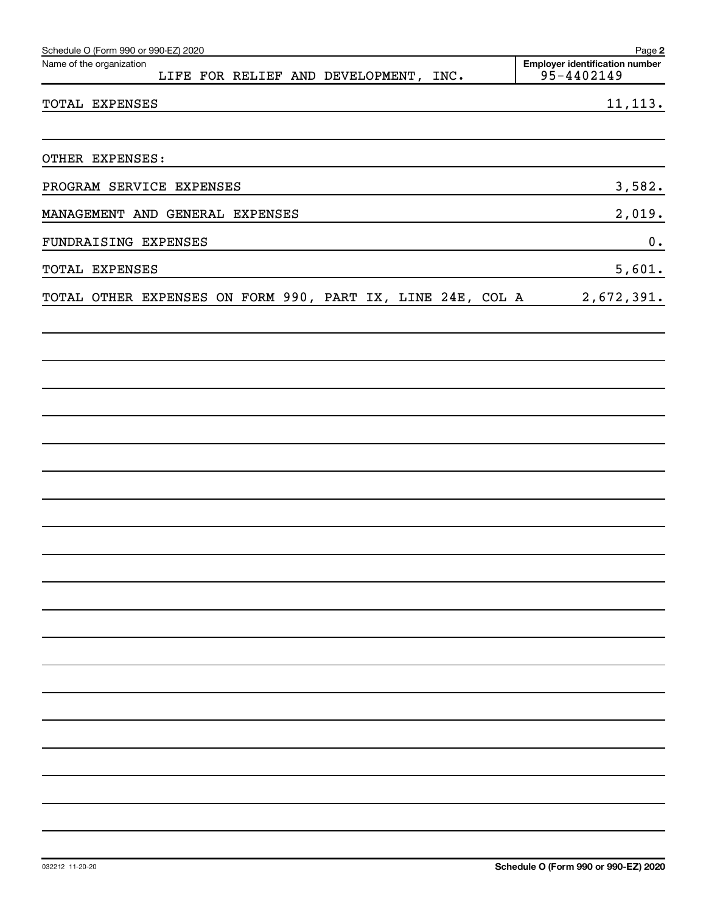Schedule O (Form 990 or 990-EZ) 2020

Name of the organization: LIFE FOR RELIEF AND DEVELOPMENT, INC.

Employer identification number: 95-4402149

| | |
|---|---|
| TOTAL EXPENSES | 11,113. |
| | |
| OTHER EXPENSES: | |
| PROGRAM SERVICE EXPENSES | 3,582. |
| MANAGEMENT AND GENERAL EXPENSES | 2,019. |
| FUNDRAISING EXPENSES | 0. |
| TOTAL EXPENSES | 5,601. |
| TOTAL OTHER EXPENSES ON FORM 990, PART IX, LINE 24E, COL A | 2,672,391. |

032212 11-20-20

Schedule O (Form 990 or 990-EZ) 2020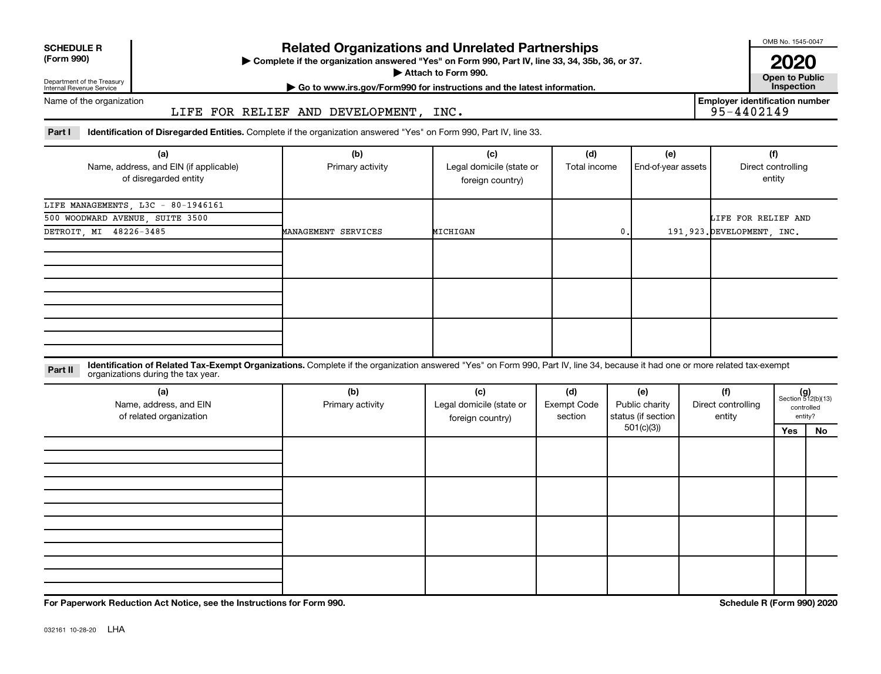**SCHEDULE R (Form 990)**

Department of the Treasury
Internal Revenue Service

# Related Organizations and Unrelated Partnerships

▶ Complete if the organization answered "Yes" on Form 990, Part IV, line 33, 34, 35b, 36, or 37.
▶ Attach to Form 990.
▶ Go to www.irs.gov/Form990 for instructions and the latest information.

OMB No. 1545-0047

**2020**

**Open to Public Inspection**

Name of the organization: LIFE FOR RELIEF AND DEVELOPMENT, INC.

Employer identification number: 95-4402149

**Part I Identification of Disregarded Entities.** Complete if the organization answered "Yes" on Form 990, Part IV, line 33.

| (a) Name, address, and EIN (if applicable) of disregarded entity | (b) Primary activity | (c) Legal domicile (state or foreign country) | (d) Total income | (e) End-of-year assets | (f) Direct controlling entity |
|---|---|---|---|---|---|
| LIFE MANAGEMENTS, L3C - 80-1946161<br>500 WOODWARD AVENUE, SUITE 3500<br>DETROIT, MI 48226-3485 | MANAGEMENT SERVICES | MICHIGAN | 0. | 191,923. | LIFE FOR RELIEF AND DEVELOPMENT, INC. |
| | | | | | |
| | | | | | |
| | | | | | |

**Part II Identification of Related Tax-Exempt Organizations.** Complete if the organization answered "Yes" on Form 990, Part IV, line 34, because it had one or more related tax-exempt organizations during the tax year.

| (a) Name, address, and EIN of related organization | (b) Primary activity | (c) Legal domicile (state or foreign country) | (d) Exempt Code section | (e) Public charity status (if section 501(c)(3)) | (f) Direct controlling entity | (g) Section 512(b)(13) controlled entity? Yes | No |
|---|---|---|---|---|---|---|---|
| | | | | | | | |
| | | | | | | | |
| | | | | | | | |
| | | | | | | | |

**For Paperwork Reduction Act Notice, see the Instructions for Form 990.**

**Schedule R (Form 990) 2020**

032161 10-28-20 LHA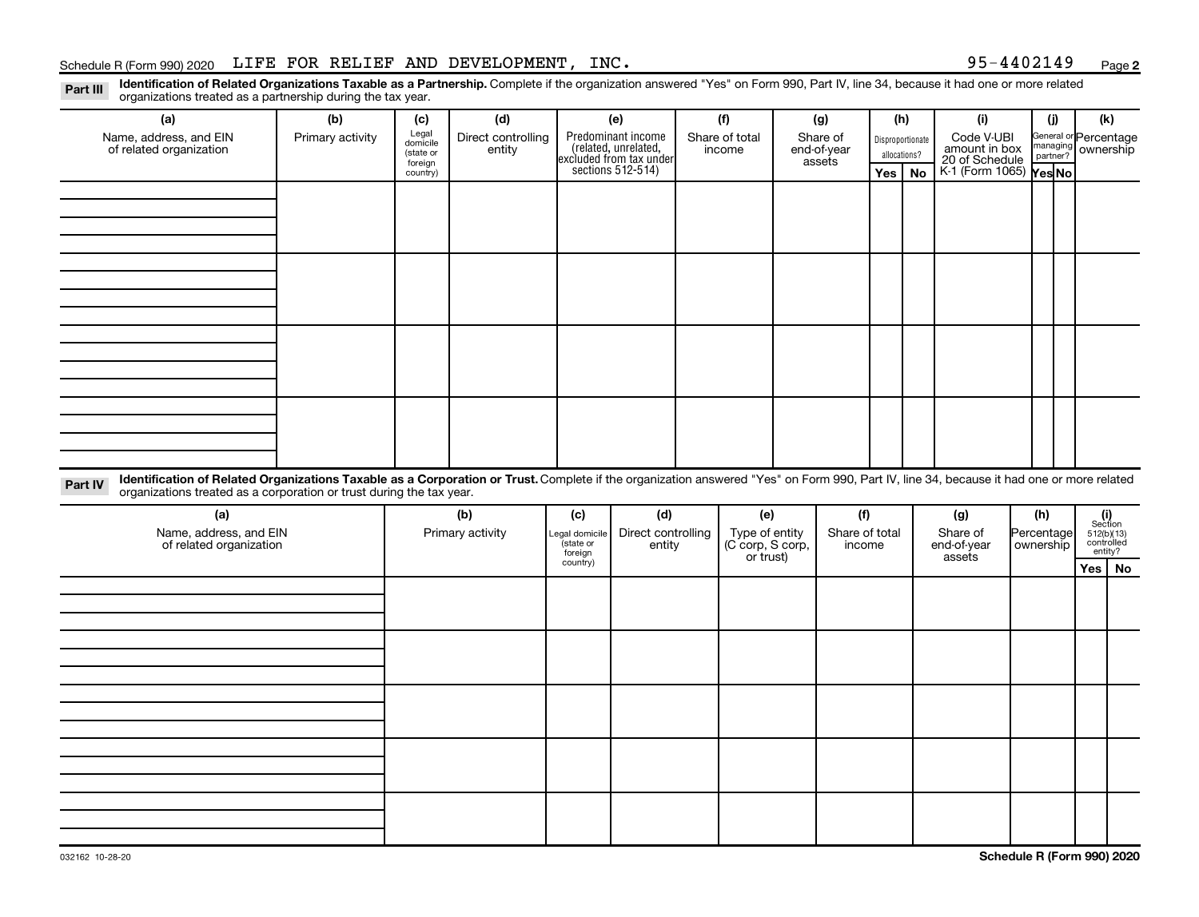Schedule R (Form 990) 2020 LIFE FOR RELIEF AND DEVELOPMENT, INC. 95-4402149

## Part III Identification of Related Organizations Taxable as a Partnership.

Complete if the organization answered "Yes" on Form 990, Part IV, line 34, because it had one or more related organizations treated as a partnership during the tax year.

| (a) Name, address, and EIN of related organization | (b) Primary activity | (c) Legal domicile (state or foreign country) | (d) Direct controlling entity | (e) Predominant income (related, unrelated, excluded from tax under sections 512-514) | (f) Share of total income | (g) Share of end-of-year assets | (h) Disproportionate allocations? Yes | (h) No | (i) Code V-UBI amount in box 20 of Schedule K-1 (Form 1065) | (j) General or managing partner? Yes | (j) No | (k) Percentage ownership |
|---|---|---|---|---|---|---|---|---|---|---|---|---|
| | | | | | | | | | | | | |
| | | | | | | | | | | | | |
| | | | | | | | | | | | | |
| | | | | | | | | | | | | |

## Part IV Identification of Related Organizations Taxable as a Corporation or Trust.

Complete if the organization answered "Yes" on Form 990, Part IV, line 34, because it had one or more related organizations treated as a corporation or trust during the tax year.

| (a) Name, address, and EIN of related organization | (b) Primary activity | (c) Legal domicile (state or foreign country) | (d) Direct controlling entity | (e) Type of entity (C corp, S corp, or trust) | (f) Share of total income | (g) Share of end-of-year assets | (h) Percentage ownership | (i) Section 512(b)(13) controlled entity? Yes | (i) No |
|---|---|---|---|---|---|---|---|---|---|
| | | | | | | | | | |
| | | | | | | | | | |
| | | | | | | | | | |
| | | | | | | | | | |
| | | | | | | | | | |

032162 10-28-20

Schedule R (Form 990) 2020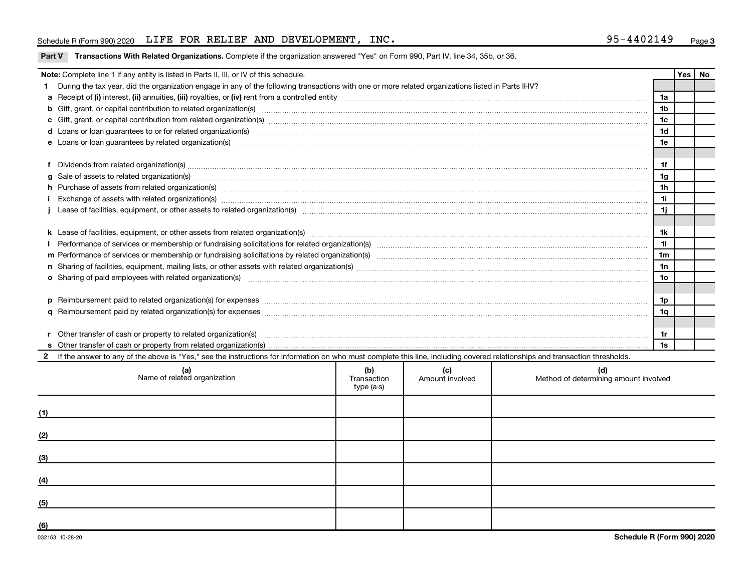Schedule R (Form 990) 2020 LIFE FOR RELIEF AND DEVELOPMENT, INC. 95-4402149

**Part V Transactions With Related Organizations.** Complete if the organization answered "Yes" on Form 990, Part IV, line 34, 35b, or 36.

| **Note:** Complete line 1 if any entity is listed in Parts II, III, or IV of this schedule. | | Yes | No |
|---|---|---|---|
| **1** During the tax year, did the organization engage in any of the following transactions with one or more related organizations listed in Parts II-IV? | | | |
| **a** Receipt of **(i)** interest, **(ii)** annuities, **(iii)** royalties, or **(iv)** rent from a controlled entity | 1a | | |
| **b** Gift, grant, or capital contribution to related organization(s) | 1b | | |
| **c** Gift, grant, or capital contribution from related organization(s) | 1c | | |
| **d** Loans or loan guarantees to or for related organization(s) | 1d | | |
| **e** Loans or loan guarantees by related organization(s) | 1e | | |
| **f** Dividends from related organization(s) | 1f | | |
| **g** Sale of assets to related organization(s) | 1g | | |
| **h** Purchase of assets from related organization(s) | 1h | | |
| **i** Exchange of assets with related organization(s) | 1i | | |
| **j** Lease of facilities, equipment, or other assets to related organization(s) | 1j | | |
| **k** Lease of facilities, equipment, or other assets from related organization(s) | 1k | | |
| **l** Performance of services or membership or fundraising solicitations for related organization(s) | 1l | | |
| **m** Performance of services or membership or fundraising solicitations by related organization(s) | 1m | | |
| **n** Sharing of facilities, equipment, mailing lists, or other assets with related organization(s) | 1n | | |
| **o** Sharing of paid employees with related organization(s) | 1o | | |
| **p** Reimbursement paid to related organization(s) for expenses | 1p | | |
| **q** Reimbursement paid by related organization(s) for expenses | 1q | | |
| **r** Other transfer of cash or property to related organization(s) | 1r | | |
| **s** Other transfer of cash or property from related organization(s) | 1s | | |

**2** If the answer to any of the above is "Yes," see the instructions for information on who must complete this line, including covered relationships and transaction thresholds.

| | (a) Name of related organization | (b) Transaction type (a-s) | (c) Amount involved | (d) Method of determining amount involved |
|---|---|---|---|---|
| (1) | | | | |
| (2) | | | | |
| (3) | | | | |
| (4) | | | | |
| (5) | | | | |
| (6) | | | | |

032163 10-28-20

**Schedule R (Form 990) 2020**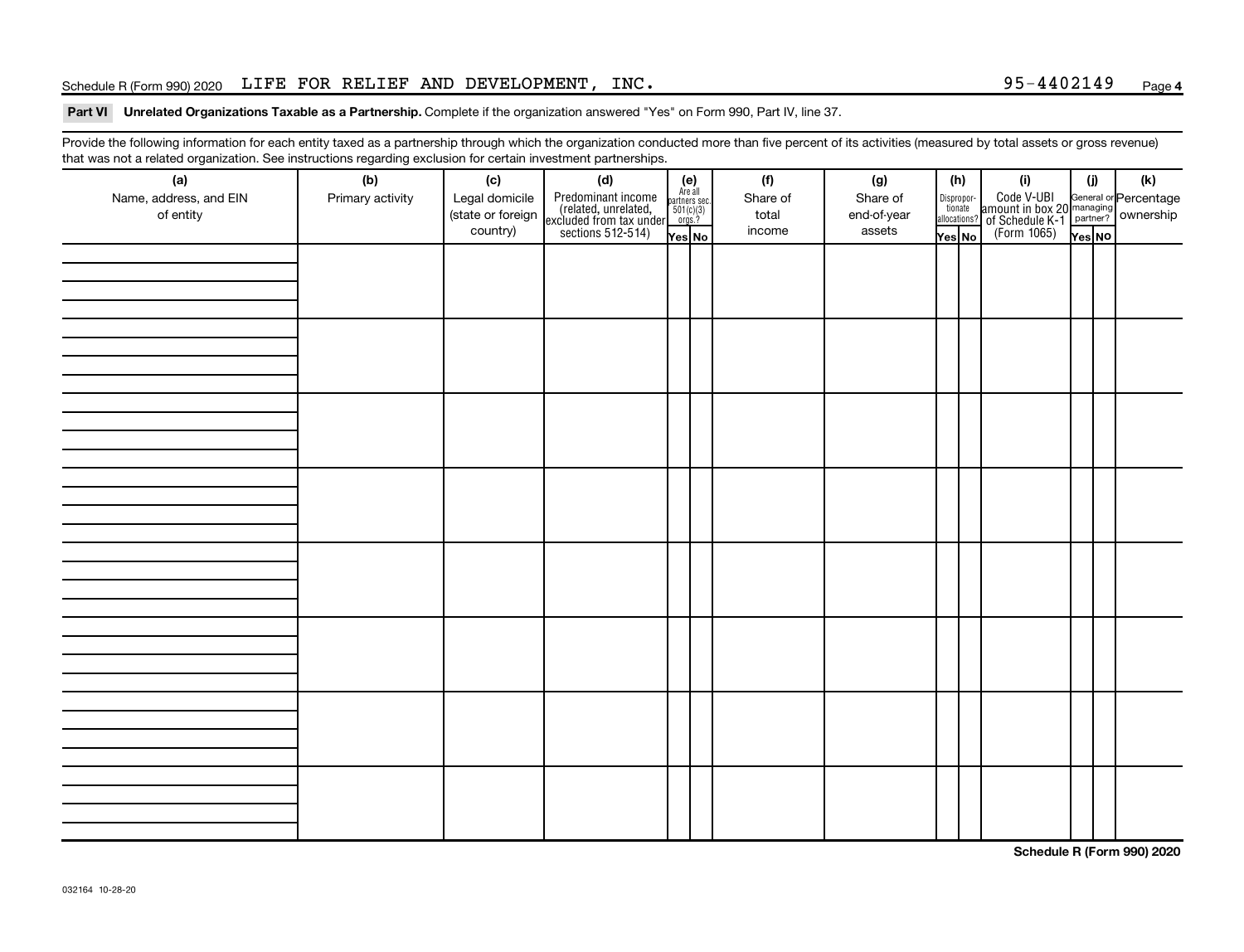Schedule R (Form 990) 2020 LIFE FOR RELIEF AND DEVELOPMENT, INC. 95-4402149 Page **4**

**Part VI Unrelated Organizations Taxable as a Partnership.** Complete if the organization answered "Yes" on Form 990, Part IV, line 37.

Provide the following information for each entity taxed as a partnership through which the organization conducted more than five percent of its activities (measured by total assets or gross revenue) that was not a related organization. See instructions regarding exclusion for certain investment partnerships.

| (a) Name, address, and EIN of entity | (b) Primary activity | (c) Legal domicile (state or foreign country) | (d) Predominant income (related, unrelated, excluded from tax under sections 512-514) | (e) Are all partners sec. 501(c)(3) orgs.? | | (f) Share of total income | (g) Share of end-of-year assets | (h) Disproportionate allocations? | | (i) Code V-UBI amount in box 20 of Schedule K-1 (Form 1065) | (j) General or managing partner? | | (k) Percentage ownership |
|---|---|---|---|---|---|---|---|---|---|---|---|---|---|
| | | | | Yes | No | | | Yes | No | | Yes | No | |
| | | | | | | | | | | | | | |
| | | | | | | | | | | | | | |
| | | | | | | | | | | | | | |
| | | | | | | | | | | | | | |
| | | | | | | | | | | | | | |
| | | | | | | | | | | | | | |
| | | | | | | | | | | | | | |
| | | | | | | | | | | | | | |

032164 10-28-20

**Schedule R (Form 990) 2020**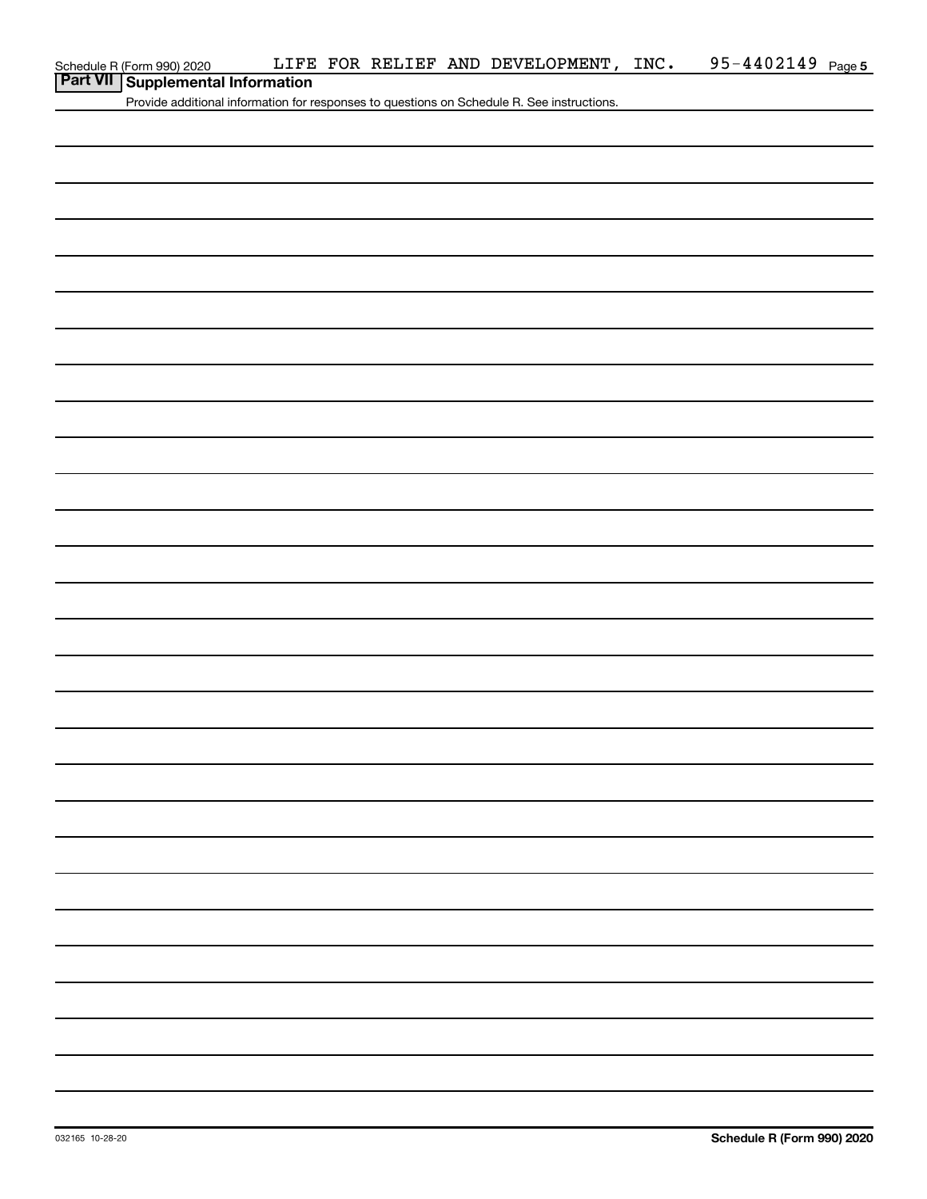Schedule R (Form 990) 2020 LIFE FOR RELIEF AND DEVELOPMENT, INC. 95-4402149 Page 5

## Part VII Supplemental Information

Provide additional information for responses to questions on Schedule R. See instructions.